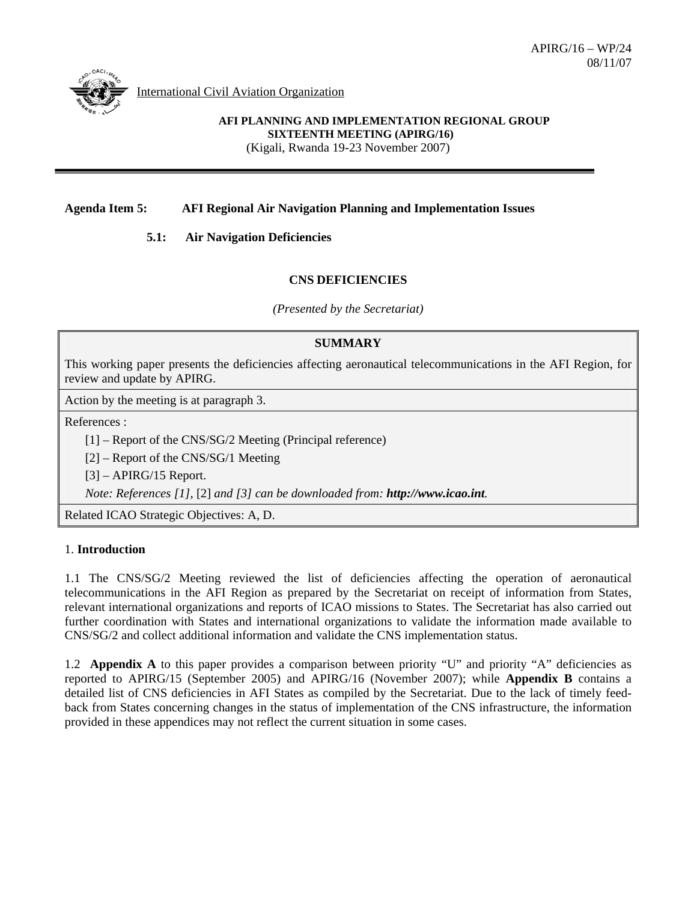APIRG/16 – WP/24
08/11/07

International Civil Aviation Organization

**AFI PLANNING AND IMPLEMENTATION REGIONAL GROUP**
**SIXTEENTH MEETING (APIRG/16)**
(Kigali, Rwanda 19-23 November 2007)

---

**Agenda Item 5: AFI Regional Air Navigation Planning and Implementation Issues**

**5.1: Air Navigation Deficiencies**

## CNS DEFICIENCIES

*(Presented by the Secretariat)*

| SUMMARY |
|---|
| This working paper presents the deficiencies affecting aeronautical telecommunications in the AFI Region, for review and update by APIRG. |
| Action by the meeting is at paragraph 3. |
| References :<br>[1] – Report of the CNS/SG/2 Meeting (Principal reference)<br>[2] – Report of the CNS/SG/1 Meeting<br>[3] – APIRG/15 Report.<br>*Note: References [1],* [2] *and [3] can be downloaded from:* ***http://www.icao.int****.* |
| Related ICAO Strategic Objectives: A, D. |

## 1. **Introduction**

1.1 The CNS/SG/2 Meeting reviewed the list of deficiencies affecting the operation of aeronautical telecommunications in the AFI Region as prepared by the Secretariat on receipt of information from States, relevant international organizations and reports of ICAO missions to States. The Secretariat has also carried out further coordination with States and international organizations to validate the information made available to CNS/SG/2 and collect additional information and validate the CNS implementation status.

1.2 **Appendix A** to this paper provides a comparison between priority "U" and priority "A" deficiencies as reported to APIRG/15 (September 2005) and APIRG/16 (November 2007); while **Appendix B** contains a detailed list of CNS deficiencies in AFI States as compiled by the Secretariat. Due to the lack of timely feed-back from States concerning changes in the status of implementation of the CNS infrastructure, the information provided in these appendices may not reflect the current situation in some cases.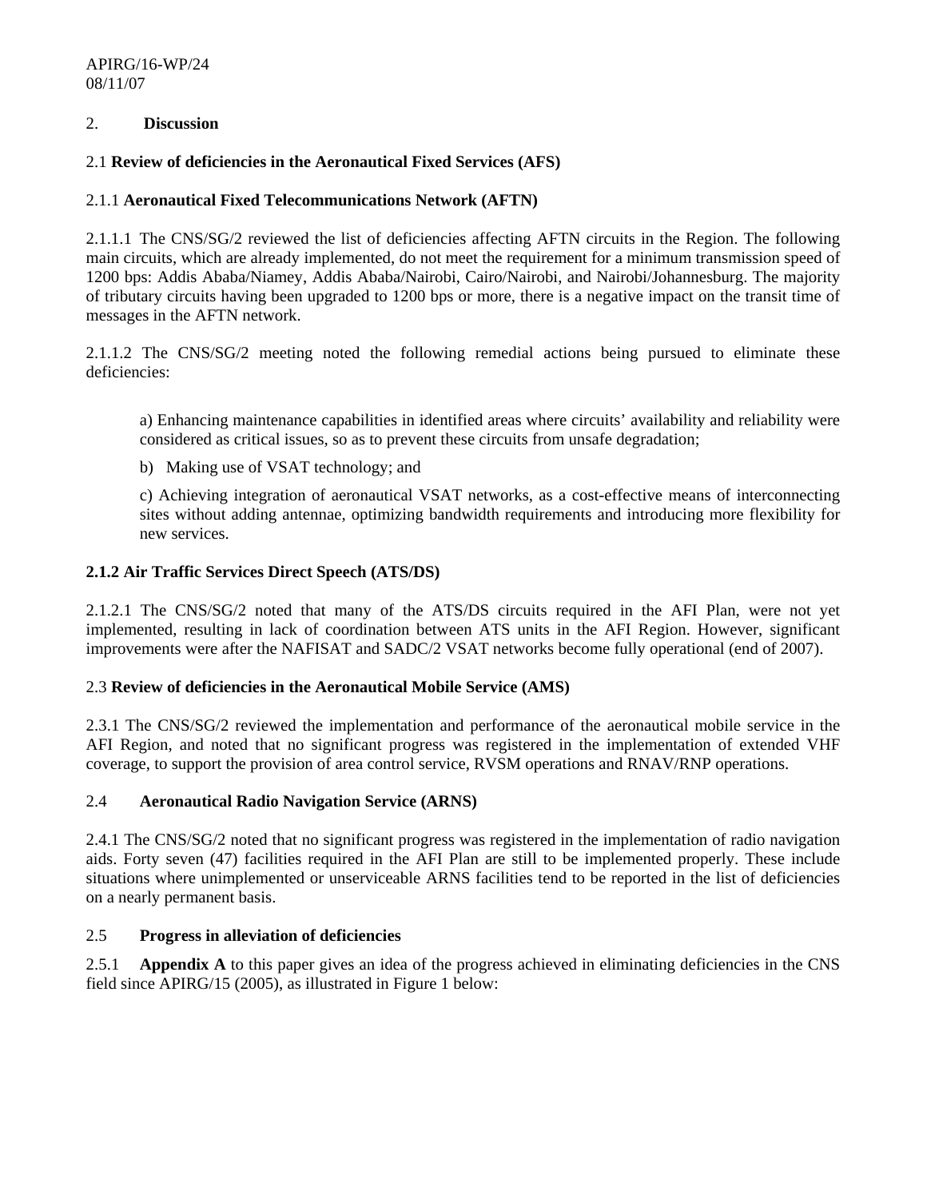2. **Discussion**

2.1 **Review of deficiencies in the Aeronautical Fixed Services (AFS)**

2.1.1 **Aeronautical Fixed Telecommunications Network (AFTN)**

2.1.1.1 The CNS/SG/2 reviewed the list of deficiencies affecting AFTN circuits in the Region. The following main circuits, which are already implemented, do not meet the requirement for a minimum transmission speed of 1200 bps: Addis Ababa/Niamey, Addis Ababa/Nairobi, Cairo/Nairobi, and Nairobi/Johannesburg. The majority of tributary circuits having been upgraded to 1200 bps or more, there is a negative impact on the transit time of messages in the AFTN network.

2.1.1.2 The CNS/SG/2 meeting noted the following remedial actions being pursued to eliminate these deficiencies:

a) Enhancing maintenance capabilities in identified areas where circuits' availability and reliability were considered as critical issues, so as to prevent these circuits from unsafe degradation;

b) Making use of VSAT technology; and

c) Achieving integration of aeronautical VSAT networks, as a cost-effective means of interconnecting sites without adding antennae, optimizing bandwidth requirements and introducing more flexibility for new services.

**2.1.2 Air Traffic Services Direct Speech (ATS/DS)**

2.1.2.1 The CNS/SG/2 noted that many of the ATS/DS circuits required in the AFI Plan, were not yet implemented, resulting in lack of coordination between ATS units in the AFI Region. However, significant improvements were after the NAFISAT and SADC/2 VSAT networks become fully operational (end of 2007).

2.3 **Review of deficiencies in the Aeronautical Mobile Service (AMS)**

2.3.1 The CNS/SG/2 reviewed the implementation and performance of the aeronautical mobile service in the AFI Region, and noted that no significant progress was registered in the implementation of extended VHF coverage, to support the provision of area control service, RVSM operations and RNAV/RNP operations.

2.4 **Aeronautical Radio Navigation Service (ARNS)**

2.4.1 The CNS/SG/2 noted that no significant progress was registered in the implementation of radio navigation aids. Forty seven (47) facilities required in the AFI Plan are still to be implemented properly. These include situations where unimplemented or unserviceable ARNS facilities tend to be reported in the list of deficiencies on a nearly permanent basis.

2.5 **Progress in alleviation of deficiencies**

2.5.1 **Appendix A** to this paper gives an idea of the progress achieved in eliminating deficiencies in the CNS field since APIRG/15 (2005), as illustrated in Figure 1 below: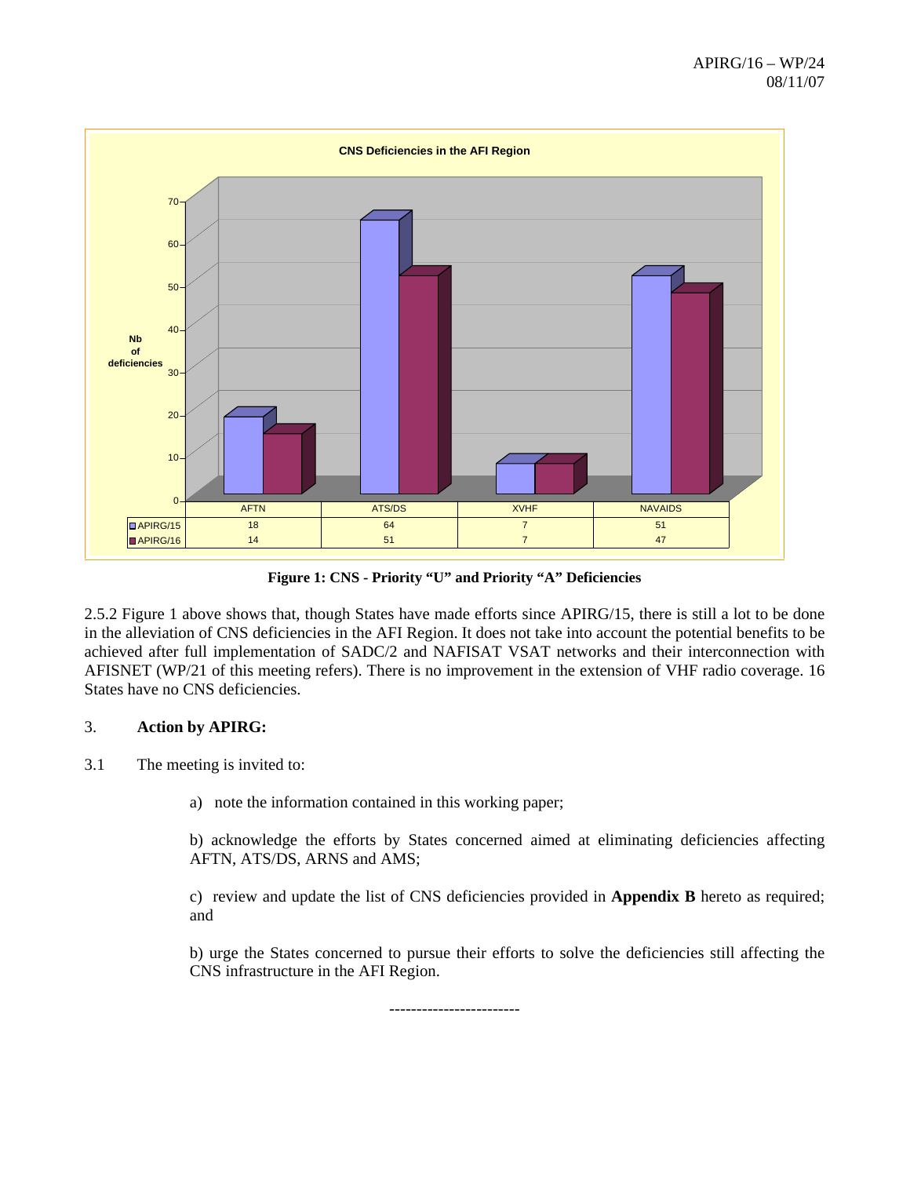**CNS Deficiencies in the AFI Region**

| | AFTN | ATS/DS | XVHF | NAVAIDS |
|---|---|---|---|---|
| APIRG/15 | 18 | 64 | 7 | 51 |
| APIRG/16 | 14 | 51 | 7 | 47 |

**Figure 1: CNS - Priority "U" and Priority "A" Deficiencies**

2.5.2 Figure 1 above shows that, though States have made efforts since APIRG/15, there is still a lot to be done in the alleviation of CNS deficiencies in the AFI Region. It does not take into account the potential benefits to be achieved after full implementation of SADC/2 and NAFISAT VSAT networks and their interconnection with AFISNET (WP/21 of this meeting refers). There is no improvement in the extension of VHF radio coverage. 16 States have no CNS deficiencies.

## 3. Action by APIRG:

3.1 The meeting is invited to:

a) note the information contained in this working paper;

b) acknowledge the efforts by States concerned aimed at eliminating deficiencies affecting AFTN, ATS/DS, ARNS and AMS;

c) review and update the list of CNS deficiencies provided in **Appendix B** hereto as required; and

b) urge the States concerned to pursue their efforts to solve the deficiencies still affecting the CNS infrastructure in the AFI Region.

------------------------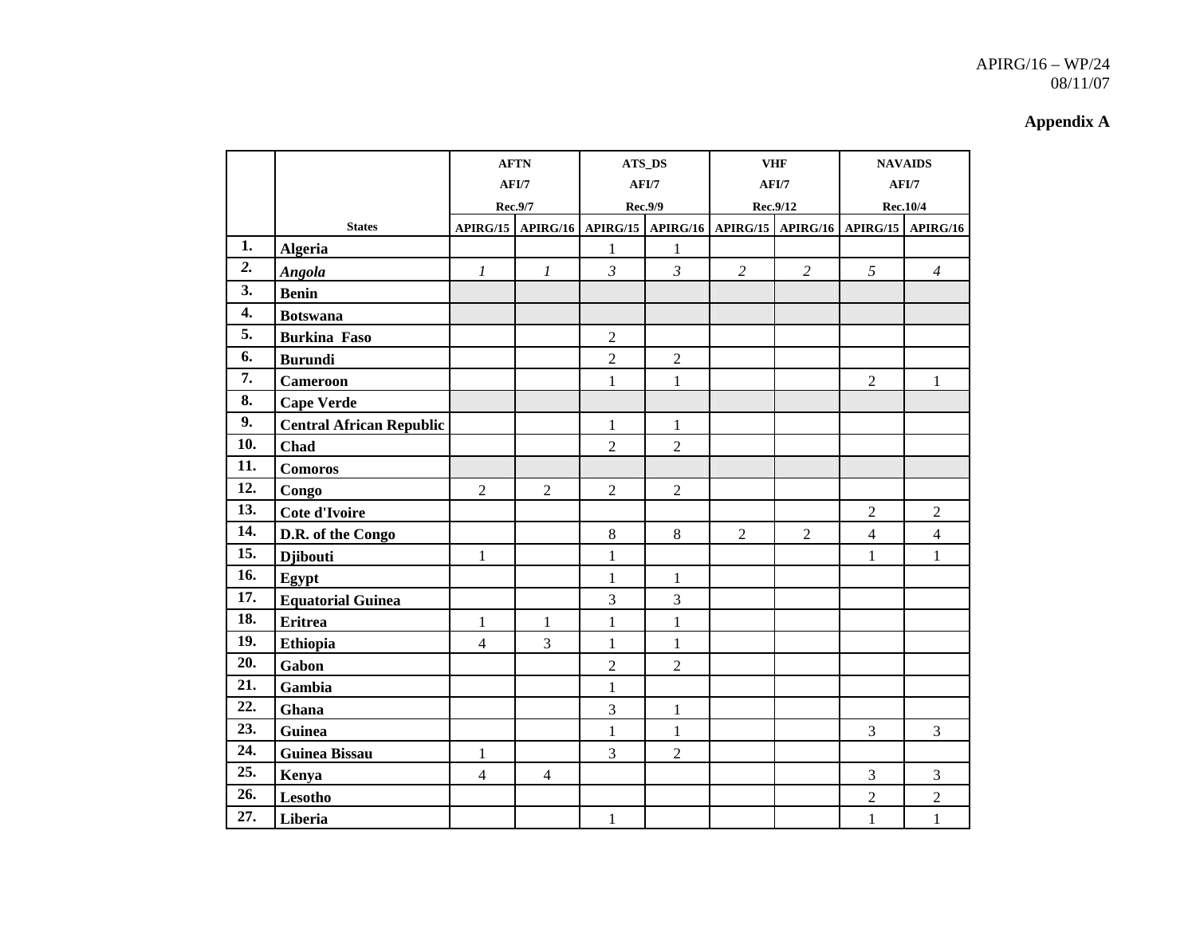APIRG/16 – WP/24
08/11/07

**Appendix A**

| | States | AFTN AFI/7 Rec.9/7 | | ATS_DS AFI/7 Rec.9/9 | | VHF AFI/7 Rec.9/12 | | NAVAIDS AFI/7 Rec.10/4 | |
|---|---|---|---|---|---|---|---|---|---|
| | | APIRG/15 | APIRG/16 | APIRG/15 | APIRG/16 | APIRG/15 | APIRG/16 | APIRG/15 | APIRG/16 |
| **1.** | **Algeria** | | | 1 | 1 | | | | |
| ***2.*** | ***Angola*** | *1* | *1* | *3* | *3* | *2* | *2* | *5* | *4* |
| **3.** | **Benin** | | | | | | | | |
| **4.** | **Botswana** | | | | | | | | |
| **5.** | **Burkina Faso** | | | 2 | | | | | |
| **6.** | **Burundi** | | | 2 | 2 | | | | |
| **7.** | **Cameroon** | | | 1 | 1 | | | 2 | 1 |
| **8.** | **Cape Verde** | | | | | | | | |
| **9.** | **Central African Republic** | | | 1 | 1 | | | | |
| **10.** | **Chad** | | | 2 | 2 | | | | |
| **11.** | **Comoros** | | | | | | | | |
| **12.** | **Congo** | 2 | 2 | 2 | 2 | | | | |
| **13.** | **Cote d'Ivoire** | | | | | | | 2 | 2 |
| **14.** | **D.R. of the Congo** | | | 8 | 8 | 2 | 2 | 4 | 4 |
| **15.** | **Djibouti** | 1 | | 1 | | | | 1 | 1 |
| **16.** | **Egypt** | | | 1 | 1 | | | | |
| **17.** | **Equatorial Guinea** | | | 3 | 3 | | | | |
| **18.** | **Eritrea** | 1 | 1 | 1 | 1 | | | | |
| **19.** | **Ethiopia** | 4 | 3 | 1 | 1 | | | | |
| **20.** | **Gabon** | | | 2 | 2 | | | | |
| **21.** | **Gambia** | | | 1 | | | | | |
| **22.** | **Ghana** | | | 3 | 1 | | | | |
| **23.** | **Guinea** | | | 1 | 1 | | | 3 | 3 |
| **24.** | **Guinea Bissau** | 1 | | 3 | 2 | | | | |
| **25.** | **Kenya** | 4 | 4 | | | | | 3 | 3 |
| **26.** | **Lesotho** | | | | | | | 2 | 2 |
| **27.** | **Liberia** | | | 1 | | | | 1 | 1 |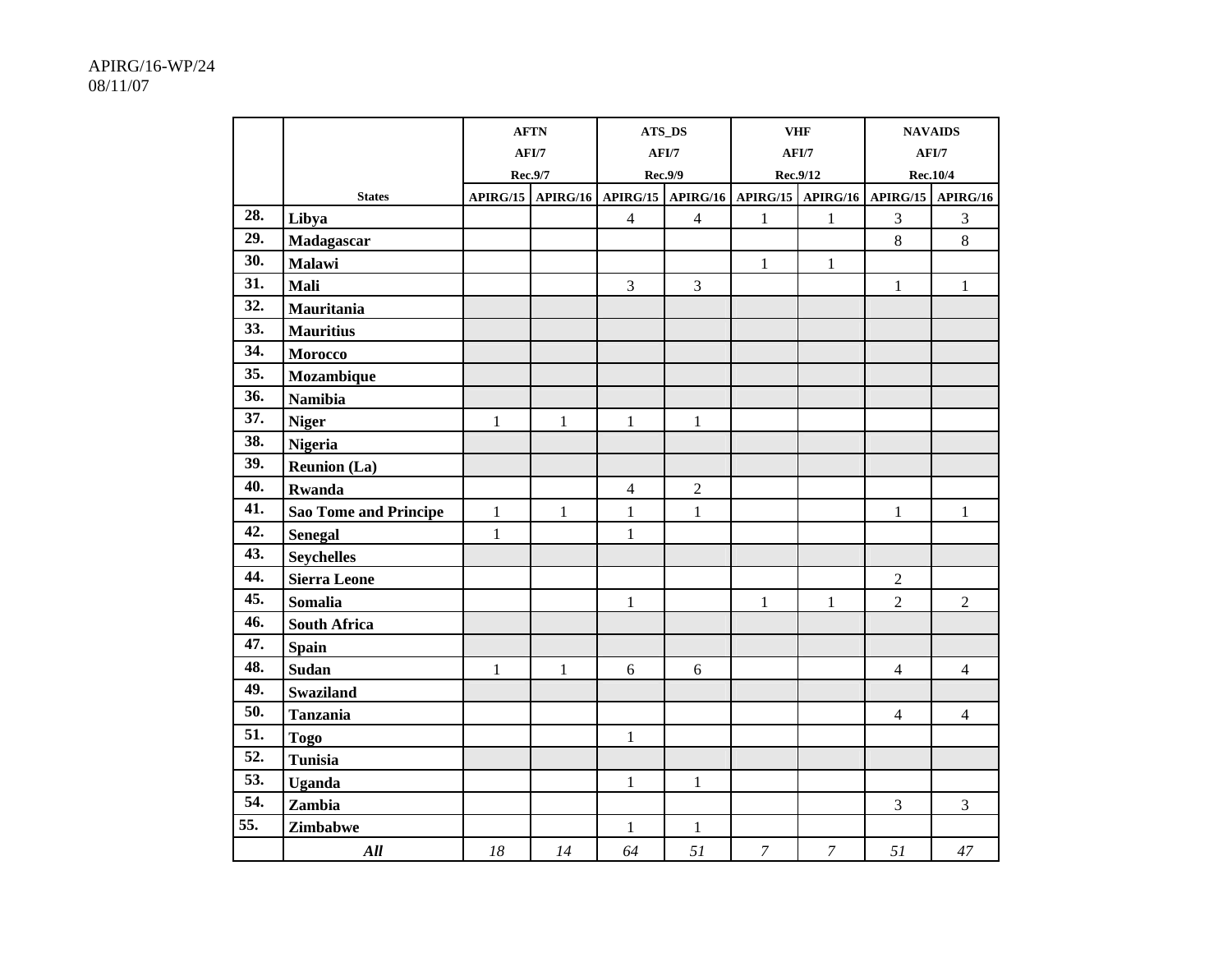| | | AFTN AFI/7 Rec.9/7 | | ATS_DS AFI/7 Rec.9/9 | | VHF AFI/7 Rec.9/12 | | NAVAIDS AFI/7 Rec.10/4 | |
|---|---|---|---|---|---|---|---|---|---|
| | States | APIRG/15 | APIRG/16 | APIRG/15 | APIRG/16 | APIRG/15 | APIRG/16 | APIRG/15 | APIRG/16 |
| 28. | **Libya** | | | 4 | 4 | 1 | 1 | 3 | 3 |
| 29. | **Madagascar** | | | | | | | 8 | 8 |
| 30. | **Malawi** | | | | | 1 | 1 | | |
| 31. | **Mali** | | | 3 | 3 | | | 1 | 1 |
| 32. | **Mauritania** | | | | | | | | |
| 33. | **Mauritius** | | | | | | | | |
| 34. | **Morocco** | | | | | | | | |
| 35. | **Mozambique** | | | | | | | | |
| 36. | **Namibia** | | | | | | | | |
| 37. | **Niger** | 1 | 1 | 1 | 1 | | | | |
| 38. | **Nigeria** | | | | | | | | |
| 39. | **Reunion (La)** | | | | | | | | |
| 40. | **Rwanda** | | | 4 | 2 | | | | |
| 41. | **Sao Tome and Principe** | 1 | 1 | 1 | 1 | | | 1 | 1 |
| 42. | **Senegal** | 1 | | 1 | | | | | |
| 43. | **Seychelles** | | | | | | | | |
| 44. | **Sierra Leone** | | | | | | | 2 | |
| 45. | **Somalia** | | | 1 | | 1 | 1 | 2 | 2 |
| 46. | **South Africa** | | | | | | | | |
| 47. | **Spain** | | | | | | | | |
| 48. | **Sudan** | 1 | 1 | 6 | 6 | | | 4 | 4 |
| 49. | **Swaziland** | | | | | | | | |
| 50. | **Tanzania** | | | | | | | 4 | 4 |
| 51. | **Togo** | | | 1 | | | | | |
| 52. | **Tunisia** | | | | | | | | |
| 53. | **Uganda** | | | 1 | 1 | | | | |
| 54. | **Zambia** | | | | | | | 3 | 3 |
| 55. | **Zimbabwe** | | | 1 | 1 | | | | |
| | ***All*** | *18* | *14* | *64* | *51* | *7* | *7* | *51* | *47* |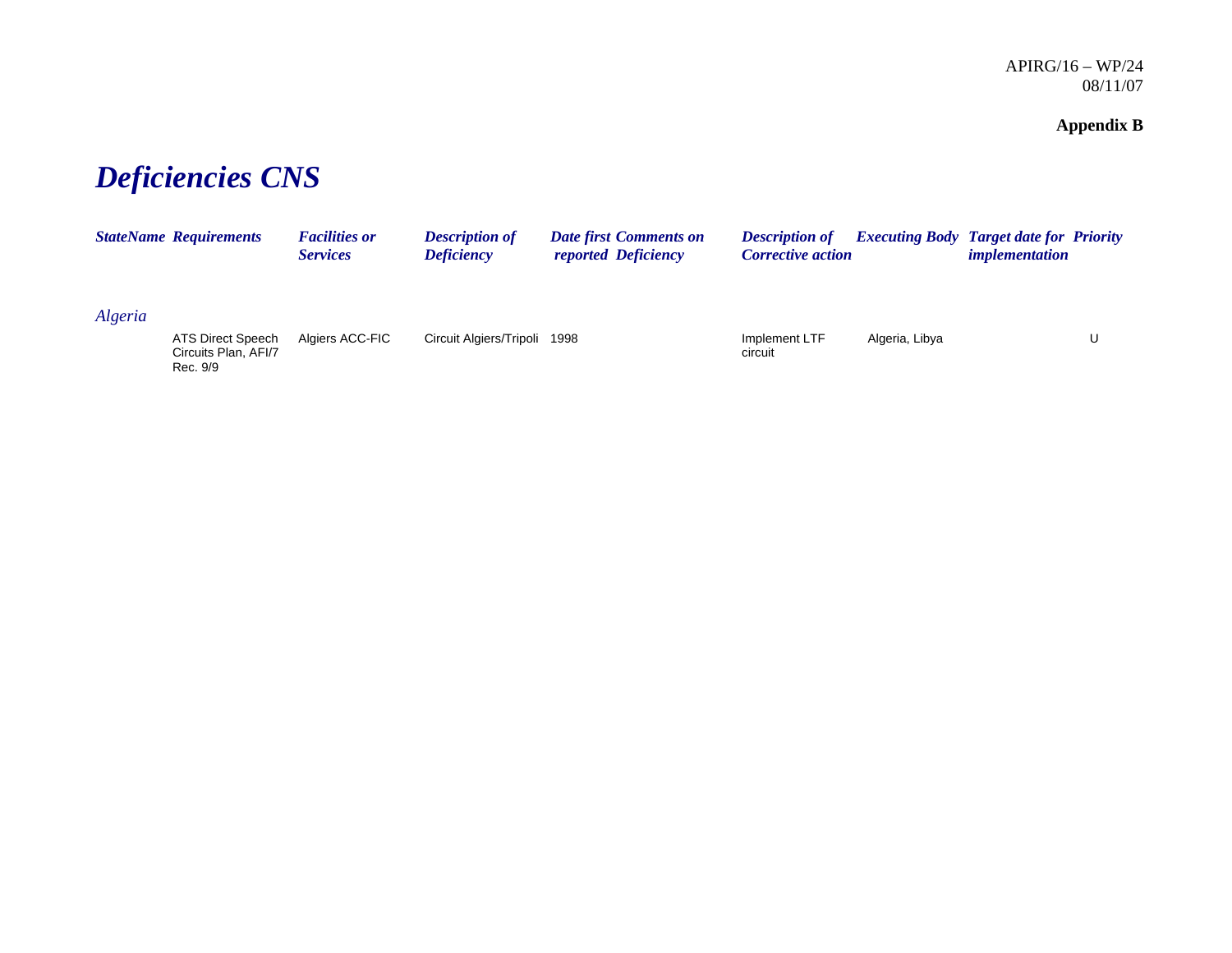APIRG/16 – WP/24
08/11/07

**Appendix B**

# *Deficiencies CNS*

| *StateName* | *Requirements* | *Facilities or Services* | *Description of Deficiency* | *Date first reported* | *Comments on Deficiency* | *Description of Corrective action* | *Executing Body* | *Target date for implementation* | *Priority* |
|---|---|---|---|---|---|---|---|---|---|
| *Algeria* | | | | | | | | | |
| | ATS Direct Speech Circuits Plan, AFI/7 Rec. 9/9 | Algiers ACC-FIC | Circuit Algiers/Tripoli | 1998 | | Implement LTF circuit | Algeria, Libya | | U |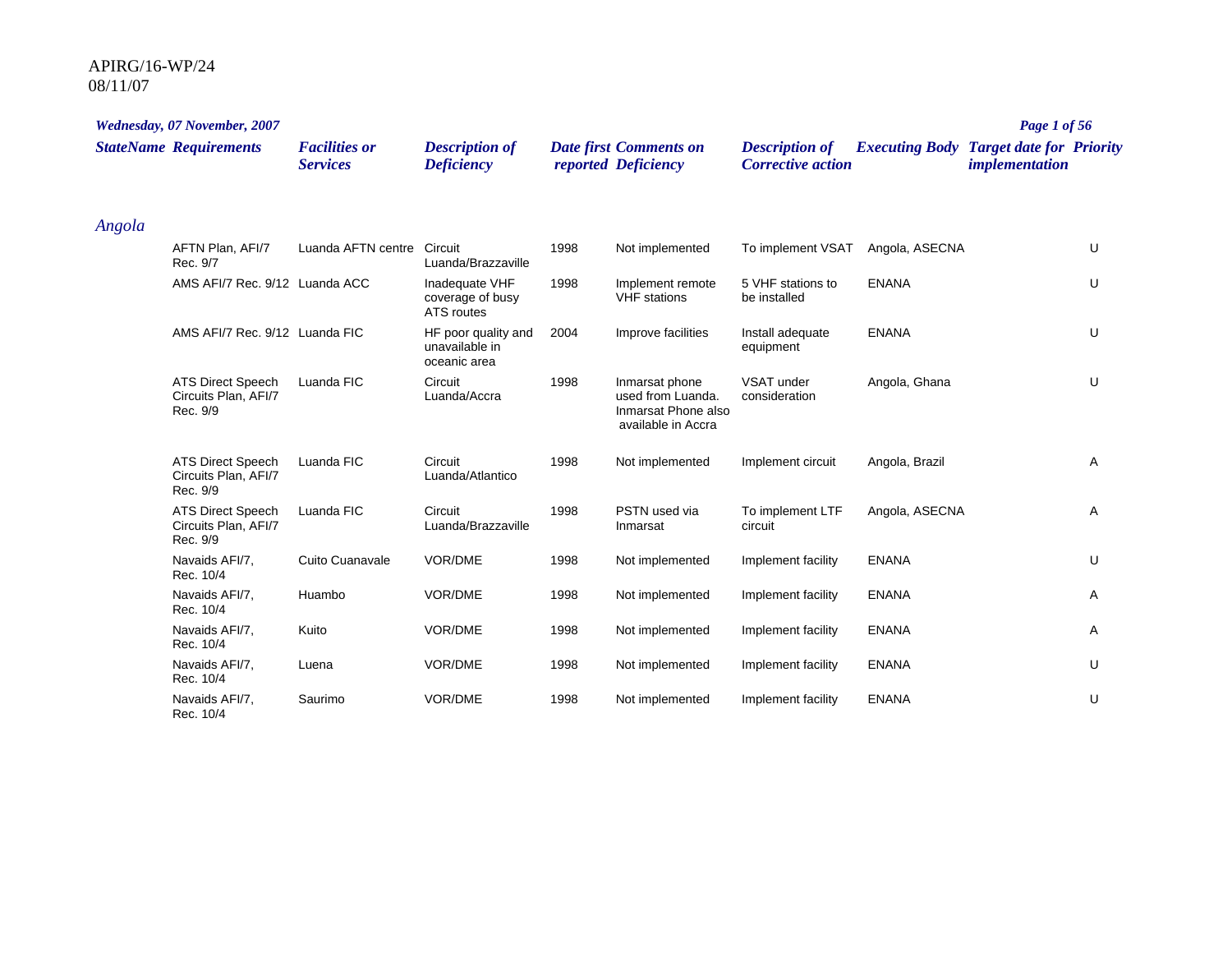APIRG/16-WP/24
08/11/07

*Wednesday, 07 November, 2007*

| StateName | Requirements | Facilities or Services | Description of Deficiency | Date first reported | Comments on Deficiency | Description of Corrective action | Executing Body | Target date for implementation | Priority |
|---|---|---|---|---|---|---|---|---|---|
| *Angola* | | | | | | | | | |
| | AFTN Plan, AFI/7 Rec. 9/7 | Luanda AFTN centre | Circuit Luanda/Brazzaville | 1998 | Not implemented | To implement VSAT | Angola, ASECNA | | U |
| | AMS AFI/7 Rec. 9/12 | Luanda ACC | Inadequate VHF coverage of busy ATS routes | 1998 | Implement remote VHF stations | 5 VHF stations to be installed | ENANA | | U |
| | AMS AFI/7 Rec. 9/12 | Luanda FIC | HF poor quality and unavailable in oceanic area | 2004 | Improve facilities | Install adequate equipment | ENANA | | U |
| | ATS Direct Speech Circuits Plan, AFI/7 Rec. 9/9 | Luanda FIC | Circuit Luanda/Accra | 1998 | Inmarsat phone used from Luanda. Inmarsat Phone also available in Accra | VSAT under consideration | Angola, Ghana | | U |
| | ATS Direct Speech Circuits Plan, AFI/7 Rec. 9/9 | Luanda FIC | Circuit Luanda/Atlantico | 1998 | Not implemented | Implement circuit | Angola, Brazil | | A |
| | ATS Direct Speech Circuits Plan, AFI/7 Rec. 9/9 | Luanda FIC | Circuit Luanda/Brazzaville | 1998 | PSTN used via Inmarsat | To implement LTF circuit | Angola, ASECNA | | A |
| | Navaids AFI/7, Rec. 10/4 | Cuito Cuanavale | VOR/DME | 1998 | Not implemented | Implement facility | ENANA | | U |
| | Navaids AFI/7, Rec. 10/4 | Huambo | VOR/DME | 1998 | Not implemented | Implement facility | ENANA | | A |
| | Navaids AFI/7, Rec. 10/4 | Kuito | VOR/DME | 1998 | Not implemented | Implement facility | ENANA | | A |
| | Navaids AFI/7, Rec. 10/4 | Luena | VOR/DME | 1998 | Not implemented | Implement facility | ENANA | | U |
| | Navaids AFI/7, Rec. 10/4 | Saurimo | VOR/DME | 1998 | Not implemented | Implement facility | ENANA | | U |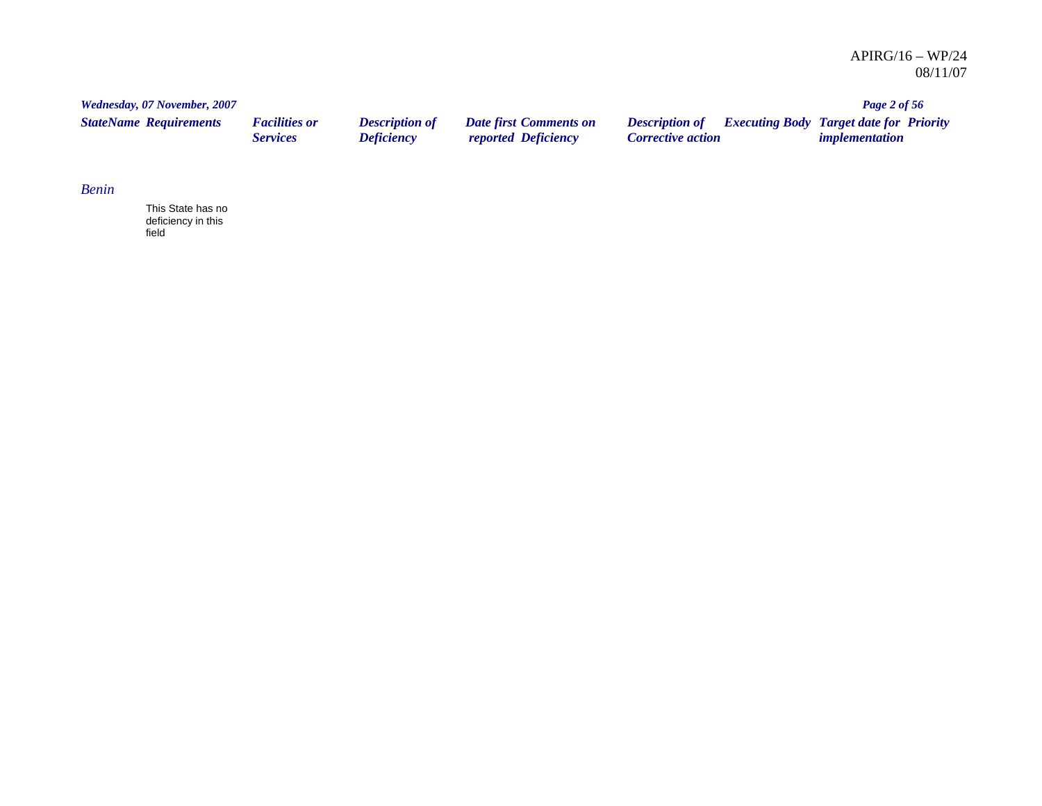APIRG/16 – WP/24
08/11/07

*Wednesday, 07 November, 2007*

| *StateName* | *Requirements* | *Facilities or Services* | *Description of Deficiency* | *Date first reported* | *Comments on Deficiency* | *Description of Corrective action* | *Executing Body* | *Target date for implementation* | *Priority* |
|---|---|---|---|---|---|---|---|---|---|
| *Benin* | | | | | | | | | |
| | This State has no deficiency in this field | | | | | | | | |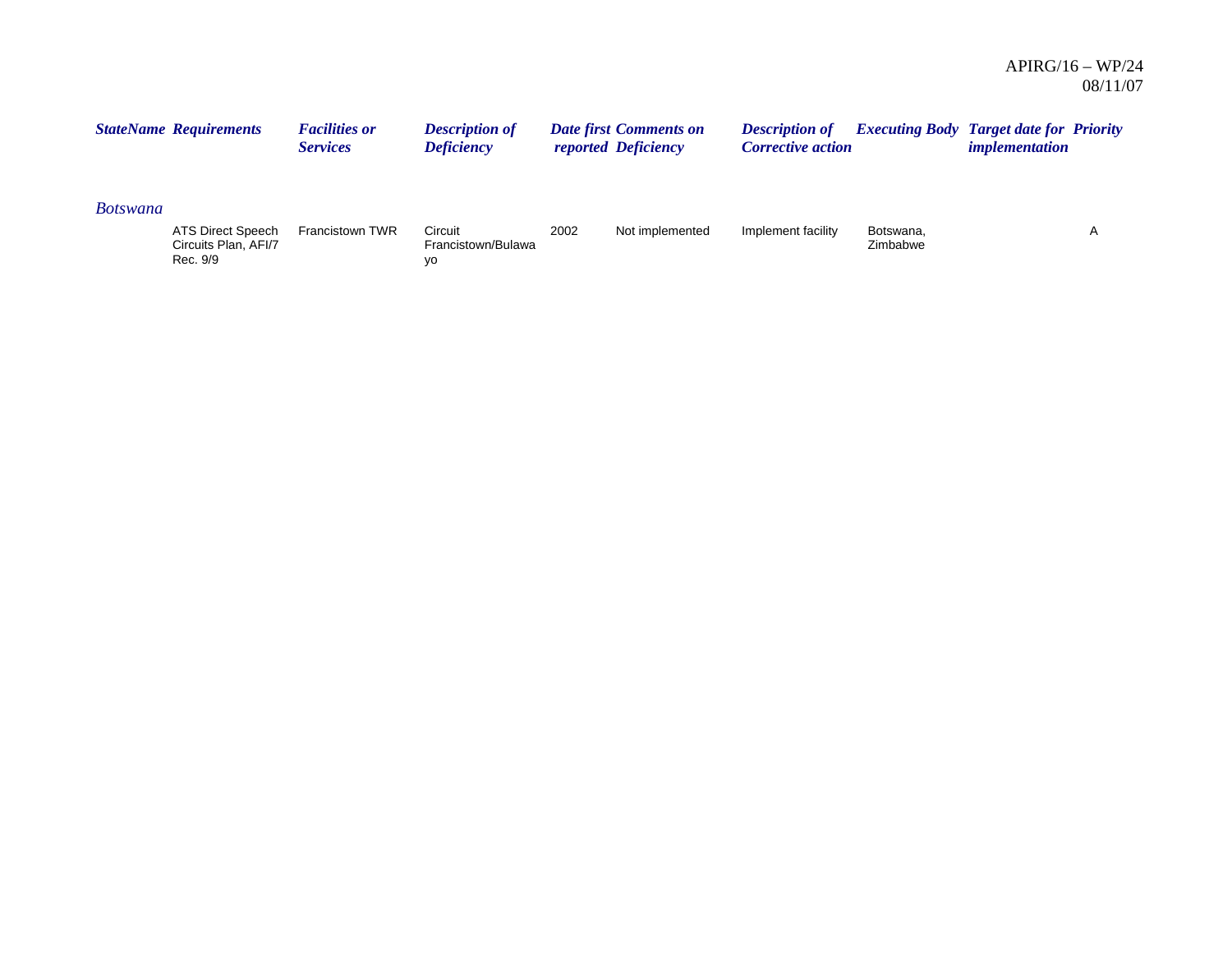| StateName | Requirements | Facilities or Services | Description of Deficiency | Date first reported | Comments on Deficiency | Description of Corrective action | Executing Body | Target date for implementation | Priority |
|---|---|---|---|---|---|---|---|---|---|
| *Botswana* | | | | | | | | | |
| | ATS Direct Speech Circuits Plan, AFI/7 Rec. 9/9 | Francistown TWR | Circuit Francistown/Bulawayo | 2002 | Not implemented | Implement facility | Botswana, Zimbabwe | | A |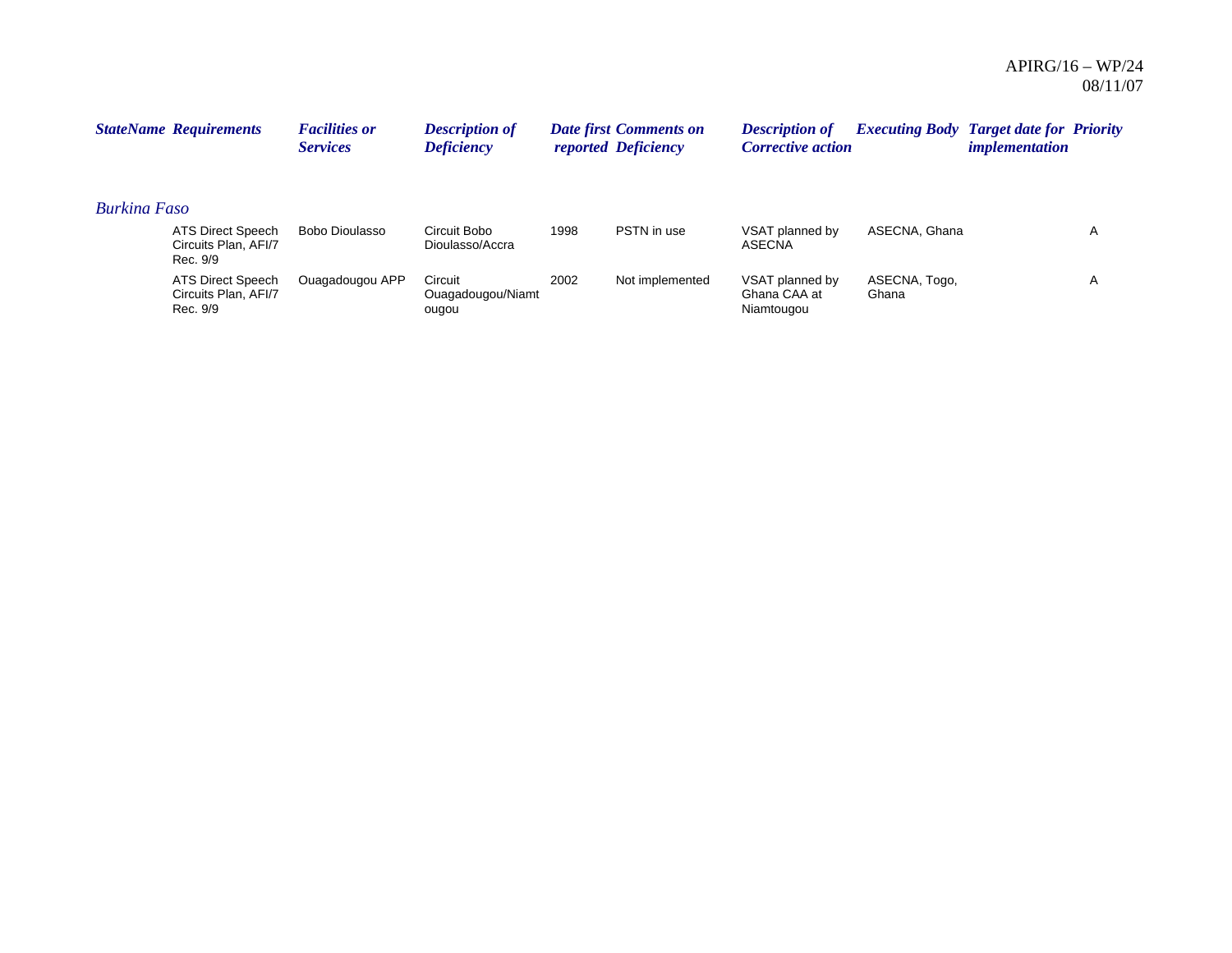| StateName | Requirements | Facilities or Services | Description of Deficiency | Date first reported | Comments on Deficiency | Description of Corrective action | Executing Body | Target date for implementation | Priority |
|---|---|---|---|---|---|---|---|---|---|
| *Burkina Faso* | | | | | | | | | |
| | ATS Direct Speech Circuits Plan, AFI/7 Rec. 9/9 | Bobo Dioulasso | Circuit Bobo Dioulasso/Accra | 1998 | PSTN in use | VSAT planned by ASECNA | ASECNA, Ghana | | A |
| | ATS Direct Speech Circuits Plan, AFI/7 Rec. 9/9 | Ouagadougou APP | Circuit Ouagadougou/Niamtougou | 2002 | Not implemented | VSAT planned by Ghana CAA at Niamtougou | ASECNA, Togo, Ghana | | A |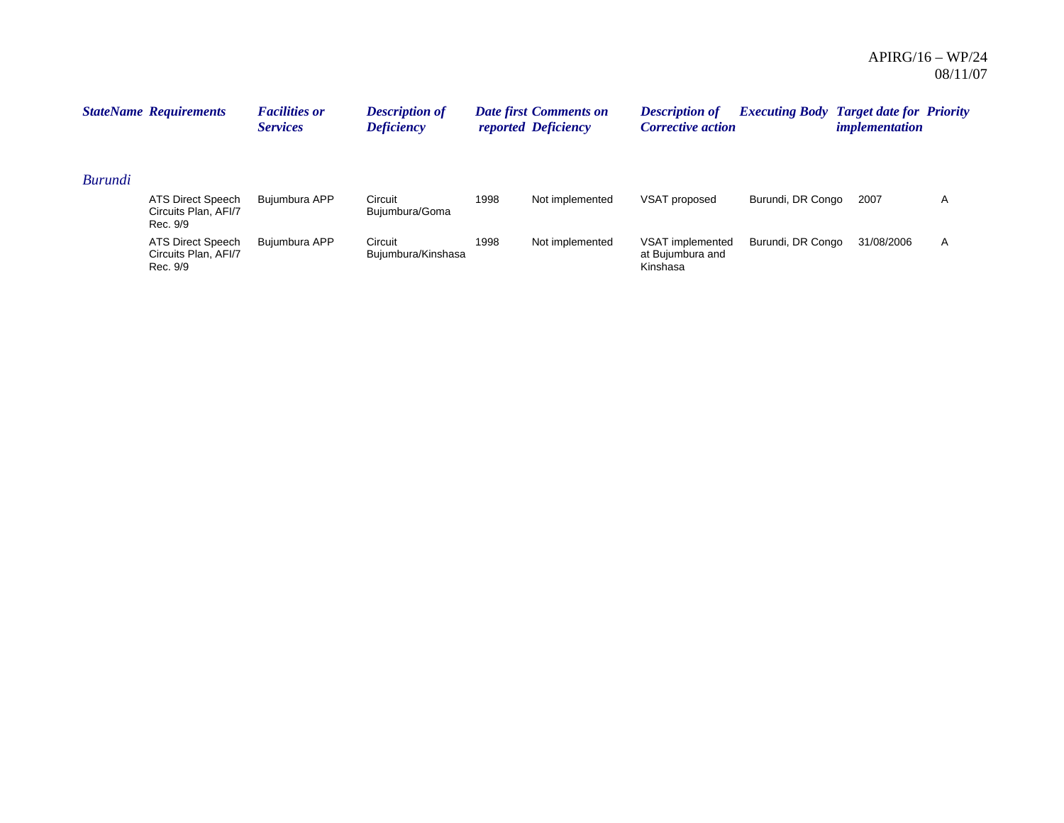| StateName | Requirements | Facilities or Services | Description of Deficiency | Date first reported | Comments on Deficiency | Description of Corrective action | Executing Body | Target date for implementation | Priority |
|---|---|---|---|---|---|---|---|---|---|
| *Burundi* | | | | | | | | | |
| | ATS Direct Speech Circuits Plan, AFI/7 Rec. 9/9 | Bujumbura APP | Circuit Bujumbura/Goma | 1998 | Not implemented | VSAT proposed | Burundi, DR Congo | 2007 | A |
| | ATS Direct Speech Circuits Plan, AFI/7 Rec. 9/9 | Bujumbura APP | Circuit Bujumbura/Kinshasa | 1998 | Not implemented | VSAT implemented at Bujumbura and Kinshasa | Burundi, DR Congo | 31/08/2006 | A |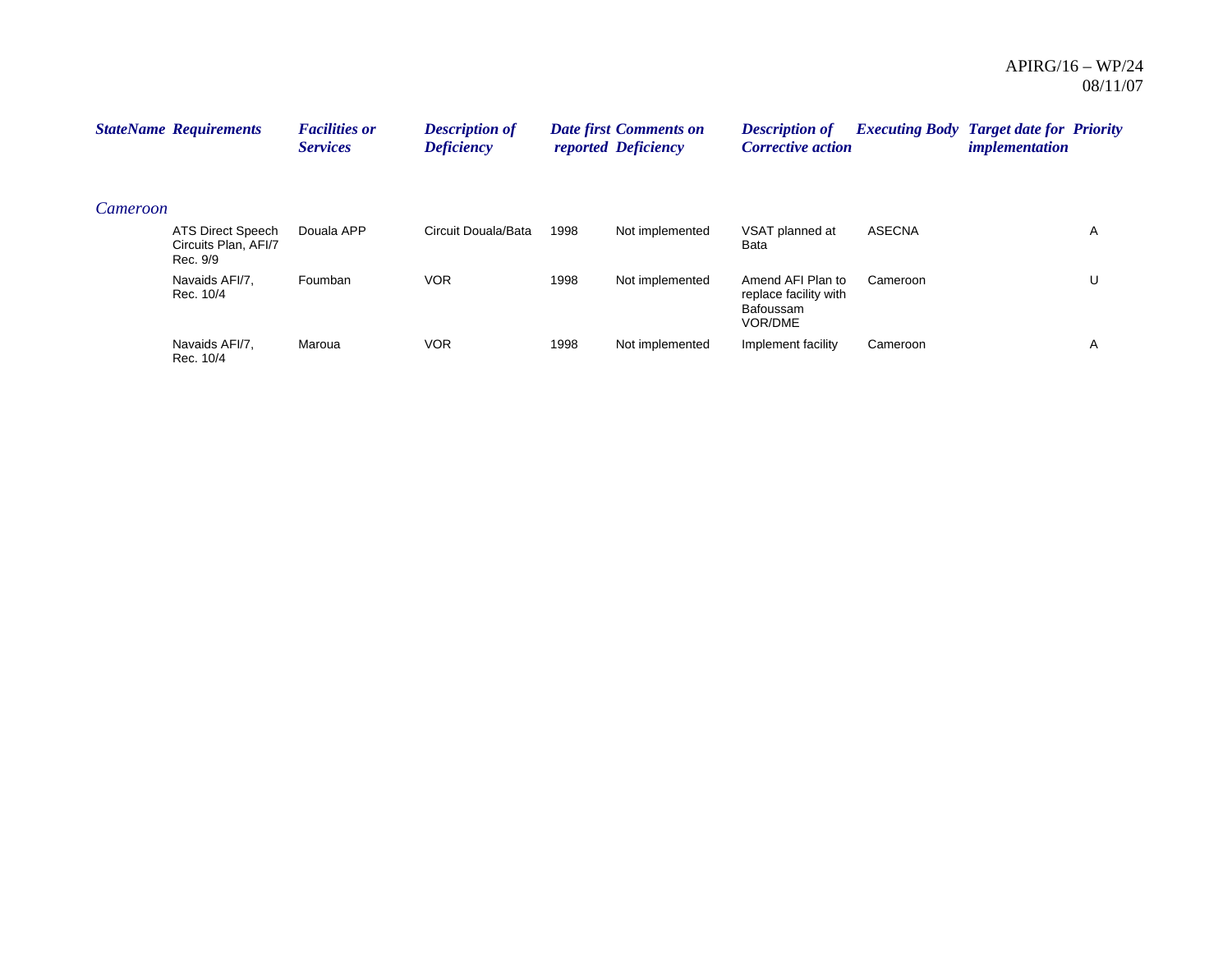| StateName | Requirements | Facilities or Services | Description of Deficiency | Date first reported | Comments on Deficiency | Description of Corrective action | Executing Body | Target date for implementation | Priority |
|---|---|---|---|---|---|---|---|---|---|
| *Cameroon* | | | | | | | | | |
| | ATS Direct Speech Circuits Plan, AFI/7 Rec. 9/9 | Douala APP | Circuit Douala/Bata | 1998 | Not implemented | VSAT planned at Bata | ASECNA | | A |
| | Navaids AFI/7, Rec. 10/4 | Foumban | VOR | 1998 | Not implemented | Amend AFI Plan to replace facility with Bafoussam VOR/DME | Cameroon | | U |
| | Navaids AFI/7, Rec. 10/4 | Maroua | VOR | 1998 | Not implemented | Implement facility | Cameroon | | A |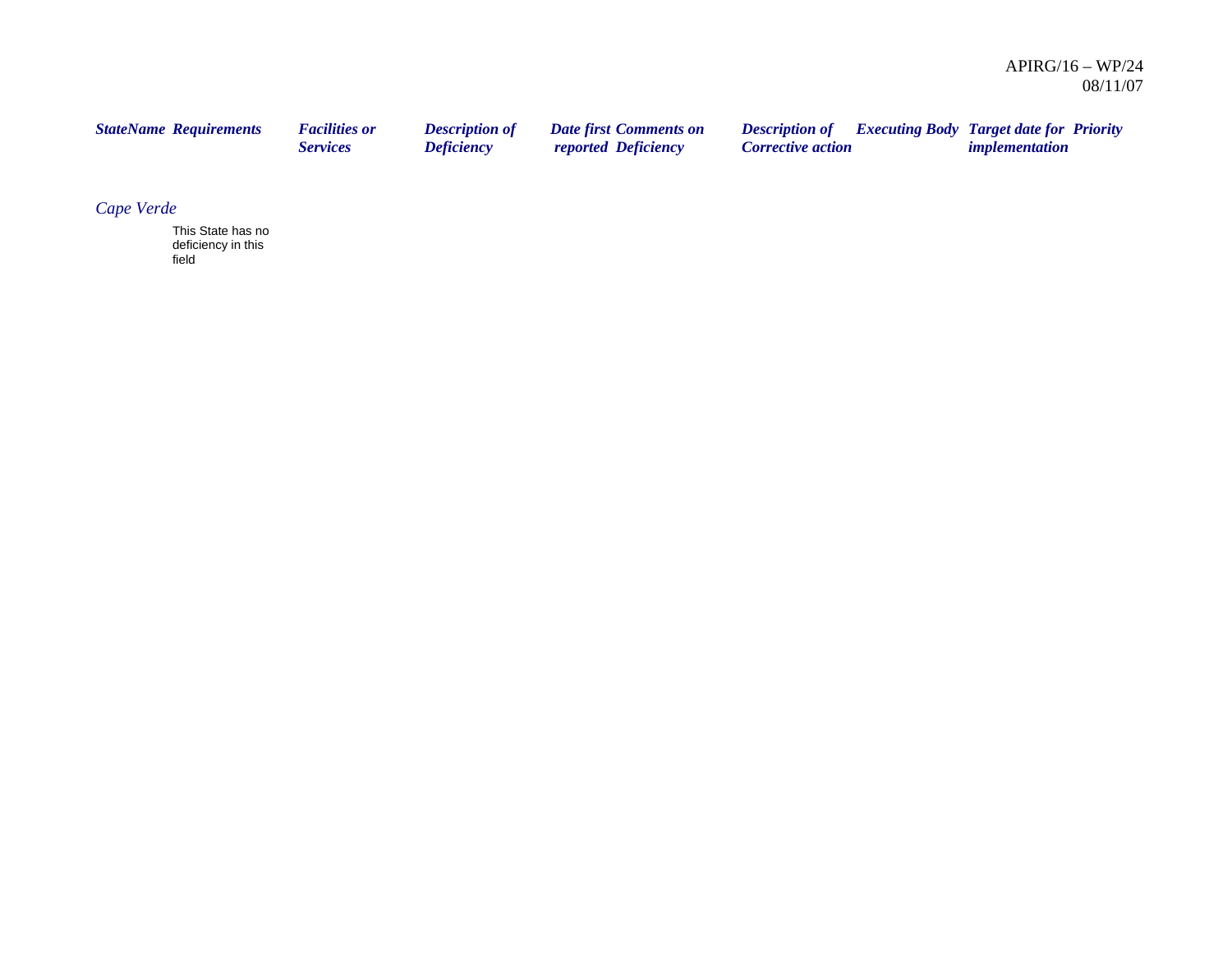| StateName | Requirements | Facilities or Services | Description of Deficiency | Date first reported | Comments on Deficiency | Description of Corrective action | Executing Body | Target date for implementation | Priority |
|---|---|---|---|---|---|---|---|---|---|
| *Cape Verde* | | | | | | | | | |
| | This State has no deficiency in this field | | | | | | | | |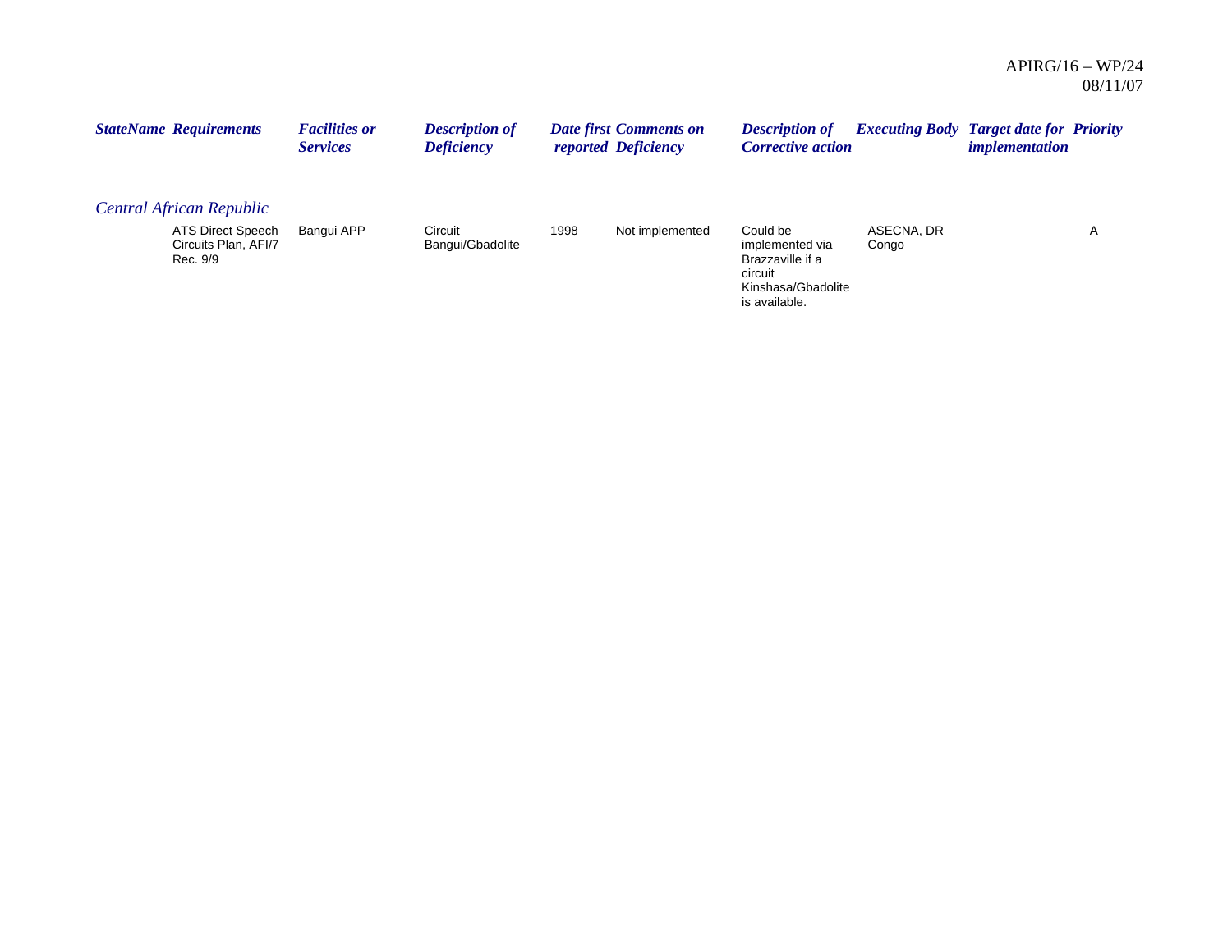| StateName | Requirements | Facilities or Services | Description of Deficiency | Date first reported | Comments on Deficiency | Description of Corrective action | Executing Body | Target date for implementation | Priority |
|---|---|---|---|---|---|---|---|---|---|
| *Central African Republic* | | | | | | | | | |
| | ATS Direct Speech Circuits Plan, AFI/7 Rec. 9/9 | Bangui APP | Circuit Bangui/Gbadolite | 1998 | Not implemented | Could be implemented via Brazzaville if a circuit Kinshasa/Gbadolite is available. | ASECNA, DR Congo | | A |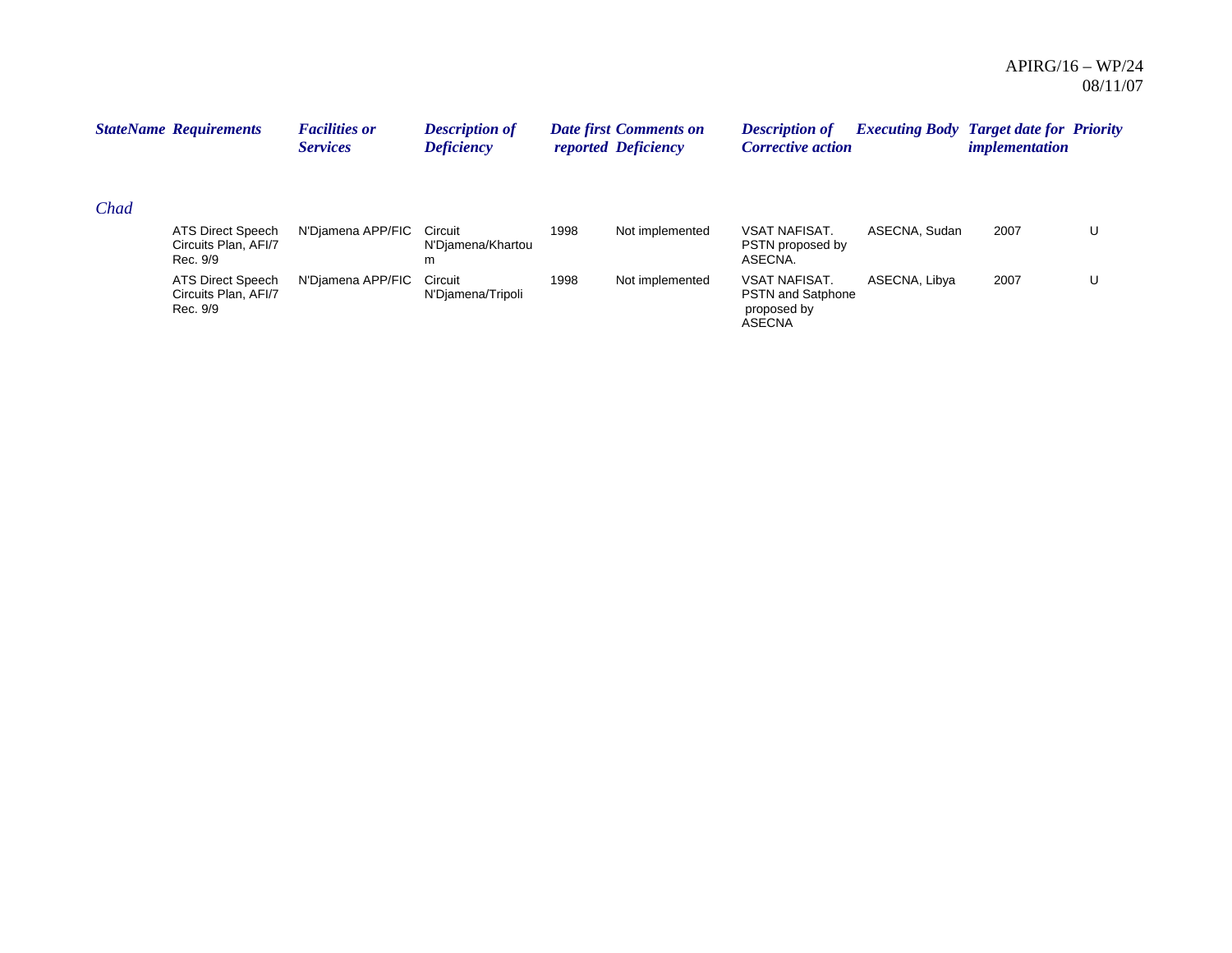| StateName | Requirements | Facilities or Services | Description of Deficiency | Date first reported | Comments on Deficiency | Description of Corrective action | Executing Body | Target date for implementation | Priority |
|---|---|---|---|---|---|---|---|---|---|
| *Chad* | | | | | | | | | |
| | ATS Direct Speech Circuits Plan, AFI/7 Rec. 9/9 | N'Djamena APP/FIC | Circuit N'Djamena/Khartoum | 1998 | Not implemented | VSAT NAFISAT. PSTN proposed by ASECNA. | ASECNA, Sudan | 2007 | U |
| | ATS Direct Speech Circuits Plan, AFI/7 Rec. 9/9 | N'Djamena APP/FIC | Circuit N'Djamena/Tripoli | 1998 | Not implemented | VSAT NAFISAT. PSTN and Satphone proposed by ASECNA | ASECNA, Libya | 2007 | U |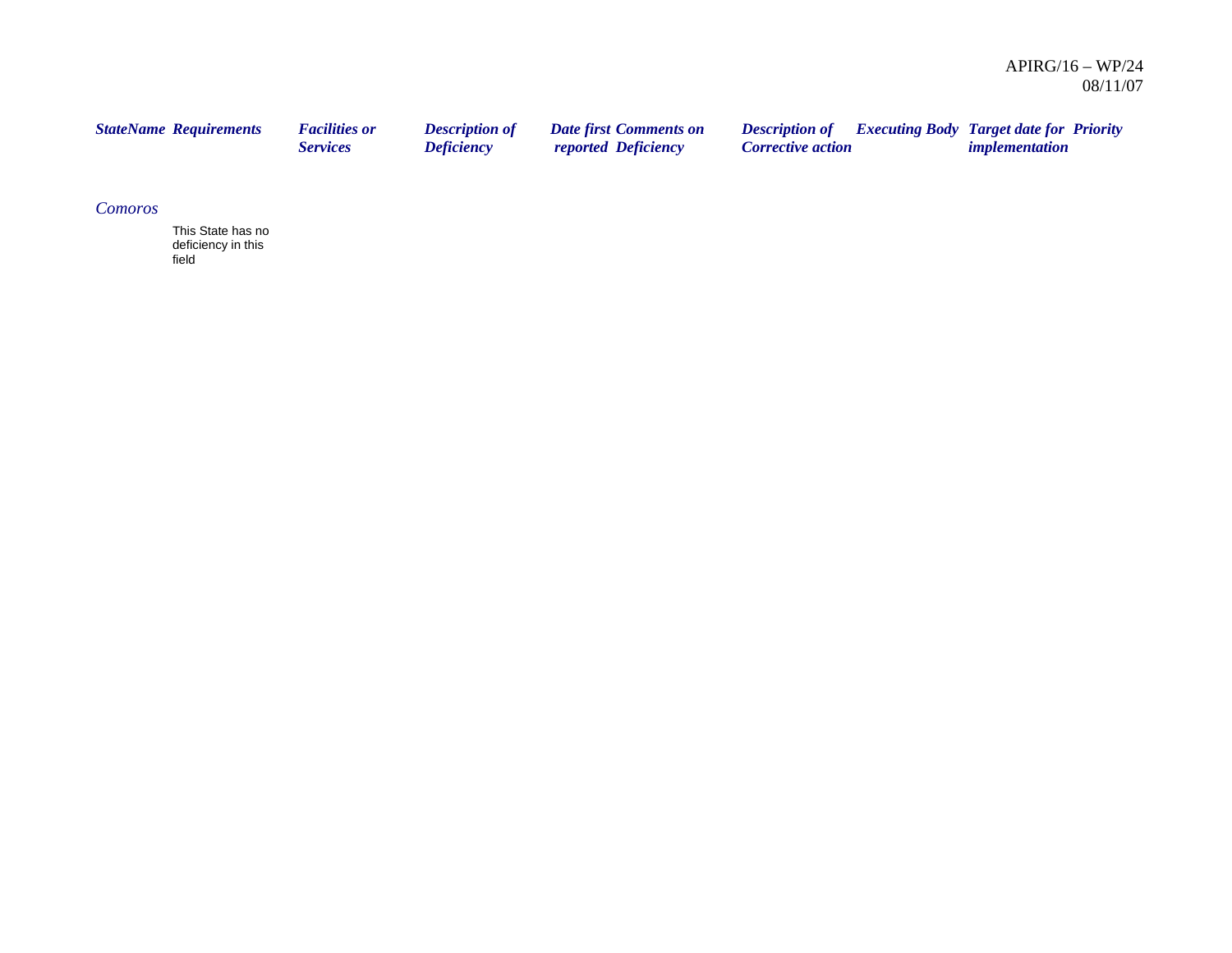APIRG/16 – WP/24
08/11/07

| StateName | Requirements | Facilities or Services | Description of Deficiency | Date first reported | Comments on Deficiency | Description of Corrective action | Executing Body | Target date for implementation | Priority |
|---|---|---|---|---|---|---|---|---|---|
| *Comoros* | | | | | | | | | |
| | This State has no deficiency in this field | | | | | | | | |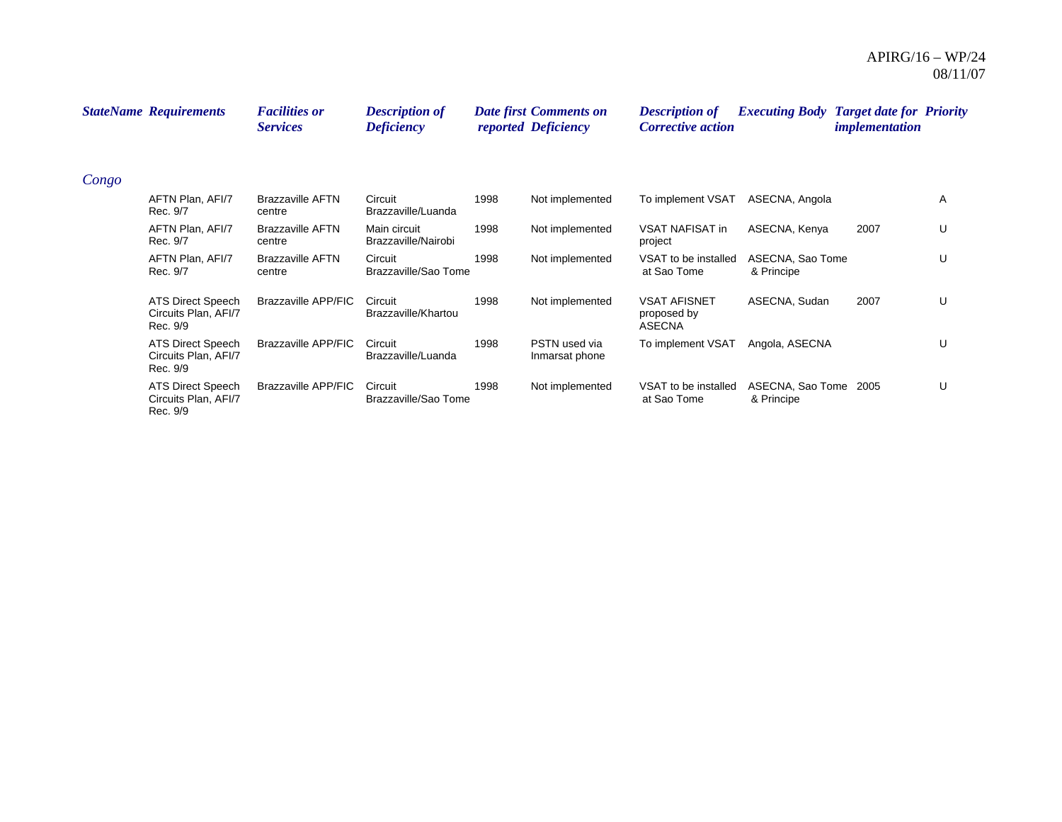| StateName | Requirements | Facilities or Services | Description of Deficiency | Date first reported | Comments on Deficiency | Description of Corrective action | Executing Body | Target date for implementation | Priority |
|---|---|---|---|---|---|---|---|---|---|
| Congo | | | | | | | | | |
| | AFTN Plan, AFI/7 Rec. 9/7 | Brazzaville AFTN centre | Circuit Brazzaville/Luanda | 1998 | Not implemented | To implement VSAT | ASECNA, Angola | | A |
| | AFTN Plan, AFI/7 Rec. 9/7 | Brazzaville AFTN centre | Main circuit Brazzaville/Nairobi | 1998 | Not implemented | VSAT NAFISAT in project | ASECNA, Kenya | 2007 | U |
| | AFTN Plan, AFI/7 Rec. 9/7 | Brazzaville AFTN centre | Circuit Brazzaville/Sao Tome | 1998 | Not implemented | VSAT to be installed at Sao Tome | ASECNA, Sao Tome & Principe | | U |
| | ATS Direct Speech Circuits Plan, AFI/7 Rec. 9/9 | Brazzaville APP/FIC | Circuit Brazzaville/Khartou | 1998 | Not implemented | VSAT AFISNET proposed by ASECNA | ASECNA, Sudan | 2007 | U |
| | ATS Direct Speech Circuits Plan, AFI/7 Rec. 9/9 | Brazzaville APP/FIC | Circuit Brazzaville/Luanda | 1998 | PSTN used via Inmarsat phone | To implement VSAT | Angola, ASECNA | | U |
| | ATS Direct Speech Circuits Plan, AFI/7 Rec. 9/9 | Brazzaville APP/FIC | Circuit Brazzaville/Sao Tome | 1998 | Not implemented | VSAT to be installed at Sao Tome | ASECNA, Sao Tome & Principe | 2005 | U |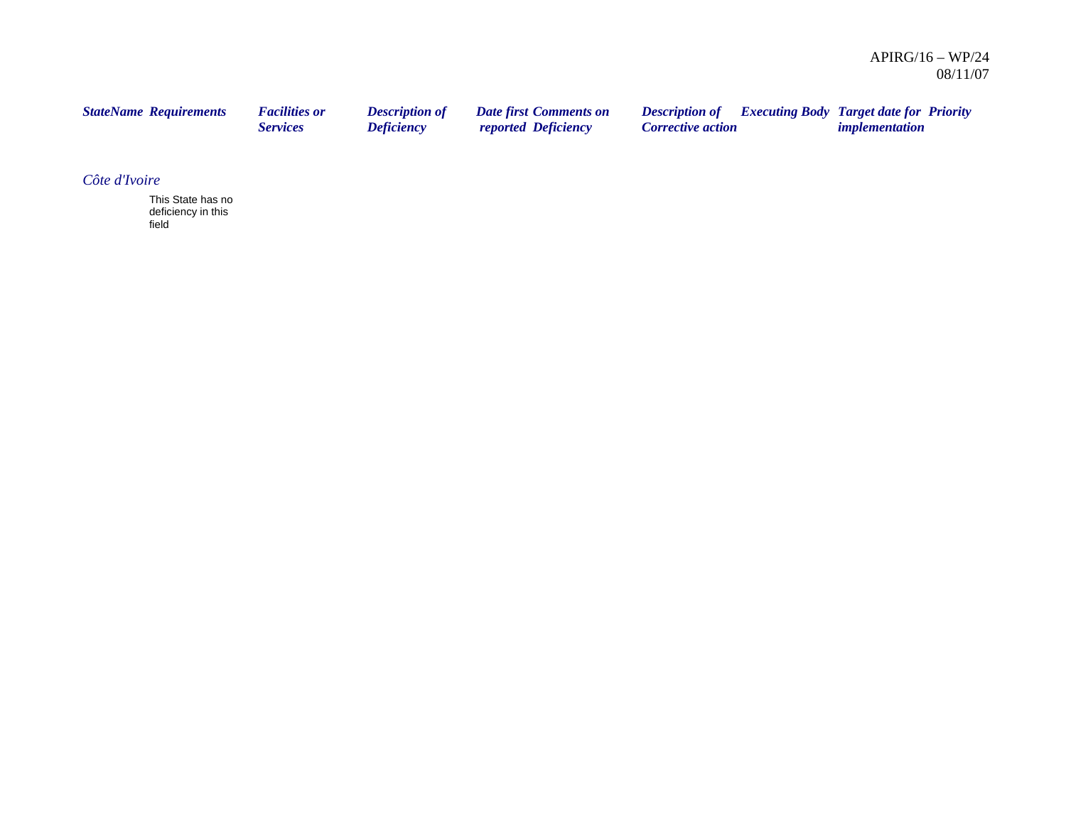| *StateName* | *Requirements* | *Facilities or Services* | *Description of Deficiency* | *Date first reported* | *Comments on Deficiency* | *Description of Corrective action* | *Executing Body* | *Target date for implementation* | *Priority* |
|---|---|---|---|---|---|---|---|---|---|
| *Côte d'Ivoire* | | | | | | | | | |
| | This State has no deficiency in this field | | | | | | | | |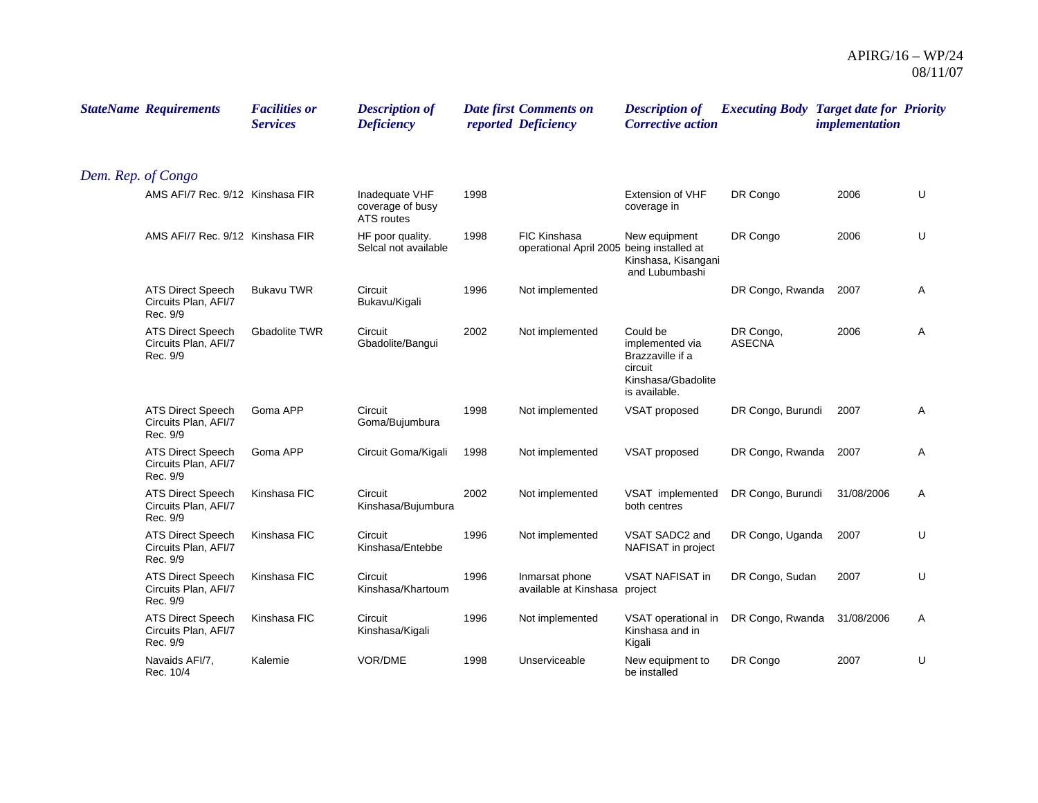| StateName | Requirements | Facilities or Services | Description of Deficiency | Date first reported | Comments on Deficiency | Description of Corrective action | Executing Body | Target date for implementation | Priority |
|---|---|---|---|---|---|---|---|---|---|
| *Dem. Rep. of Congo* | | | | | | | | | |
| | AMS AFI/7 Rec. 9/12 | Kinshasa FIR | Inadequate VHF coverage of busy ATS routes | 1998 | | Extension of VHF coverage in | DR Congo | 2006 | U |
| | AMS AFI/7 Rec. 9/12 | Kinshasa FIR | HF poor quality. Selcal not available | 1998 | FIC Kinshasa operational April 2005 | New equipment being installed at Kinshasa, Kisangani and Lubumbashi | DR Congo | 2006 | U |
| | ATS Direct Speech Circuits Plan, AFI/7 Rec. 9/9 | Bukavu TWR | Circuit Bukavu/Kigali | 1996 | Not implemented | | DR Congo, Rwanda | 2007 | A |
| | ATS Direct Speech Circuits Plan, AFI/7 Rec. 9/9 | Gbadolite TWR | Circuit Gbadolite/Bangui | 2002 | Not implemented | Could be implemented via Brazzaville if a circuit Kinshasa/Gbadolite is available. | DR Congo, ASECNA | 2006 | A |
| | ATS Direct Speech Circuits Plan, AFI/7 Rec. 9/9 | Goma APP | Circuit Goma/Bujumbura | 1998 | Not implemented | VSAT proposed | DR Congo, Burundi | 2007 | A |
| | ATS Direct Speech Circuits Plan, AFI/7 Rec. 9/9 | Goma APP | Circuit Goma/Kigali | 1998 | Not implemented | VSAT proposed | DR Congo, Rwanda | 2007 | A |
| | ATS Direct Speech Circuits Plan, AFI/7 Rec. 9/9 | Kinshasa FIC | Circuit Kinshasa/Bujumbura | 2002 | Not implemented | VSAT implemented both centres | DR Congo, Burundi | 31/08/2006 | A |
| | ATS Direct Speech Circuits Plan, AFI/7 Rec. 9/9 | Kinshasa FIC | Circuit Kinshasa/Entebbe | 1996 | Not implemented | VSAT SADC2 and NAFISAT in project | DR Congo, Uganda | 2007 | U |
| | ATS Direct Speech Circuits Plan, AFI/7 Rec. 9/9 | Kinshasa FIC | Circuit Kinshasa/Khartoum | 1996 | Inmarsat phone available at Kinshasa | VSAT NAFISAT in project | DR Congo, Sudan | 2007 | U |
| | ATS Direct Speech Circuits Plan, AFI/7 Rec. 9/9 | Kinshasa FIC | Circuit Kinshasa/Kigali | 1996 | Not implemented | VSAT operational in Kinshasa and in Kigali | DR Congo, Rwanda | 31/08/2006 | A |
| | Navaids AFI/7, Rec. 10/4 | Kalemie | VOR/DME | 1998 | Unserviceable | New equipment to be installed | DR Congo | 2007 | U |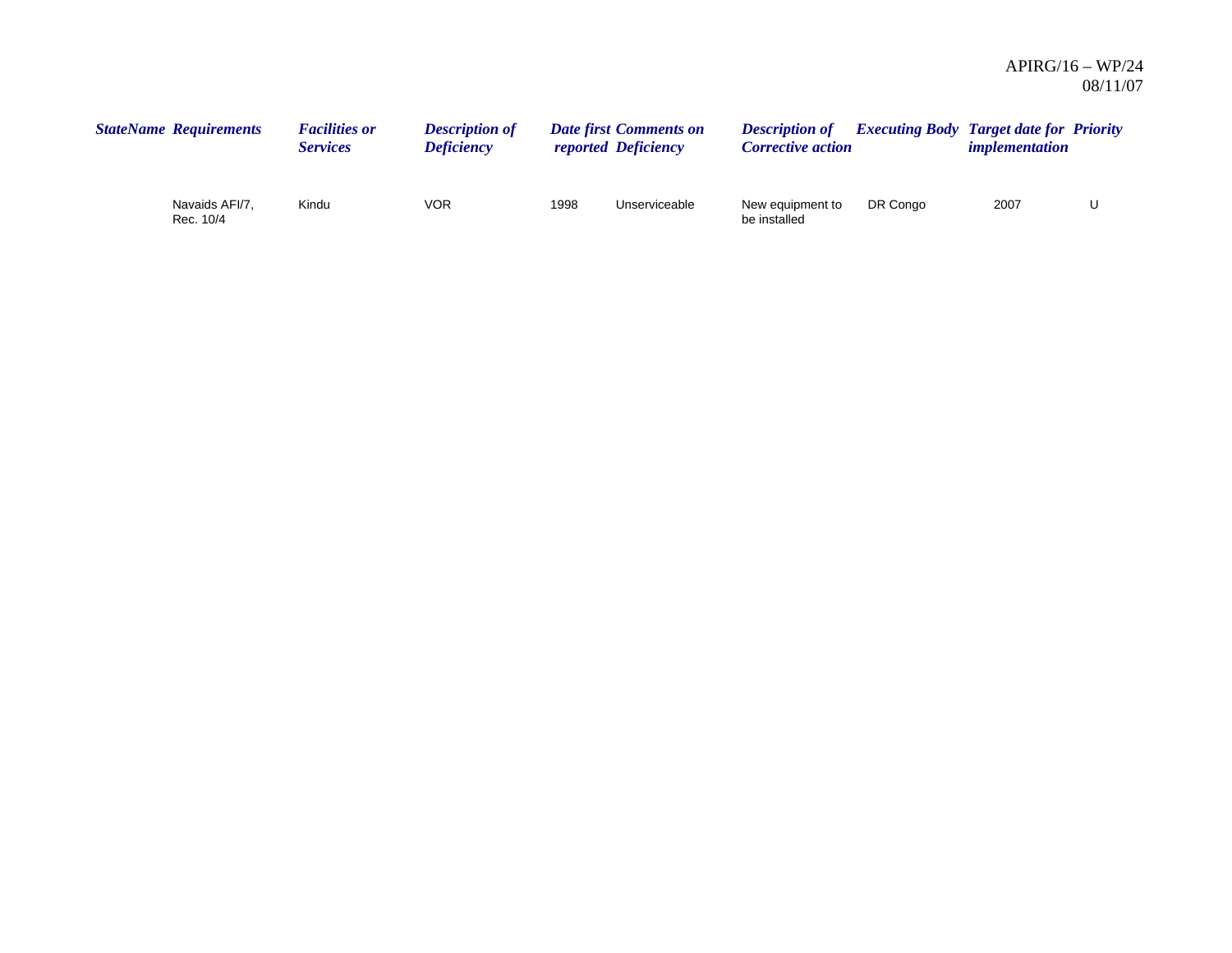| StateName | Requirements | Facilities or Services | Description of Deficiency | Date first reported | Comments on Deficiency | Description of Corrective action | Executing Body | Target date for implementation | Priority |
|---|---|---|---|---|---|---|---|---|---|
| | Navaids AFI/7, Rec. 10/4 | Kindu | VOR | 1998 | Unserviceable | New equipment to be installed | DR Congo | 2007 | U |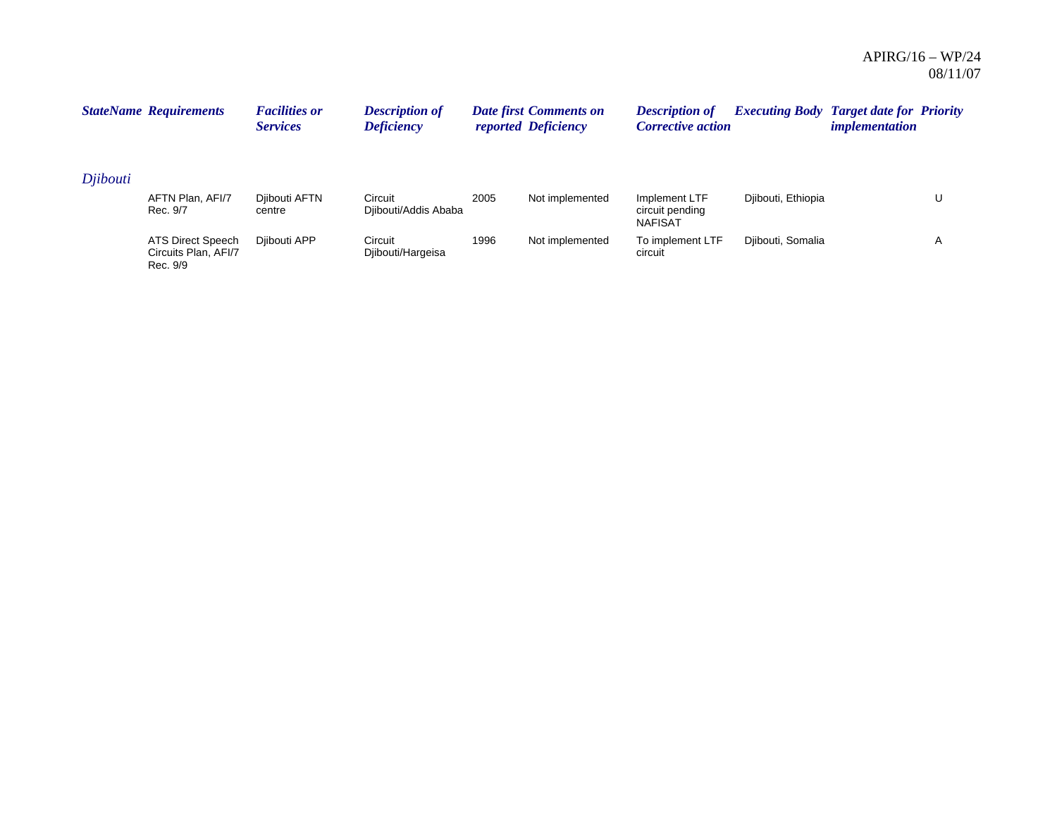| *StateName* | *Requirements* | *Facilities or Services* | *Description of Deficiency* | *Date first reported* | *Comments on Deficiency* | *Description of Corrective action* | *Executing Body* | *Target date for implementation* | *Priority* |
|---|---|---|---|---|---|---|---|---|---|
| *Djibouti* | | | | | | | | | |
| | AFTN Plan, AFI/7 Rec. 9/7 | Djibouti AFTN centre | Circuit Djibouti/Addis Ababa | 2005 | Not implemented | Implement LTF circuit pending NAFISAT | Djibouti, Ethiopia | | U |
| | ATS Direct Speech Circuits Plan, AFI/7 Rec. 9/9 | Djibouti APP | Circuit Djibouti/Hargeisa | 1996 | Not implemented | To implement LTF circuit | Djibouti, Somalia | | A |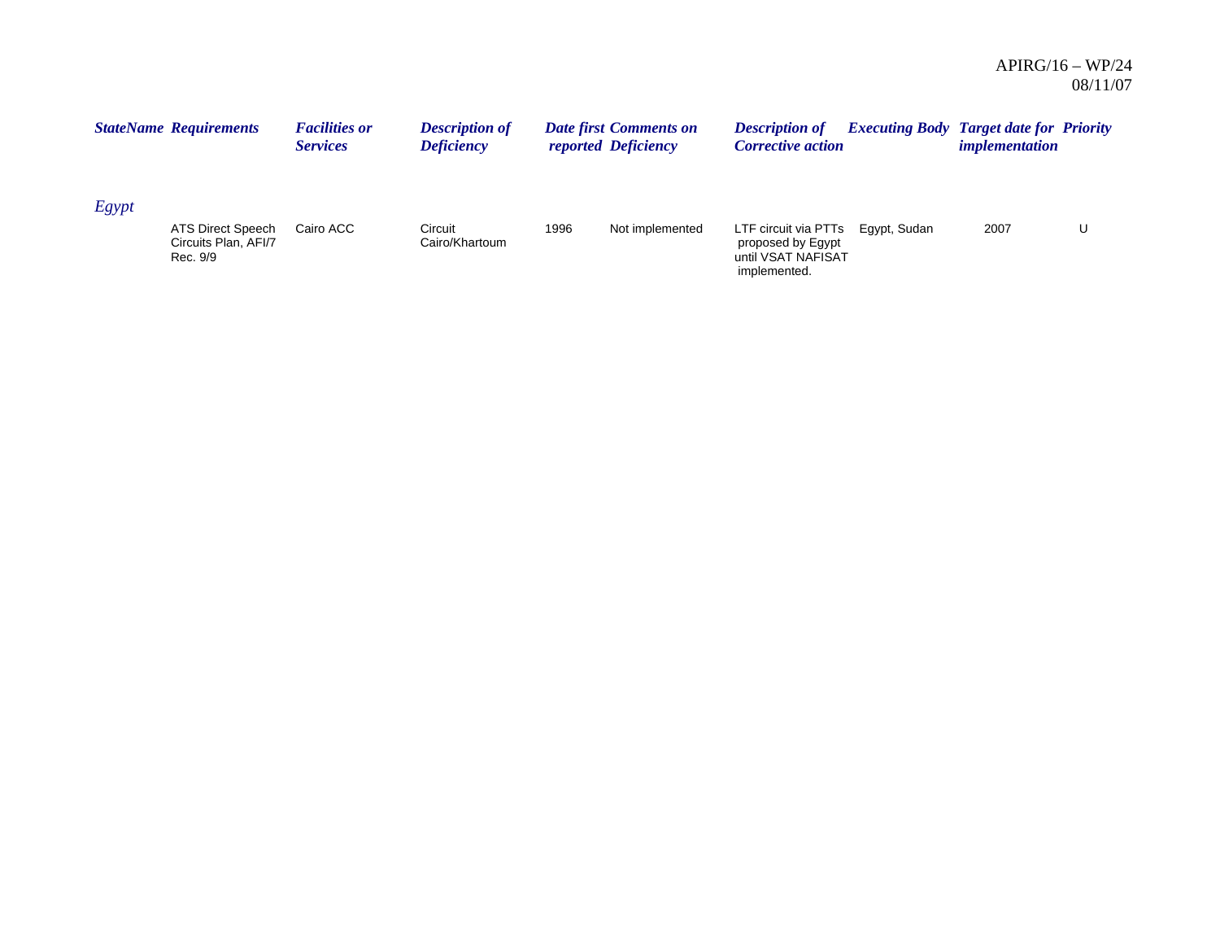| StateName | Requirements | Facilities or Services | Description of Deficiency | Date first reported | Comments on Deficiency | Description of Corrective action | Executing Body | Target date for implementation | Priority |
|---|---|---|---|---|---|---|---|---|---|
| *Egypt* | | | | | | | | | |
| | ATS Direct Speech Circuits Plan, AFI/7 Rec. 9/9 | Cairo ACC | Circuit Cairo/Khartoum | 1996 | Not implemented | LTF circuit via PTTs proposed by Egypt until VSAT NAFISAT implemented. | Egypt, Sudan | 2007 | U |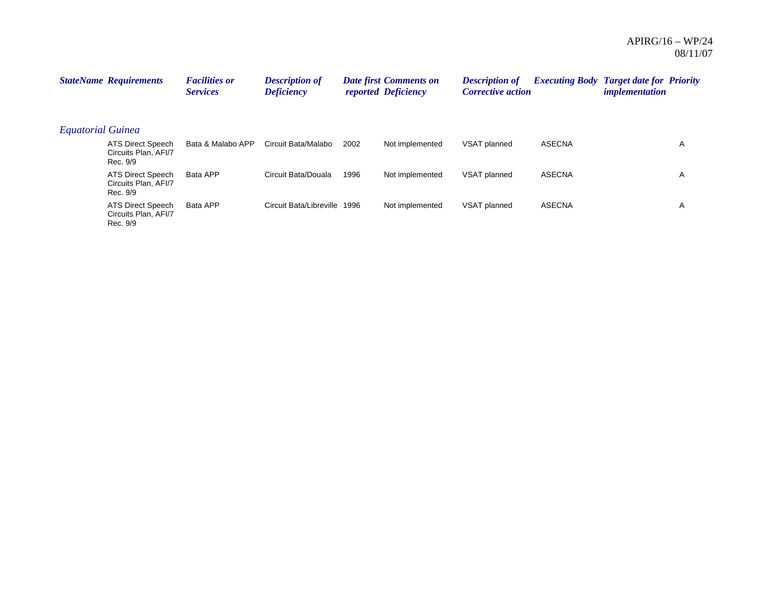| StateName | Requirements | Facilities or Services | Description of Deficiency | Date first reported | Comments on Deficiency | Description of Corrective action | Executing Body | Target date for implementation | Priority |
|---|---|---|---|---|---|---|---|---|---|
| *Equatorial Guinea* | | | | | | | | | |
| | ATS Direct Speech Circuits Plan, AFI/7 Rec. 9/9 | Bata & Malabo APP | Circuit Bata/Malabo | 2002 | Not implemented | VSAT planned | ASECNA | | A |
| | ATS Direct Speech Circuits Plan, AFI/7 Rec. 9/9 | Bata APP | Circuit Bata/Douala | 1996 | Not implemented | VSAT planned | ASECNA | | A |
| | ATS Direct Speech Circuits Plan, AFI/7 Rec. 9/9 | Bata APP | Circuit Bata/Libreville | 1996 | Not implemented | VSAT planned | ASECNA | | A |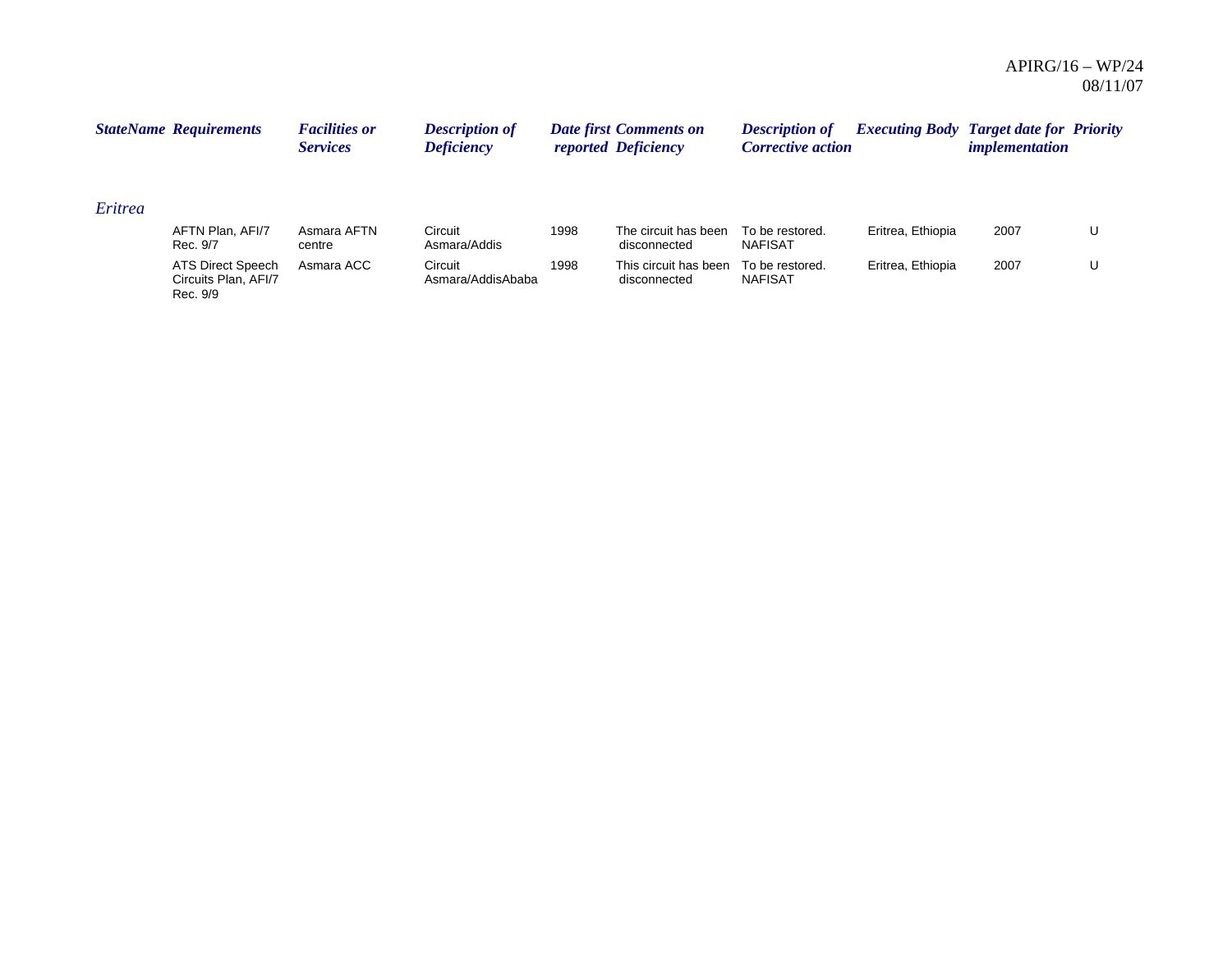| StateName | Requirements | Facilities or Services | Description of Deficiency | Date first reported | Comments on Deficiency | Description of Corrective action | Executing Body | Target date for implementation | Priority |
|---|---|---|---|---|---|---|---|---|---|
| *Eritrea* | | | | | | | | | |
| | AFTN Plan, AFI/7 Rec. 9/7 | Asmara AFTN centre | Circuit Asmara/Addis | 1998 | The circuit has been disconnected | To be restored. NAFISAT | Eritrea, Ethiopia | 2007 | U |
| | ATS Direct Speech Circuits Plan, AFI/7 Rec. 9/9 | Asmara ACC | Circuit Asmara/AddisAbaba | 1998 | This circuit has been disconnected | To be restored. NAFISAT | Eritrea, Ethiopia | 2007 | U |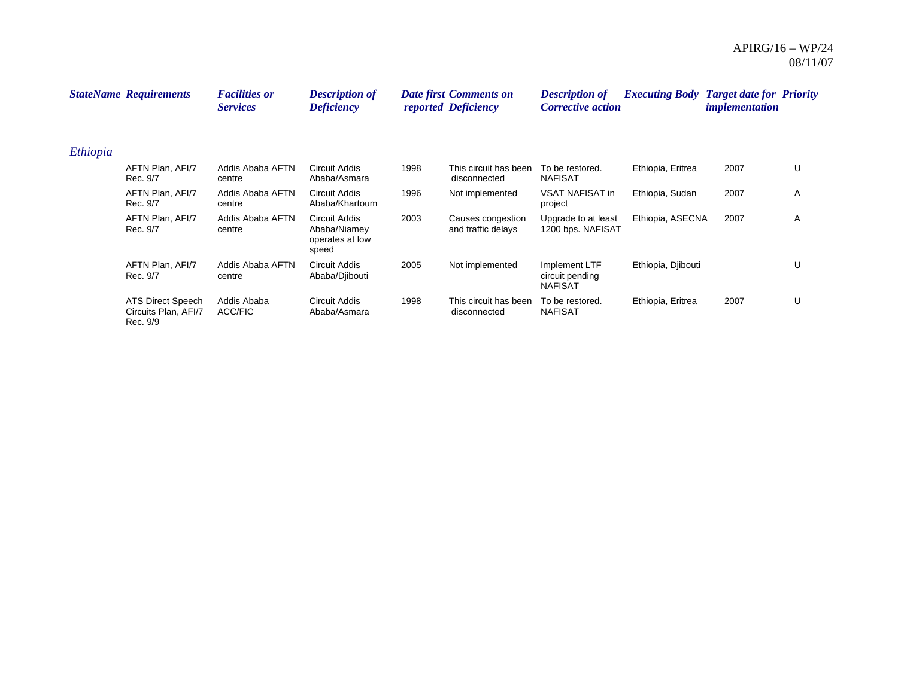| StateName | Requirements | Facilities or Services | Description of Deficiency | Date first reported | Comments on Deficiency | Description of Corrective action | Executing Body | Target date for implementation | Priority |
|---|---|---|---|---|---|---|---|---|---|
| *Ethiopia* | | | | | | | | | |
| | AFTN Plan, AFI/7 Rec. 9/7 | Addis Ababa AFTN centre | Circuit Addis Ababa/Asmara | 1998 | This circuit has been disconnected | To be restored. NAFISAT | Ethiopia, Eritrea | 2007 | U |
| | AFTN Plan, AFI/7 Rec. 9/7 | Addis Ababa AFTN centre | Circuit Addis Ababa/Khartoum | 1996 | Not implemented | VSAT NAFISAT in project | Ethiopia, Sudan | 2007 | A |
| | AFTN Plan, AFI/7 Rec. 9/7 | Addis Ababa AFTN centre | Circuit Addis Ababa/Niamey operates at low speed | 2003 | Causes congestion and traffic delays | Upgrade to at least 1200 bps. NAFISAT | Ethiopia, ASECNA | 2007 | A |
| | AFTN Plan, AFI/7 Rec. 9/7 | Addis Ababa AFTN centre | Circuit Addis Ababa/Djibouti | 2005 | Not implemented | Implement LTF circuit pending NAFISAT | Ethiopia, Djibouti | | U |
| | ATS Direct Speech Circuits Plan, AFI/7 Rec. 9/9 | Addis Ababa ACC/FIC | Circuit Addis Ababa/Asmara | 1998 | This circuit has been disconnected | To be restored. NAFISAT | Ethiopia, Eritrea | 2007 | U |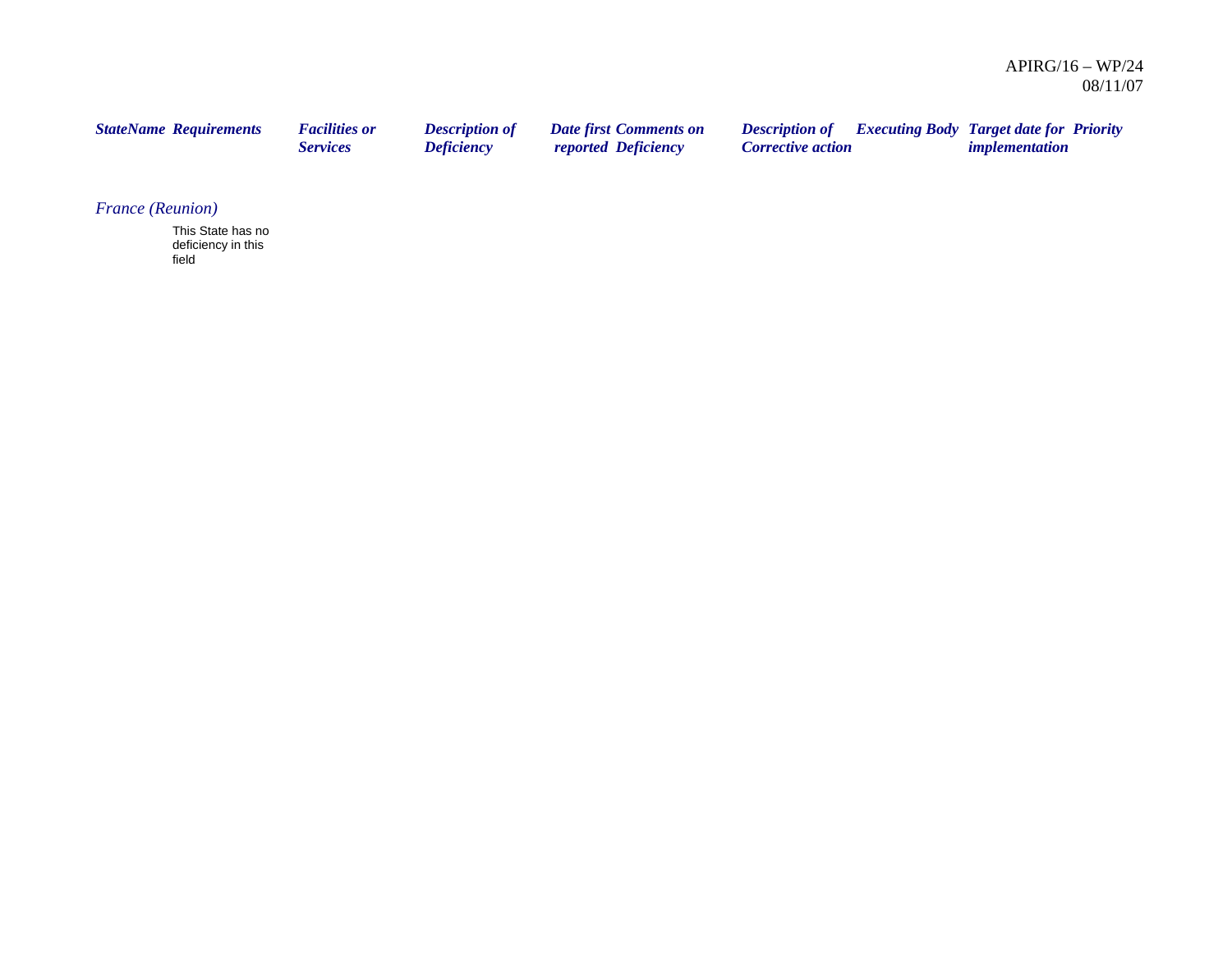| StateName | Requirements | Facilities or Services | Description of Deficiency | Date first reported | Comments on Deficiency | Description of Corrective action | Executing Body | Target date for implementation | Priority |
|---|---|---|---|---|---|---|---|---|---|
| *France (Reunion)* | | | | | | | | | |
| | This State has no deficiency in this field | | | | | | | | |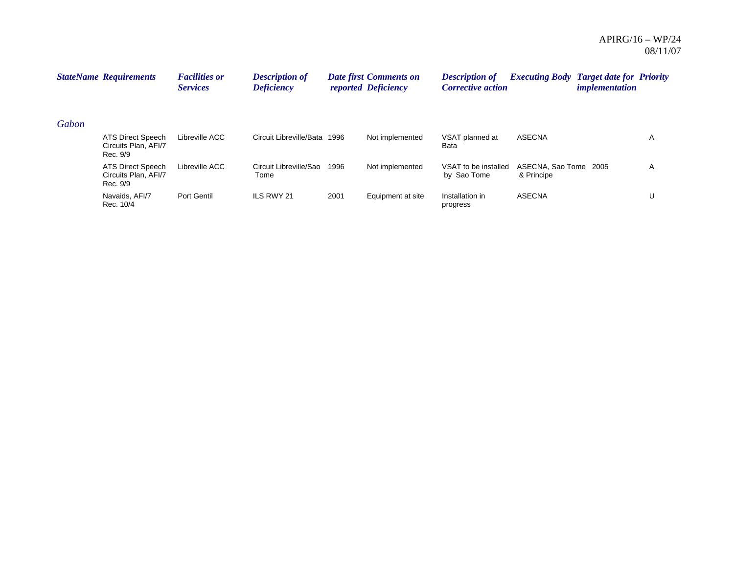| StateName | Requirements | Facilities or Services | Description of Deficiency | Date first reported | Comments on Deficiency | Description of Corrective action | Executing Body | Target date for implementation | Priority |
|---|---|---|---|---|---|---|---|---|---|
| Gabon | | | | | | | | | |
| | ATS Direct Speech Circuits Plan, AFI/7 Rec. 9/9 | Libreville ACC | Circuit Libreville/Bata | 1996 | Not implemented | VSAT planned at Bata | ASECNA | | A |
| | ATS Direct Speech Circuits Plan, AFI/7 Rec. 9/9 | Libreville ACC | Circuit Libreville/Sao Tome | 1996 | Not implemented | VSAT to be installed by Sao Tome | ASECNA, Sao Tome & Principe | 2005 | A |
| | Navaids, AFI/7 Rec. 10/4 | Port Gentil | ILS RWY 21 | 2001 | Equipment at site | Installation in progress | ASECNA | | U |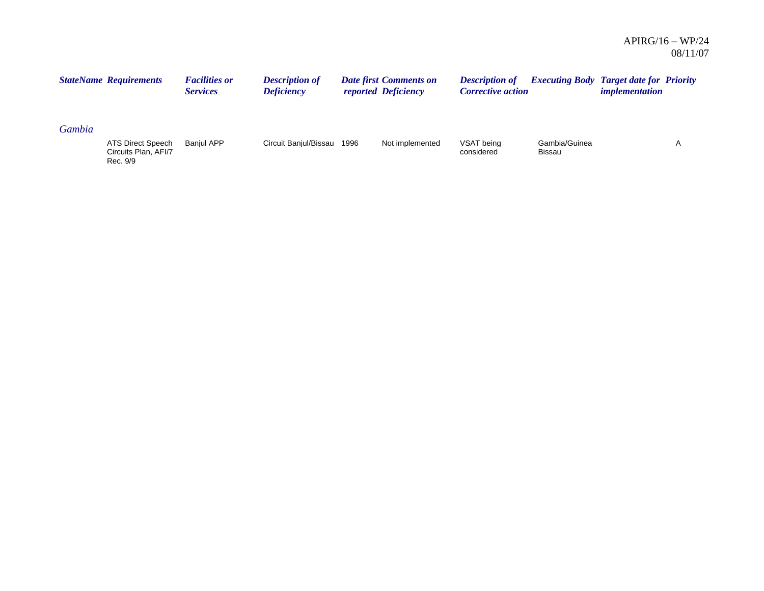| StateName | Requirements | Facilities or Services | Description of Deficiency | Date first reported | Comments on Deficiency | Description of Corrective action | Executing Body | Target date for implementation | Priority |
|---|---|---|---|---|---|---|---|---|---|
| *Gambia* | | | | | | | | | |
| | ATS Direct Speech Circuits Plan, AFI/7 Rec. 9/9 | Banjul APP | Circuit Banjul/Bissau | 1996 | Not implemented | VSAT being considered | Gambia/Guinea Bissau | | A |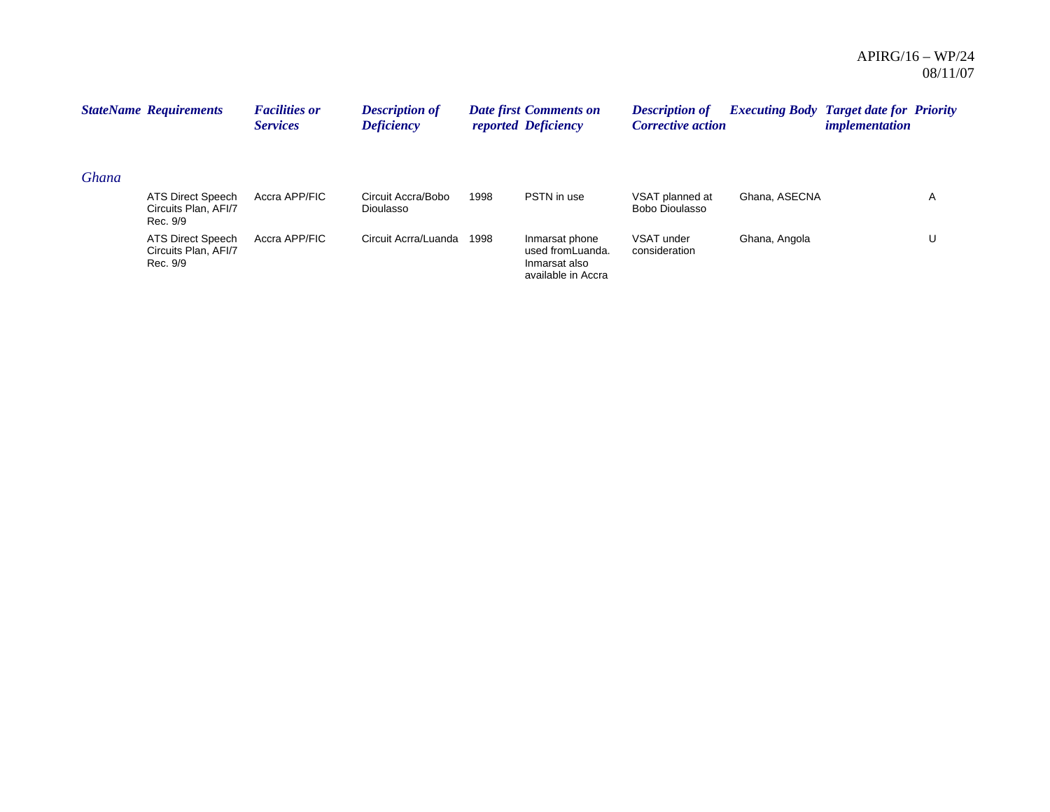| StateName | Requirements | Facilities or Services | Description of Deficiency | Date first reported | Comments on Deficiency | Description of Corrective action | Executing Body | Target date for implementation | Priority |
|---|---|---|---|---|---|---|---|---|---|
| *Ghana* | | | | | | | | | |
| | ATS Direct Speech Circuits Plan, AFI/7 Rec. 9/9 | Accra APP/FIC | Circuit Accra/Bobo Dioulasso | 1998 | PSTN in use | VSAT planned at Bobo Dioulasso | Ghana, ASECNA | | A |
| | ATS Direct Speech Circuits Plan, AFI/7 Rec. 9/9 | Accra APP/FIC | Circuit Acrra/Luanda | 1998 | Inmarsat phone used fromLuanda. Inmarsat also available in Accra | VSAT under consideration | Ghana, Angola | | U |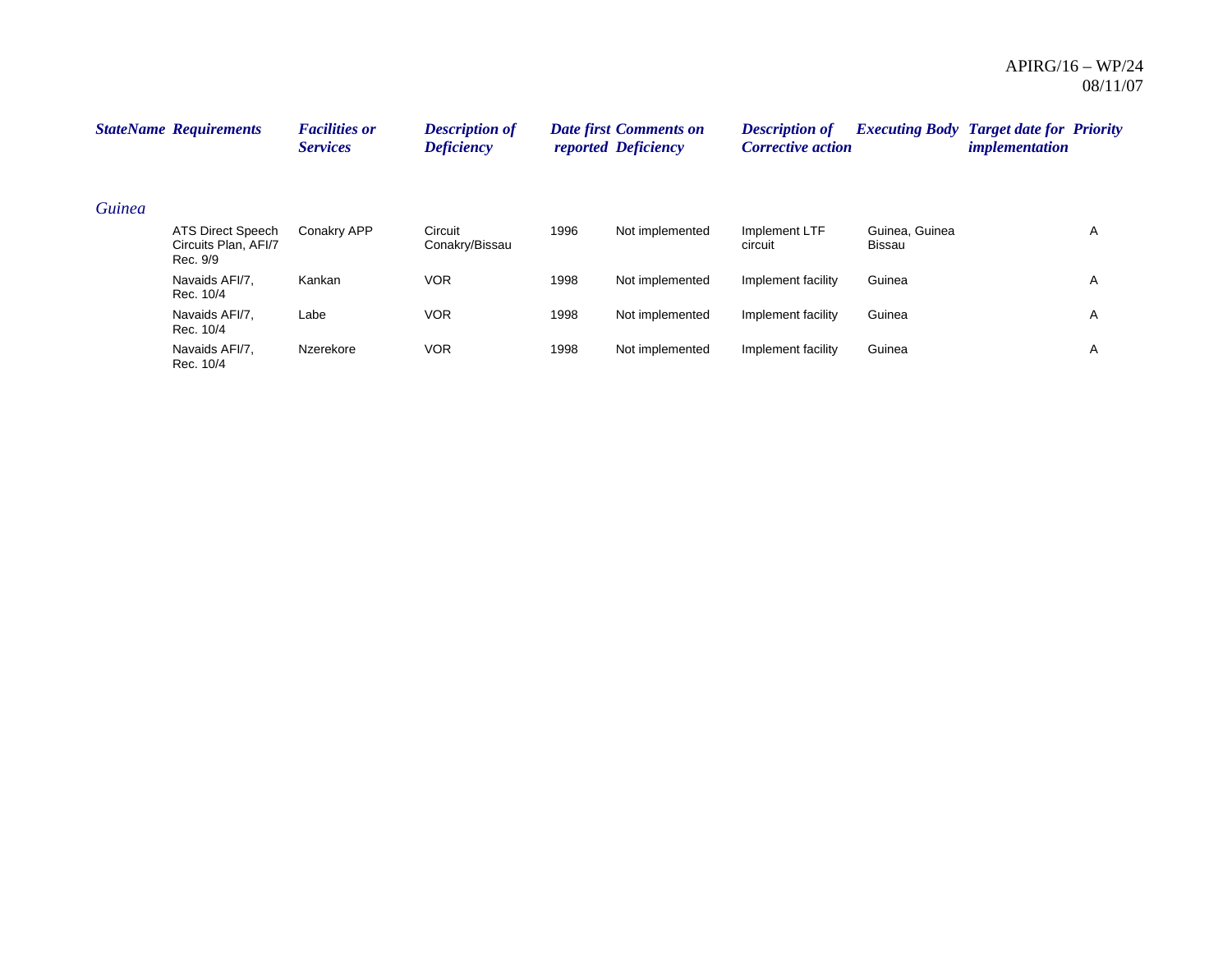| StateName | Requirements | Facilities or Services | Description of Deficiency | Date first reported | Comments on Deficiency | Description of Corrective action | Executing Body | Target date for implementation | Priority |
|---|---|---|---|---|---|---|---|---|---|
| *Guinea* | | | | | | | | | |
| | ATS Direct Speech Circuits Plan, AFI/7 Rec. 9/9 | Conakry APP | Circuit Conakry/Bissau | 1996 | Not implemented | Implement LTF circuit | Guinea, Guinea Bissau | | A |
| | Navaids AFI/7, Rec. 10/4 | Kankan | VOR | 1998 | Not implemented | Implement facility | Guinea | | A |
| | Navaids AFI/7, Rec. 10/4 | Labe | VOR | 1998 | Not implemented | Implement facility | Guinea | | A |
| | Navaids AFI/7, Rec. 10/4 | Nzerekore | VOR | 1998 | Not implemented | Implement facility | Guinea | | A |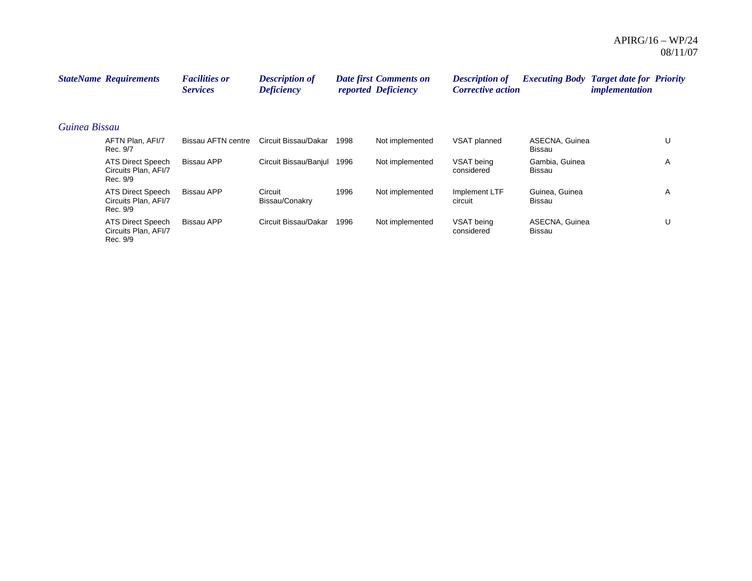| StateName | Requirements | Facilities or Services | Description of Deficiency | Date first reported | Comments on Deficiency | Description of Corrective action | Executing Body | Target date for implementation | Priority |
|---|---|---|---|---|---|---|---|---|---|
| *Guinea Bissau* | | | | | | | | | |
| | AFTN Plan, AFI/7 Rec. 9/7 | Bissau AFTN centre | Circuit Bissau/Dakar | 1998 | Not implemented | VSAT planned | ASECNA, Guinea Bissau | | U |
| | ATS Direct Speech Circuits Plan, AFI/7 Rec. 9/9 | Bissau APP | Circuit Bissau/Banjul | 1996 | Not implemented | VSAT being considered | Gambia, Guinea Bissau | | A |
| | ATS Direct Speech Circuits Plan, AFI/7 Rec. 9/9 | Bissau APP | Circuit Bissau/Conakry | 1996 | Not implemented | Implement LTF circuit | Guinea, Guinea Bissau | | A |
| | ATS Direct Speech Circuits Plan, AFI/7 Rec. 9/9 | Bissau APP | Circuit Bissau/Dakar | 1996 | Not implemented | VSAT being considered | ASECNA, Guinea Bissau | | U |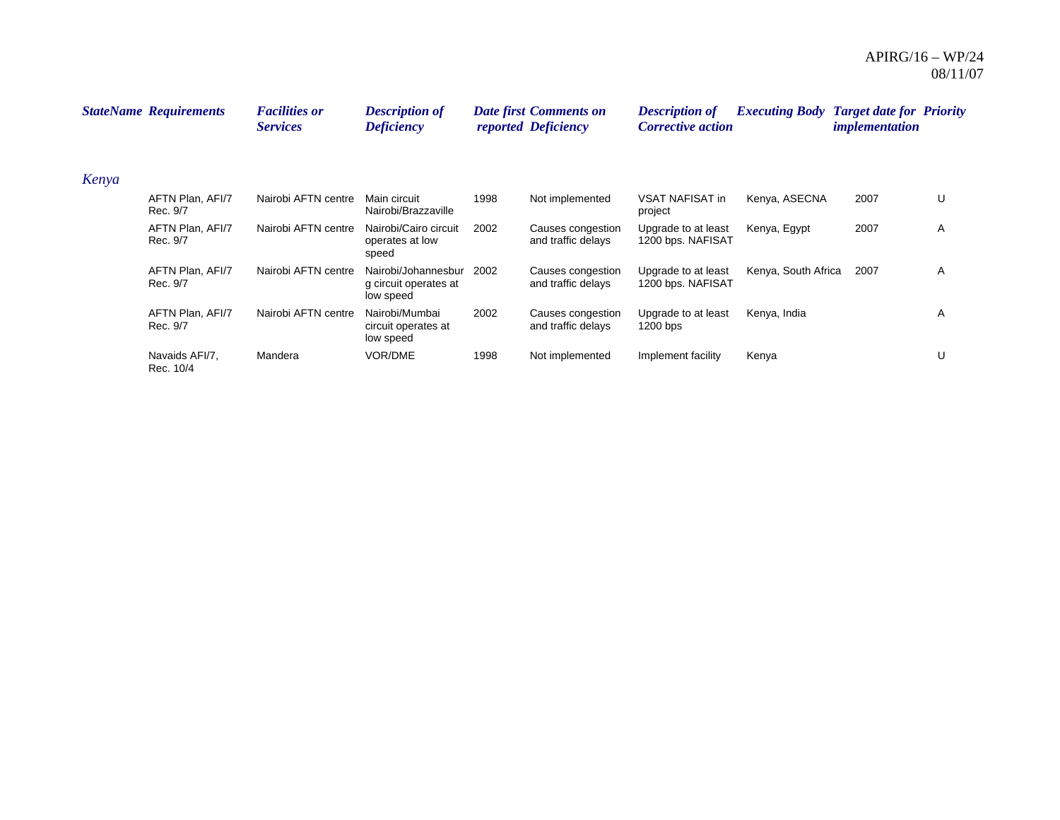| StateName | Requirements | Facilities or Services | Description of Deficiency | Date first reported | Comments on Deficiency | Description of Corrective action | Executing Body | Target date for implementation | Priority |
|---|---|---|---|---|---|---|---|---|---|
| *Kenya* | | | | | | | | | |
| | AFTN Plan, AFI/7 Rec. 9/7 | Nairobi AFTN centre | Main circuit Nairobi/Brazzaville | 1998 | Not implemented | VSAT NAFISAT in project | Kenya, ASECNA | 2007 | U |
| | AFTN Plan, AFI/7 Rec. 9/7 | Nairobi AFTN centre | Nairobi/Cairo circuit operates at low speed | 2002 | Causes congestion and traffic delays | Upgrade to at least 1200 bps. NAFISAT | Kenya, Egypt | 2007 | A |
| | AFTN Plan, AFI/7 Rec. 9/7 | Nairobi AFTN centre | Nairobi/Johannesburg circuit operates at low speed | 2002 | Causes congestion and traffic delays | Upgrade to at least 1200 bps. NAFISAT | Kenya, South Africa | 2007 | A |
| | AFTN Plan, AFI/7 Rec. 9/7 | Nairobi AFTN centre | Nairobi/Mumbai circuit operates at low speed | 2002 | Causes congestion and traffic delays | Upgrade to at least 1200 bps | Kenya, India | | A |
| | Navaids AFI/7, Rec. 10/4 | Mandera | VOR/DME | 1998 | Not implemented | Implement facility | Kenya | | U |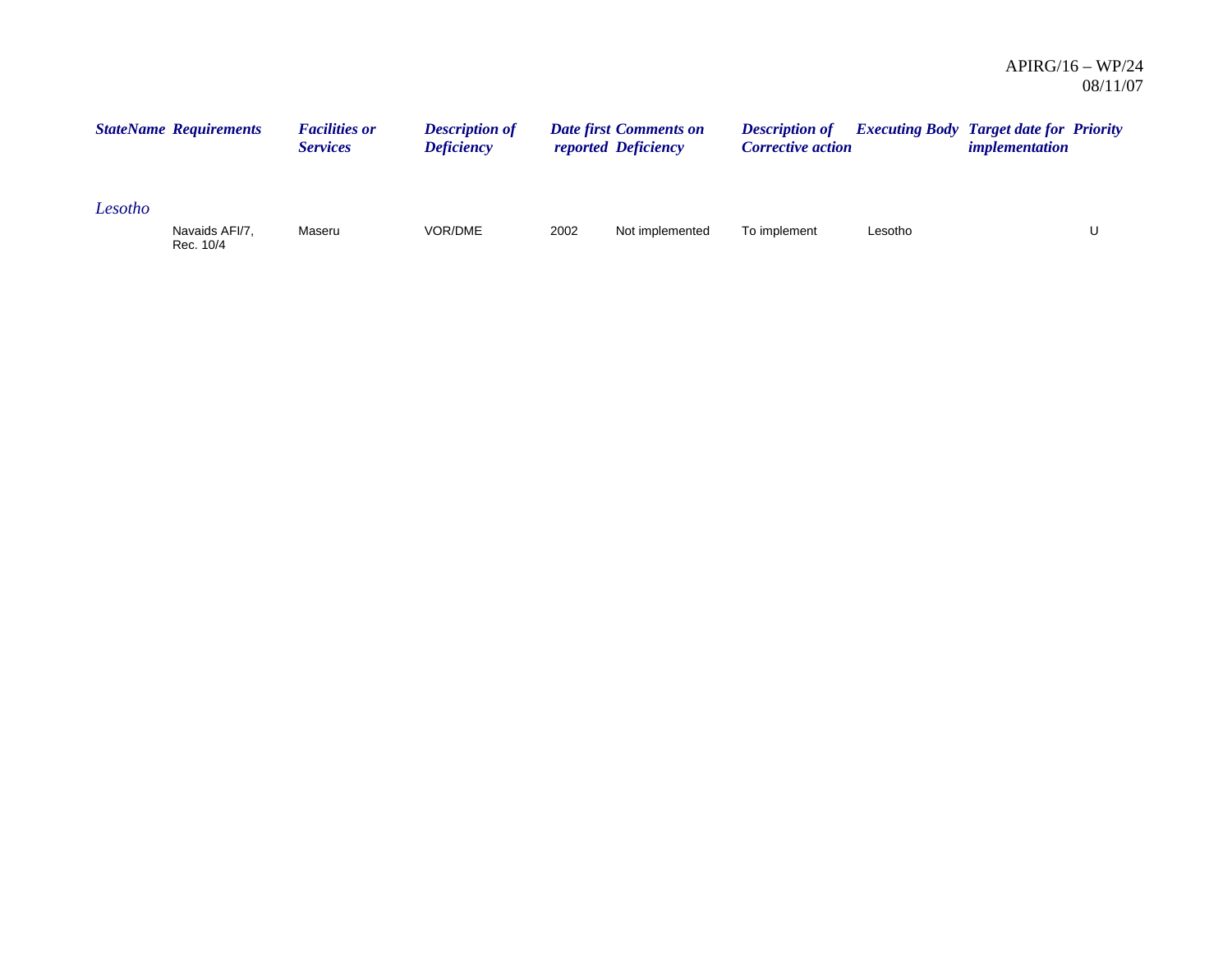| StateName | Requirements | Facilities or Services | Description of Deficiency | Date first reported | Comments on Deficiency | Description of Corrective action | Executing Body | Target date for implementation | Priority |
|---|---|---|---|---|---|---|---|---|---|
| *Lesotho* | | | | | | | | | |
| | Navaids AFI/7, Rec. 10/4 | Maseru | VOR/DME | 2002 | Not implemented | To implement | Lesotho | | U |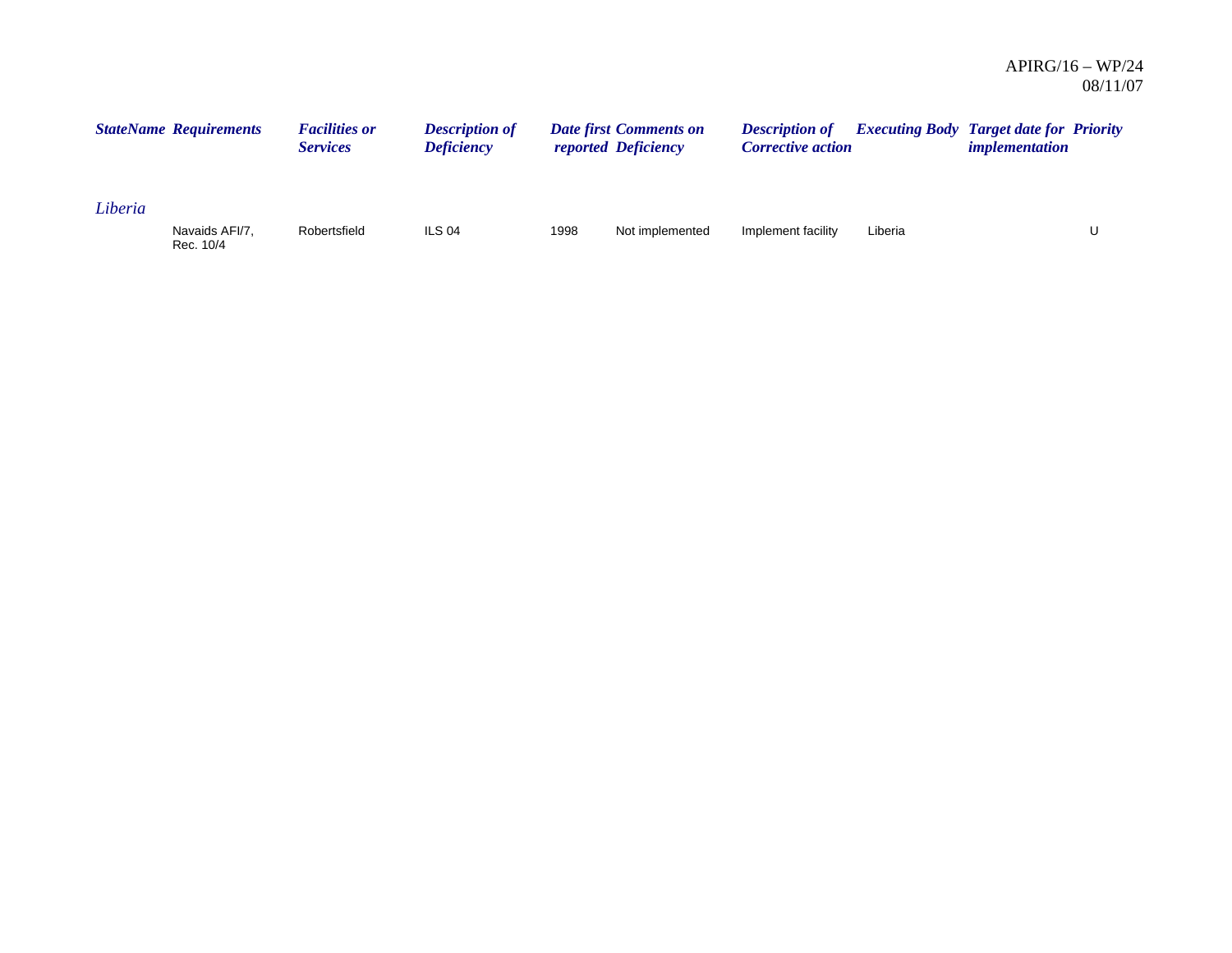| StateName | Requirements | Facilities or Services | Description of Deficiency | Date first reported | Comments on Deficiency | Description of Corrective action | Executing Body | Target date for implementation | Priority |
|---|---|---|---|---|---|---|---|---|---|
| *Liberia* | | | | | | | | | |
| | Navaids AFI/7, Rec. 10/4 | Robertsfield | ILS 04 | 1998 | Not implemented | Implement facility | Liberia | | U |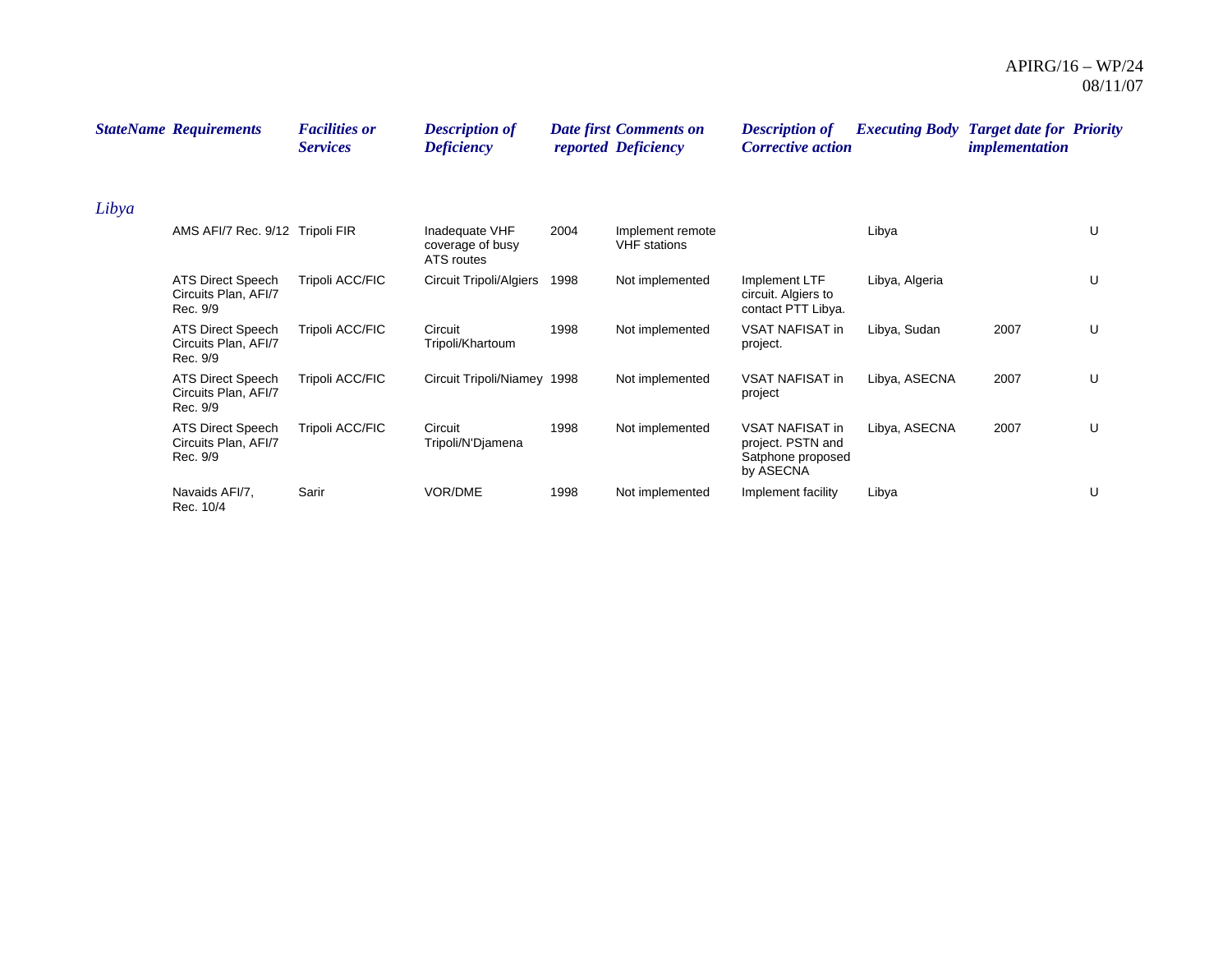| StateName | Requirements | Facilities or Services | Description of Deficiency | Date first reported | Comments on Deficiency | Description of Corrective action | Executing Body | Target date for implementation | Priority |
|---|---|---|---|---|---|---|---|---|---|
| *Libya* | | | | | | | | | |
| | AMS AFI/7 Rec. 9/12 | Tripoli FIR | Inadequate VHF coverage of busy ATS routes | 2004 | Implement remote VHF stations | | Libya | | U |
| | ATS Direct Speech Circuits Plan, AFI/7 Rec. 9/9 | Tripoli ACC/FIC | Circuit Tripoli/Algiers | 1998 | Not implemented | Implement LTF circuit. Algiers to contact PTT Libya. | Libya, Algeria | | U |
| | ATS Direct Speech Circuits Plan, AFI/7 Rec. 9/9 | Tripoli ACC/FIC | Circuit Tripoli/Khartoum | 1998 | Not implemented | VSAT NAFISAT in project. | Libya, Sudan | 2007 | U |
| | ATS Direct Speech Circuits Plan, AFI/7 Rec. 9/9 | Tripoli ACC/FIC | Circuit Tripoli/Niamey | 1998 | Not implemented | VSAT NAFISAT in project | Libya, ASECNA | 2007 | U |
| | ATS Direct Speech Circuits Plan, AFI/7 Rec. 9/9 | Tripoli ACC/FIC | Circuit Tripoli/N'Djamena | 1998 | Not implemented | VSAT NAFISAT in project. PSTN and Satphone proposed by ASECNA | Libya, ASECNA | 2007 | U |
| | Navaids AFI/7, Rec. 10/4 | Sarir | VOR/DME | 1998 | Not implemented | Implement facility | Libya | | U |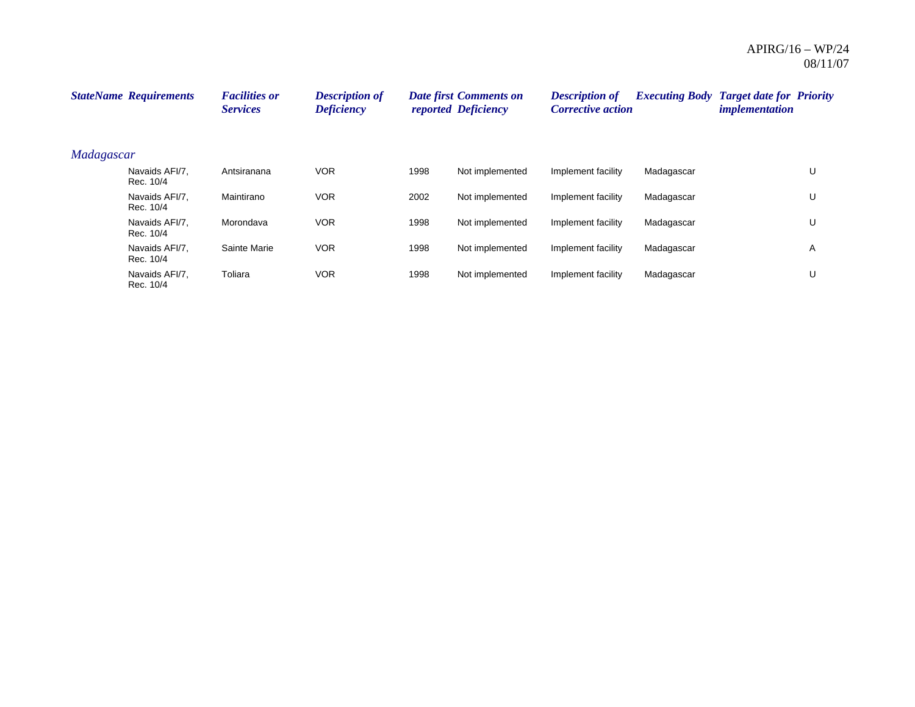| StateName | Requirements | Facilities or Services | Description of Deficiency | Date first reported | Comments on Deficiency | Description of Corrective action | Executing Body | Target date for implementation | Priority |
|---|---|---|---|---|---|---|---|---|---|
| *Madagascar* | | | | | | | | | |
| | Navaids AFI/7, Rec. 10/4 | Antsiranana | VOR | 1998 | Not implemented | Implement facility | Madagascar | | U |
| | Navaids AFI/7, Rec. 10/4 | Maintirano | VOR | 2002 | Not implemented | Implement facility | Madagascar | | U |
| | Navaids AFI/7, Rec. 10/4 | Morondava | VOR | 1998 | Not implemented | Implement facility | Madagascar | | U |
| | Navaids AFI/7, Rec. 10/4 | Sainte Marie | VOR | 1998 | Not implemented | Implement facility | Madagascar | | A |
| | Navaids AFI/7, Rec. 10/4 | Toliara | VOR | 1998 | Not implemented | Implement facility | Madagascar | | U |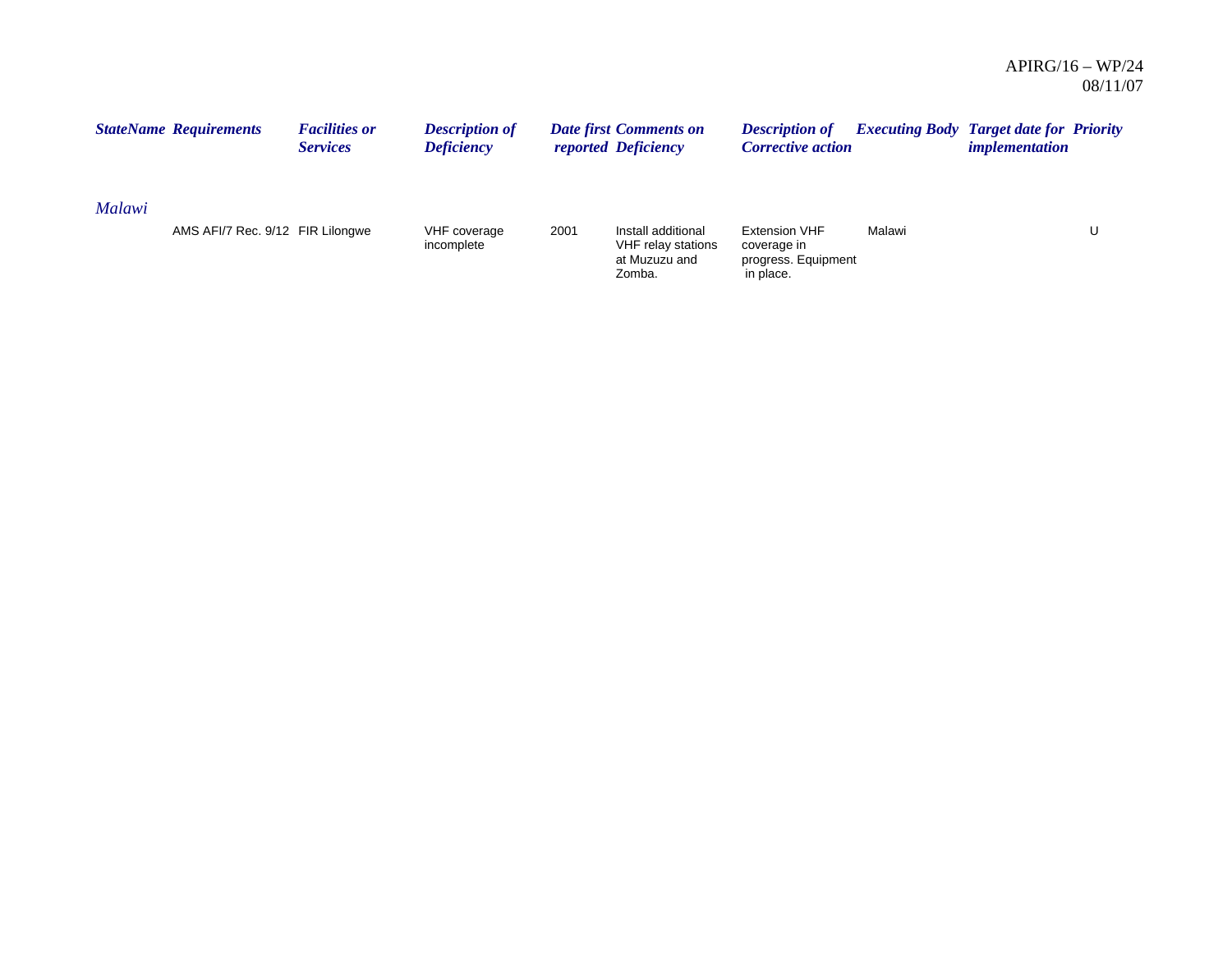| StateName | Requirements | Facilities or Services | Description of Deficiency | Date first reported | Comments on Deficiency | Description of Corrective action | Executing Body | Target date for implementation | Priority |
|---|---|---|---|---|---|---|---|---|---|
| *Malawi* | | | | | | | | | |
| | AMS AFI/7 Rec. 9/12 | FIR Lilongwe | VHF coverage incomplete | 2001 | Install additional VHF relay stations at Muzuzu and Zomba. | Extension VHF coverage in progress. Equipment in place. | Malawi | | U |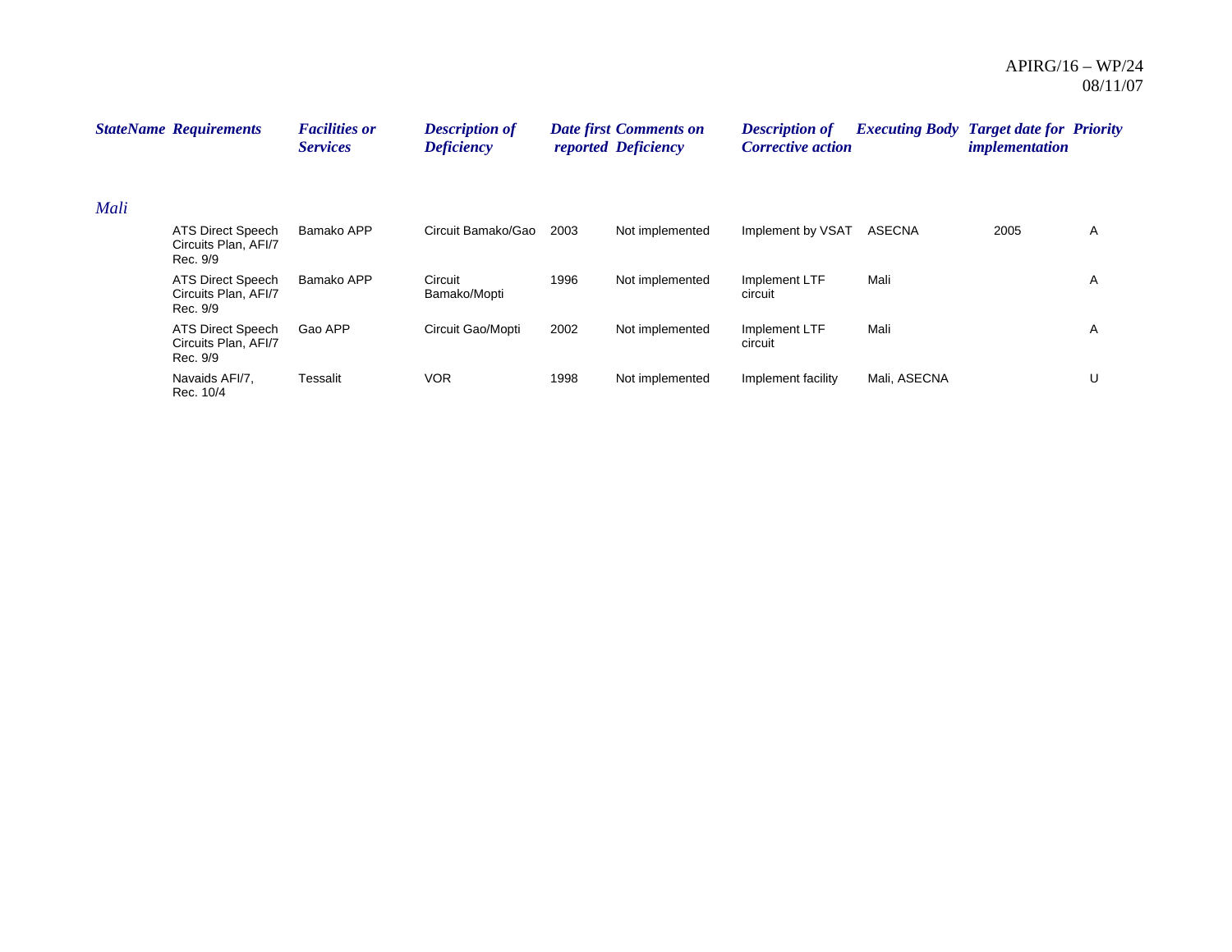| StateName | Requirements | Facilities or Services | Description of Deficiency | Date first reported | Comments on Deficiency | Description of Corrective action | Executing Body | Target date for implementation | Priority |
|---|---|---|---|---|---|---|---|---|---|
| *Mali* | | | | | | | | | |
| | ATS Direct Speech Circuits Plan, AFI/7 Rec. 9/9 | Bamako APP | Circuit Bamako/Gao | 2003 | Not implemented | Implement by VSAT | ASECNA | 2005 | A |
| | ATS Direct Speech Circuits Plan, AFI/7 Rec. 9/9 | Bamako APP | Circuit Bamako/Mopti | 1996 | Not implemented | Implement LTF circuit | Mali | | A |
| | ATS Direct Speech Circuits Plan, AFI/7 Rec. 9/9 | Gao APP | Circuit Gao/Mopti | 2002 | Not implemented | Implement LTF circuit | Mali | | A |
| | Navaids AFI/7, Rec. 10/4 | Tessalit | VOR | 1998 | Not implemented | Implement facility | Mali, ASECNA | | U |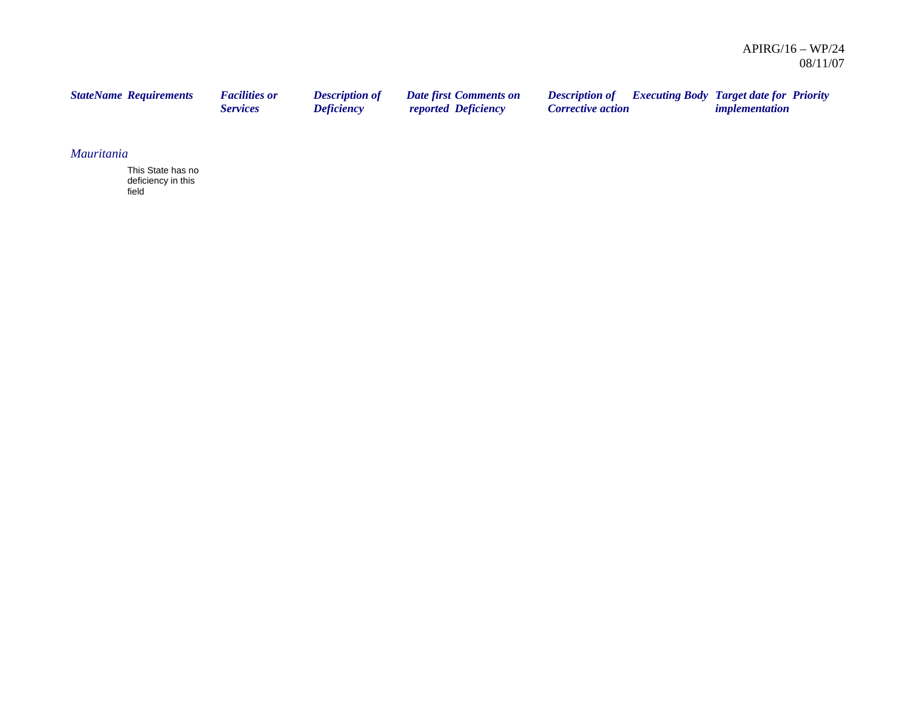| StateName | Requirements | Facilities or Services | Description of Deficiency | Date first reported | Comments on Deficiency | Description of Corrective action | Executing Body | Target date for implementation | Priority |
|---|---|---|---|---|---|---|---|---|---|
| *Mauritania* | | | | | | | | | |
| | This State has no deficiency in this field | | | | | | | | |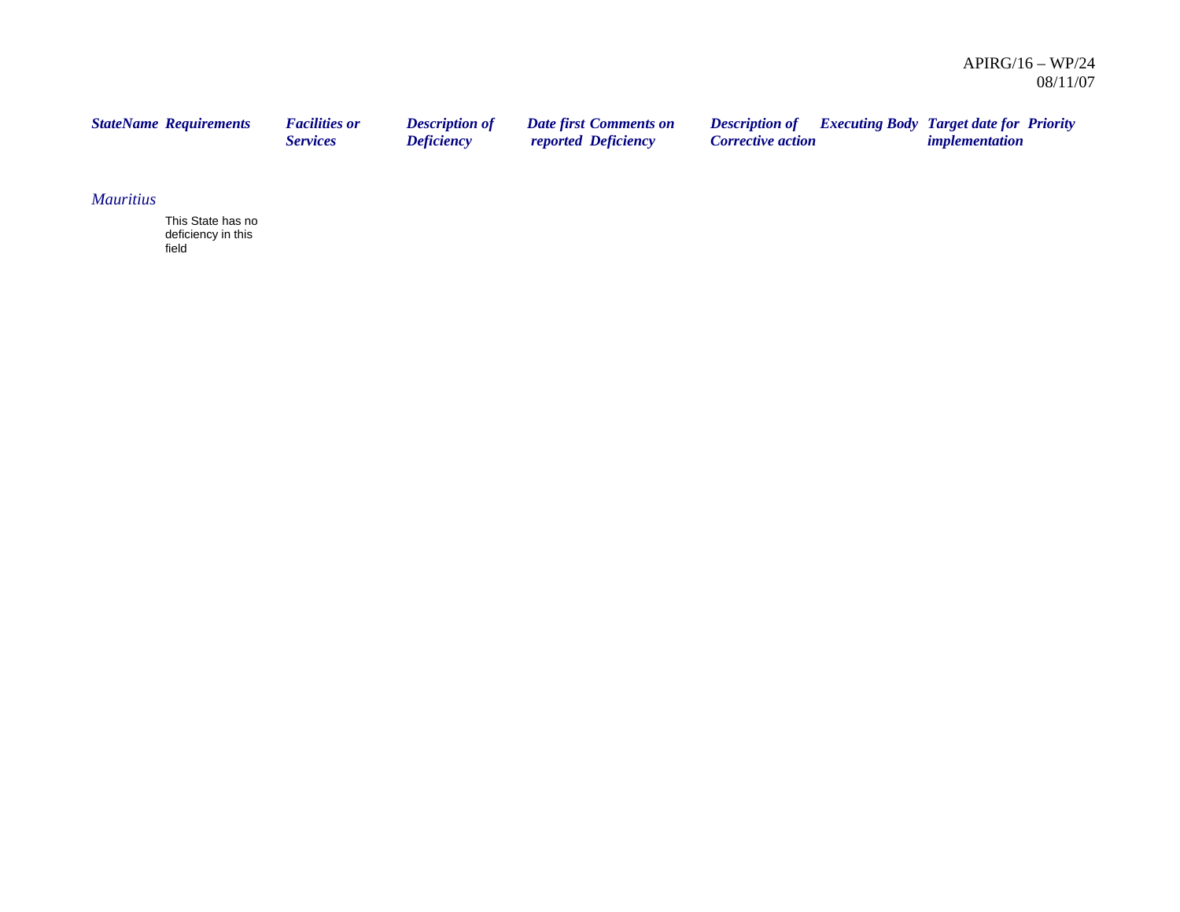| *StateName* | *Requirements* | *Facilities or Services* | *Description of Deficiency* | *Date first reported* | *Comments on Deficiency* | *Description of Corrective action* | *Executing Body* | *Target date for implementation* | *Priority* |
|---|---|---|---|---|---|---|---|---|---|
| *Mauritius* | | | | | | | | | |
| | This State has no deficiency in this field | | | | | | | | |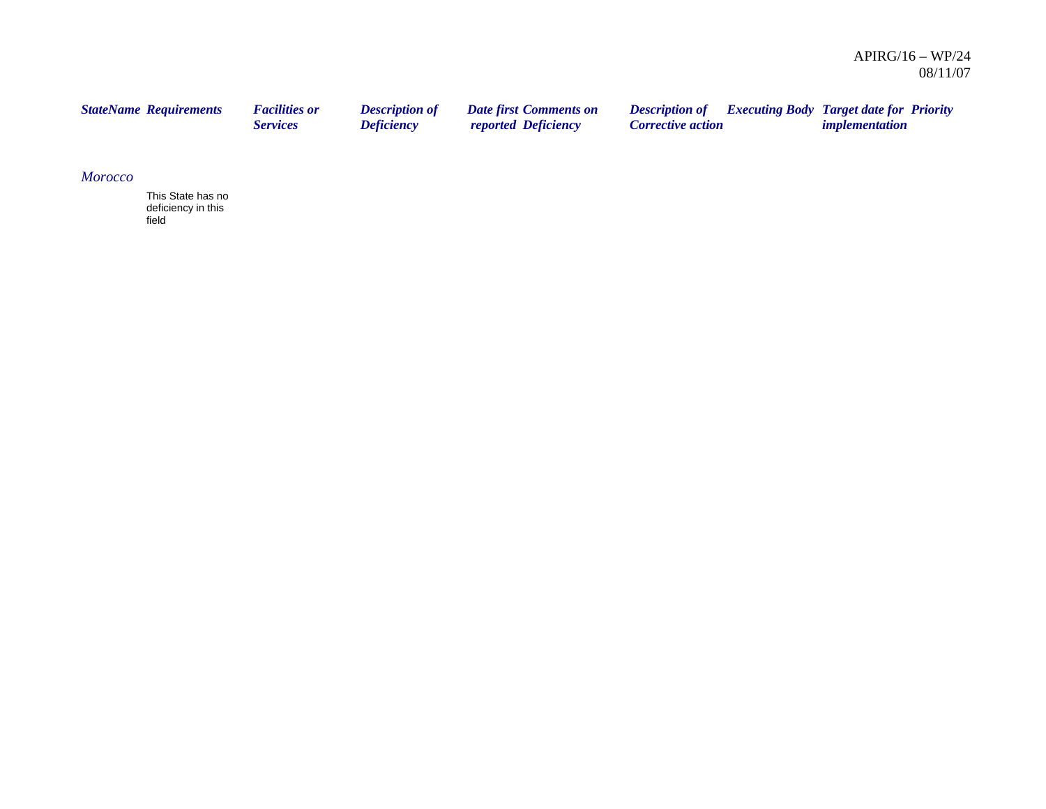| *StateName* | *Requirements* | *Facilities or Services* | *Description of Deficiency* | *Date first reported* | *Comments on Deficiency* | *Description of Corrective action* | *Executing Body* | *Target date for implementation* | *Priority* |
|---|---|---|---|---|---|---|---|---|---|
| *Morocco* | | | | | | | | | |
| | This State has no deficiency in this field | | | | | | | | |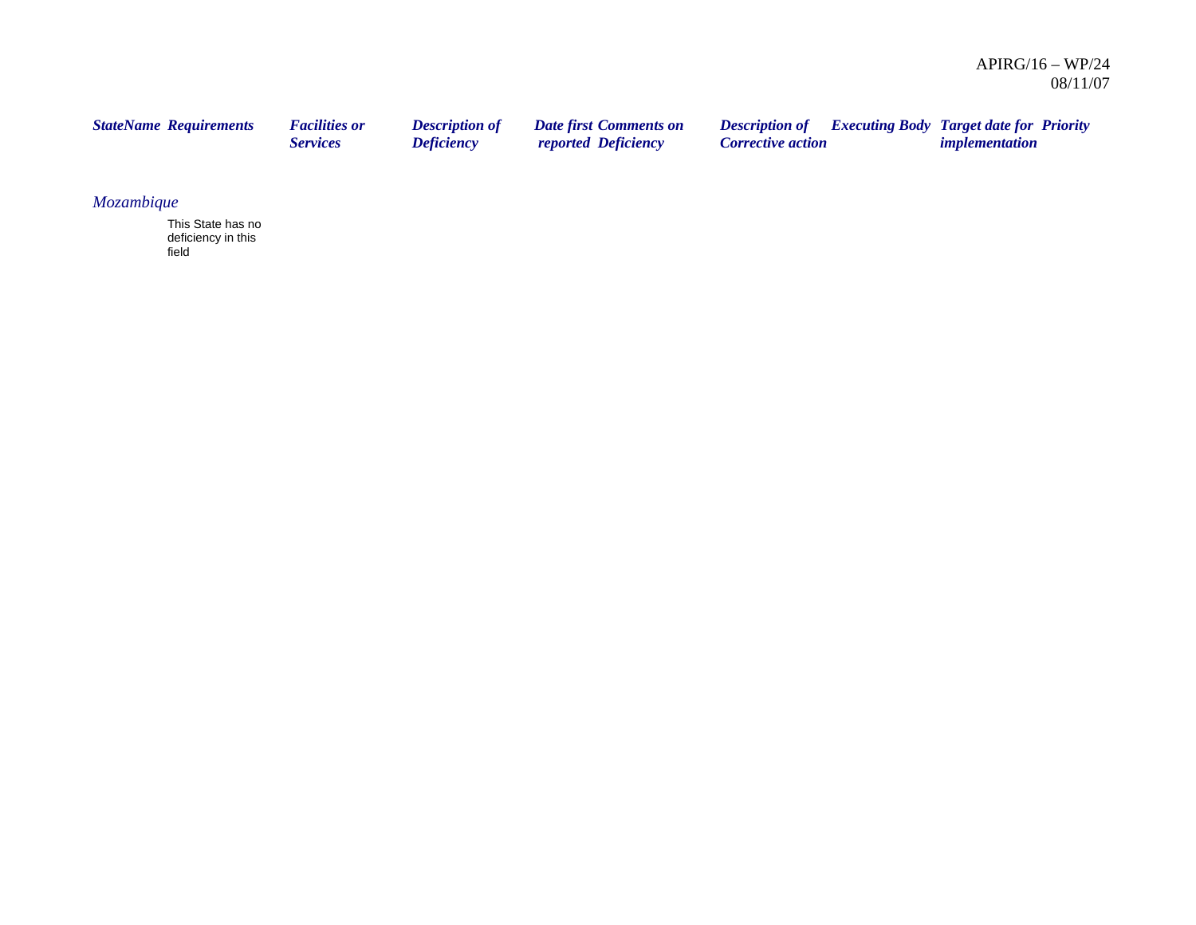| StateName | Requirements | Facilities or Services | Description of Deficiency | Date first reported | Comments on Deficiency | Description of Corrective action | Executing Body | Target date for implementation | Priority |
|---|---|---|---|---|---|---|---|---|---|
| *Mozambique* | | | | | | | | | |
| | This State has no deficiency in this field | | | | | | | | |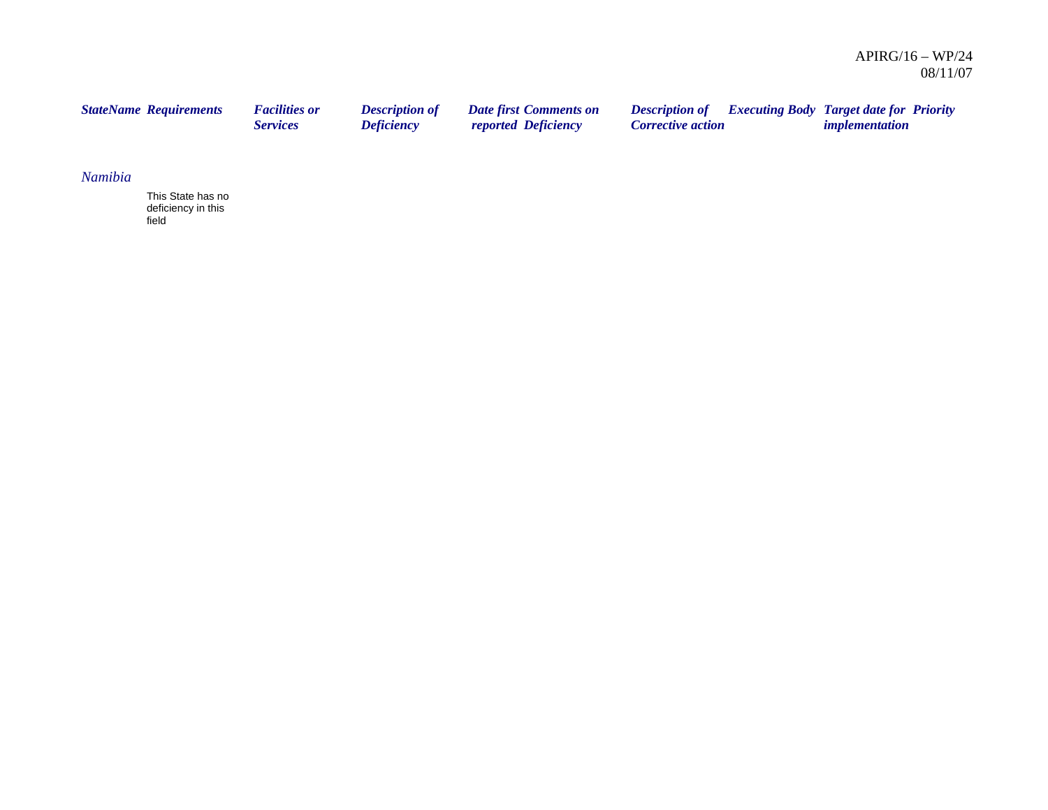| StateName | Requirements | Facilities or Services | Description of Deficiency | Date first reported | Comments on Deficiency | Description of Corrective action | Executing Body | Target date for implementation | Priority |
| --- | --- | --- | --- | --- | --- | --- | --- | --- | --- |
| *Namibia* | | | | | | | | | |
| | This State has no deficiency in this field | | | | | | | | |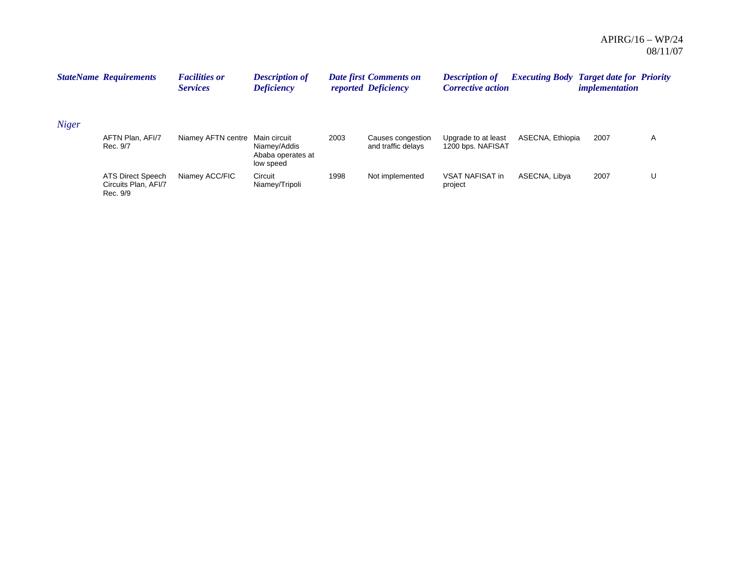| StateName | Requirements | Facilities or Services | Description of Deficiency | Date first reported | Comments on Deficiency | Description of Corrective action | Executing Body | Target date for implementation | Priority |
|---|---|---|---|---|---|---|---|---|---|
| *Niger* | | | | | | | | | |
| | AFTN Plan, AFI/7 Rec. 9/7 | Niamey AFTN centre | Main circuit Niamey/Addis Ababa operates at low speed | 2003 | Causes congestion and traffic delays | Upgrade to at least 1200 bps. NAFISAT | ASECNA, Ethiopia | 2007 | A |
| | ATS Direct Speech Circuits Plan, AFI/7 Rec. 9/9 | Niamey ACC/FIC | Circuit Niamey/Tripoli | 1998 | Not implemented | VSAT NAFISAT in project | ASECNA, Libya | 2007 | U |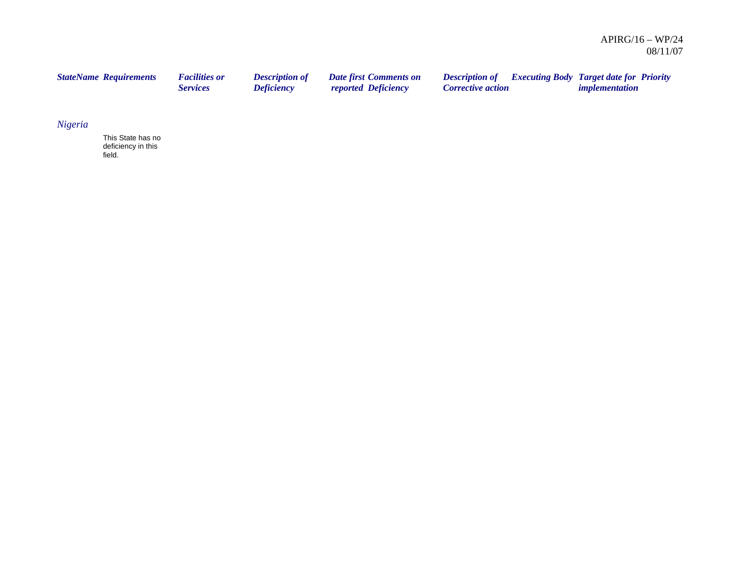| *StateName* | *Requirements* | *Facilities or Services* | *Description of Deficiency* | *Date first reported* | *Comments on Deficiency* | *Description of Corrective action* | *Executing Body* | *Target date for implementation* | *Priority* |
|---|---|---|---|---|---|---|---|---|---|
| *Nigeria* | | | | | | | | | |
| | This State has no deficiency in this field. | | | | | | | | |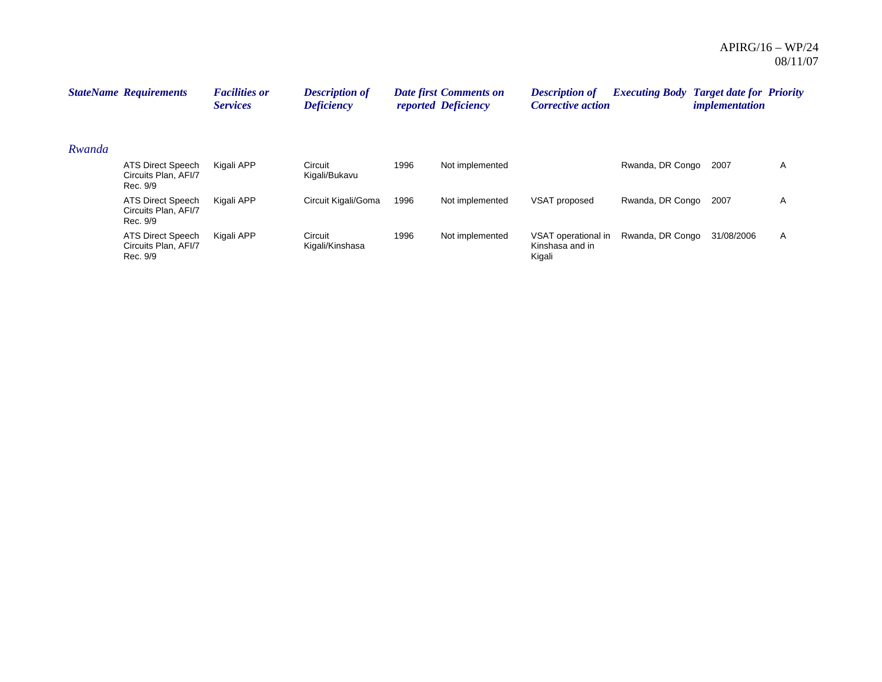| StateName | Requirements | Facilities or Services | Description of Deficiency | Date first reported | Comments on Deficiency | Description of Corrective action | Executing Body | Target date for implementation | Priority |
|---|---|---|---|---|---|---|---|---|---|
| *Rwanda* | | | | | | | | | |
| | ATS Direct Speech Circuits Plan, AFI/7 Rec. 9/9 | Kigali APP | Circuit Kigali/Bukavu | 1996 | Not implemented | | Rwanda, DR Congo | 2007 | A |
| | ATS Direct Speech Circuits Plan, AFI/7 Rec. 9/9 | Kigali APP | Circuit Kigali/Goma | 1996 | Not implemented | VSAT proposed | Rwanda, DR Congo | 2007 | A |
| | ATS Direct Speech Circuits Plan, AFI/7 Rec. 9/9 | Kigali APP | Circuit Kigali/Kinshasa | 1996 | Not implemented | VSAT operational in Kinshasa and in Kigali | Rwanda, DR Congo | 31/08/2006 | A |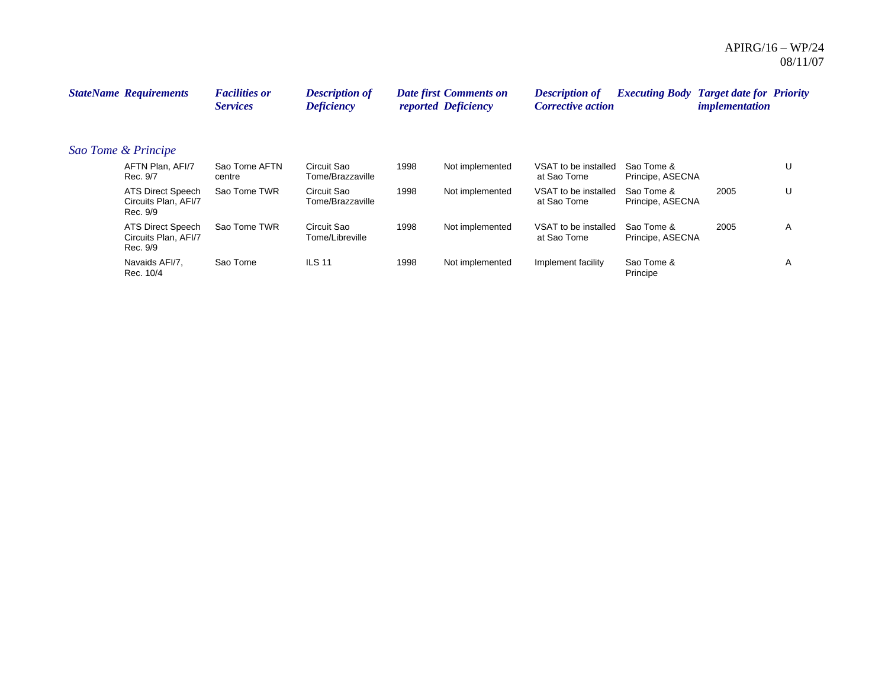| StateName | Requirements | Facilities or Services | Description of Deficiency | Date first reported | Comments on Deficiency | Description of Corrective action | Executing Body | Target date for implementation | Priority |
|---|---|---|---|---|---|---|---|---|---|
| *Sao Tome & Principe* | | | | | | | | | |
| | AFTN Plan, AFI/7 Rec. 9/7 | Sao Tome AFTN centre | Circuit Sao Tome/Brazzaville | 1998 | Not implemented | VSAT to be installed at Sao Tome | Sao Tome & Principe, ASECNA | | U |
| | ATS Direct Speech Circuits Plan, AFI/7 Rec. 9/9 | Sao Tome TWR | Circuit Sao Tome/Brazzaville | 1998 | Not implemented | VSAT to be installed at Sao Tome | Sao Tome & Principe, ASECNA | 2005 | U |
| | ATS Direct Speech Circuits Plan, AFI/7 Rec. 9/9 | Sao Tome TWR | Circuit Sao Tome/Libreville | 1998 | Not implemented | VSAT to be installed at Sao Tome | Sao Tome & Principe, ASECNA | 2005 | A |
| | Navaids AFI/7, Rec. 10/4 | Sao Tome | ILS 11 | 1998 | Not implemented | Implement facility | Sao Tome & Principe | | A |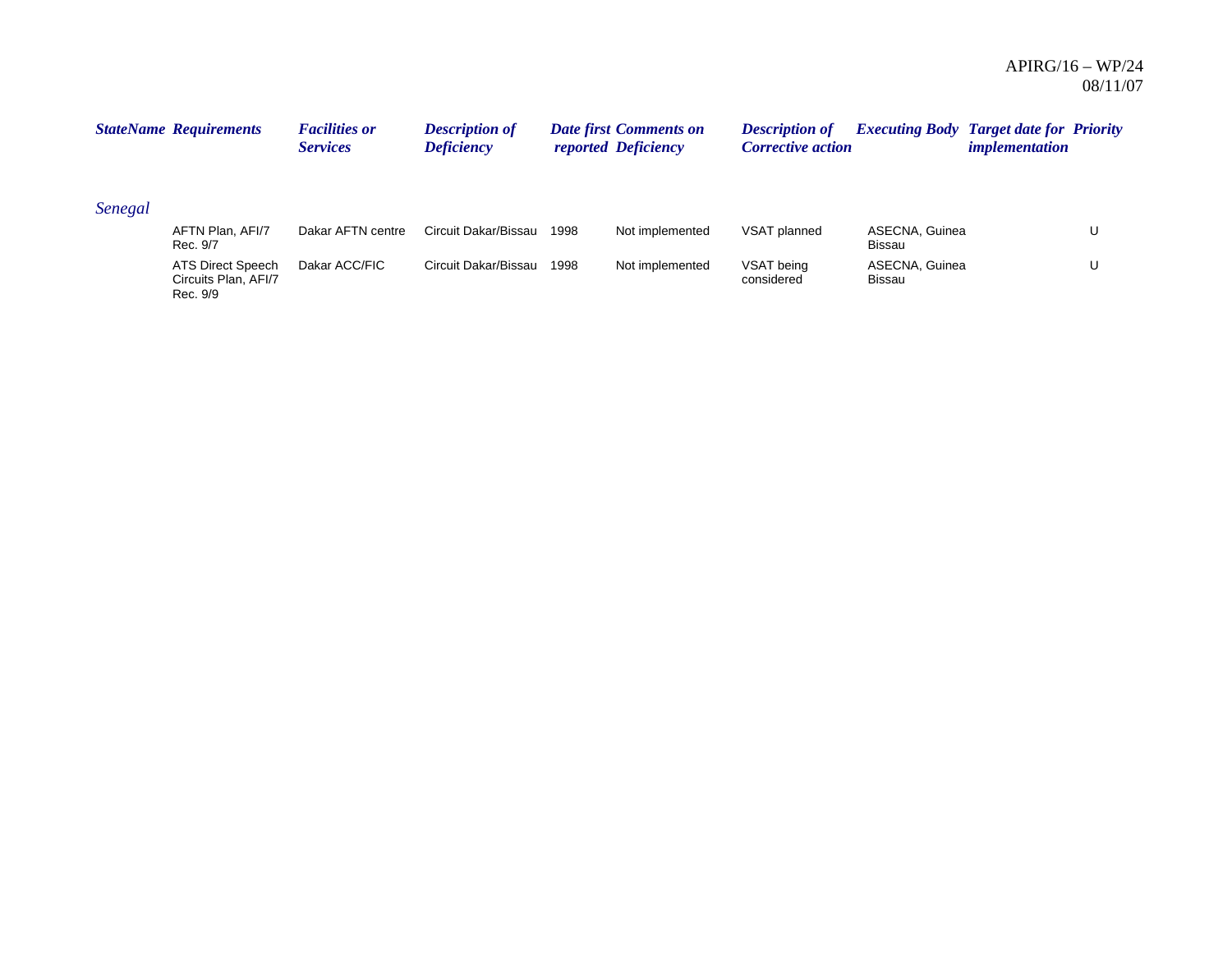| StateName | Requirements | Facilities or Services | Description of Deficiency | Date first reported | Comments on Deficiency | Description of Corrective action | Executing Body | Target date for implementation | Priority |
|---|---|---|---|---|---|---|---|---|---|
| *Senegal* | | | | | | | | | |
| | AFTN Plan, AFI/7 Rec. 9/7 | Dakar AFTN centre | Circuit Dakar/Bissau | 1998 | Not implemented | VSAT planned | ASECNA, Guinea Bissau | | U |
| | ATS Direct Speech Circuits Plan, AFI/7 Rec. 9/9 | Dakar ACC/FIC | Circuit Dakar/Bissau | 1998 | Not implemented | VSAT being considered | ASECNA, Guinea Bissau | | U |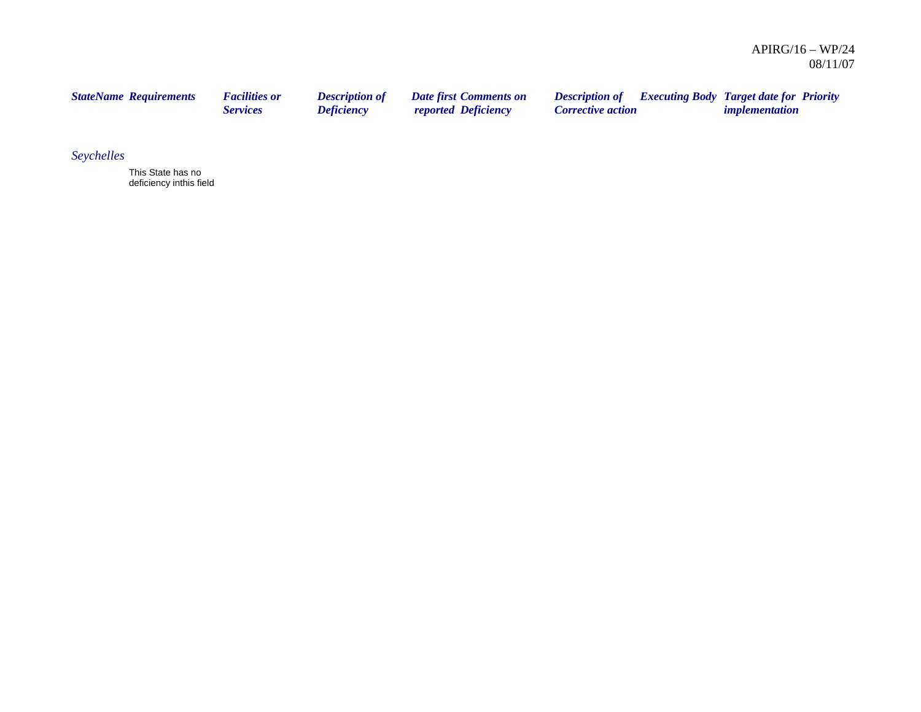| StateName | Requirements | Facilities or Services | Description of Deficiency | Date first reported | Comments on Deficiency | Description of Corrective action | Executing Body | Target date for implementation | Priority |
|---|---|---|---|---|---|---|---|---|---|
| *Seychelles* | | | | | | | | | |
| | This State has no deficiency inthis field | | | | | | | | |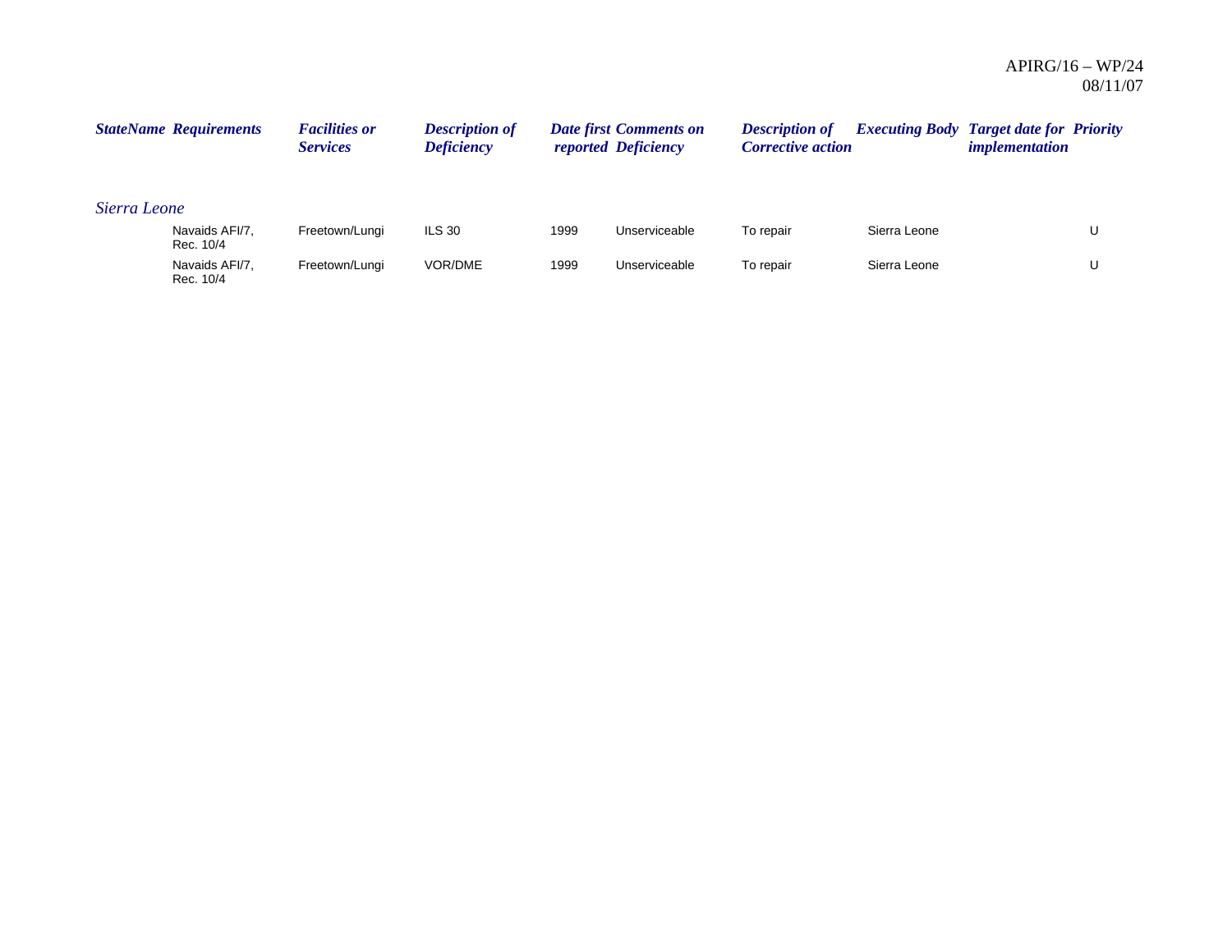| StateName | Requirements | Facilities or Services | Description of Deficiency | Date first reported | Comments on Deficiency | Description of Corrective action | Executing Body | Target date for implementation | Priority |
|---|---|---|---|---|---|---|---|---|---|
| *Sierra Leone* | | | | | | | | | |
| | Navaids AFI/7, Rec. 10/4 | Freetown/Lungi | ILS 30 | 1999 | Unserviceable | To repair | Sierra Leone | | U |
| | Navaids AFI/7, Rec. 10/4 | Freetown/Lungi | VOR/DME | 1999 | Unserviceable | To repair | Sierra Leone | | U |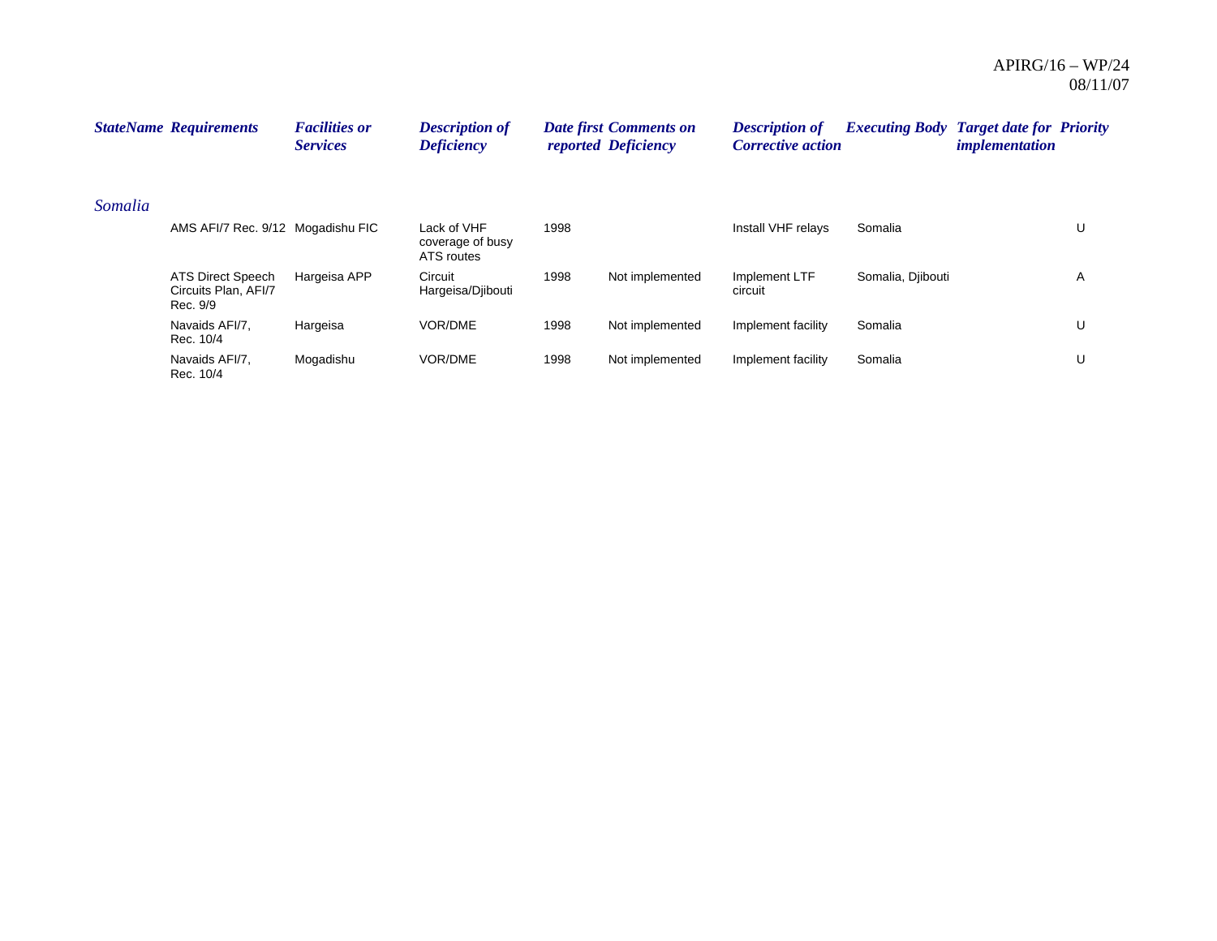| StateName | Requirements | Facilities or Services | Description of Deficiency | Date first reported | Comments on Deficiency | Description of Corrective action | Executing Body | Target date for implementation | Priority |
|---|---|---|---|---|---|---|---|---|---|
| *Somalia* | | | | | | | | | |
| | AMS AFI/7 Rec. 9/12 | Mogadishu FIC | Lack of VHF coverage of busy ATS routes | 1998 | | Install VHF relays | Somalia | | U |
| | ATS Direct Speech Circuits Plan, AFI/7 Rec. 9/9 | Hargeisa APP | Circuit Hargeisa/Djibouti | 1998 | Not implemented | Implement LTF circuit | Somalia, Djibouti | | A |
| | Navaids AFI/7, Rec. 10/4 | Hargeisa | VOR/DME | 1998 | Not implemented | Implement facility | Somalia | | U |
| | Navaids AFI/7, Rec. 10/4 | Mogadishu | VOR/DME | 1998 | Not implemented | Implement facility | Somalia | | U |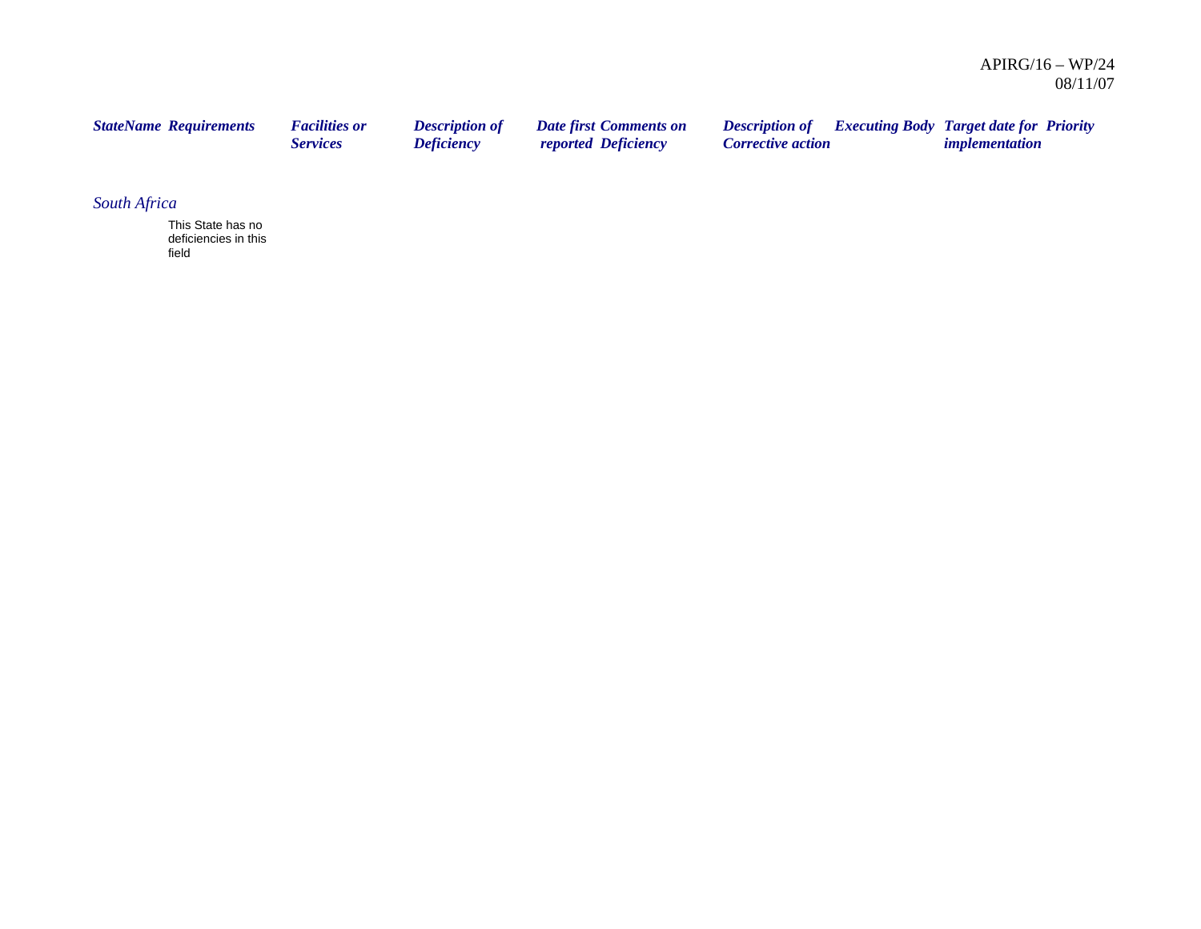| StateName | Requirements | Facilities or Services | Description of Deficiency | Date first reported | Comments on Deficiency | Description of Corrective action | Executing Body | Target date for implementation | Priority |
|---|---|---|---|---|---|---|---|---|---|
| *South Africa* | | | | | | | | | |
| | This State has no deficiencies in this field | | | | | | | | |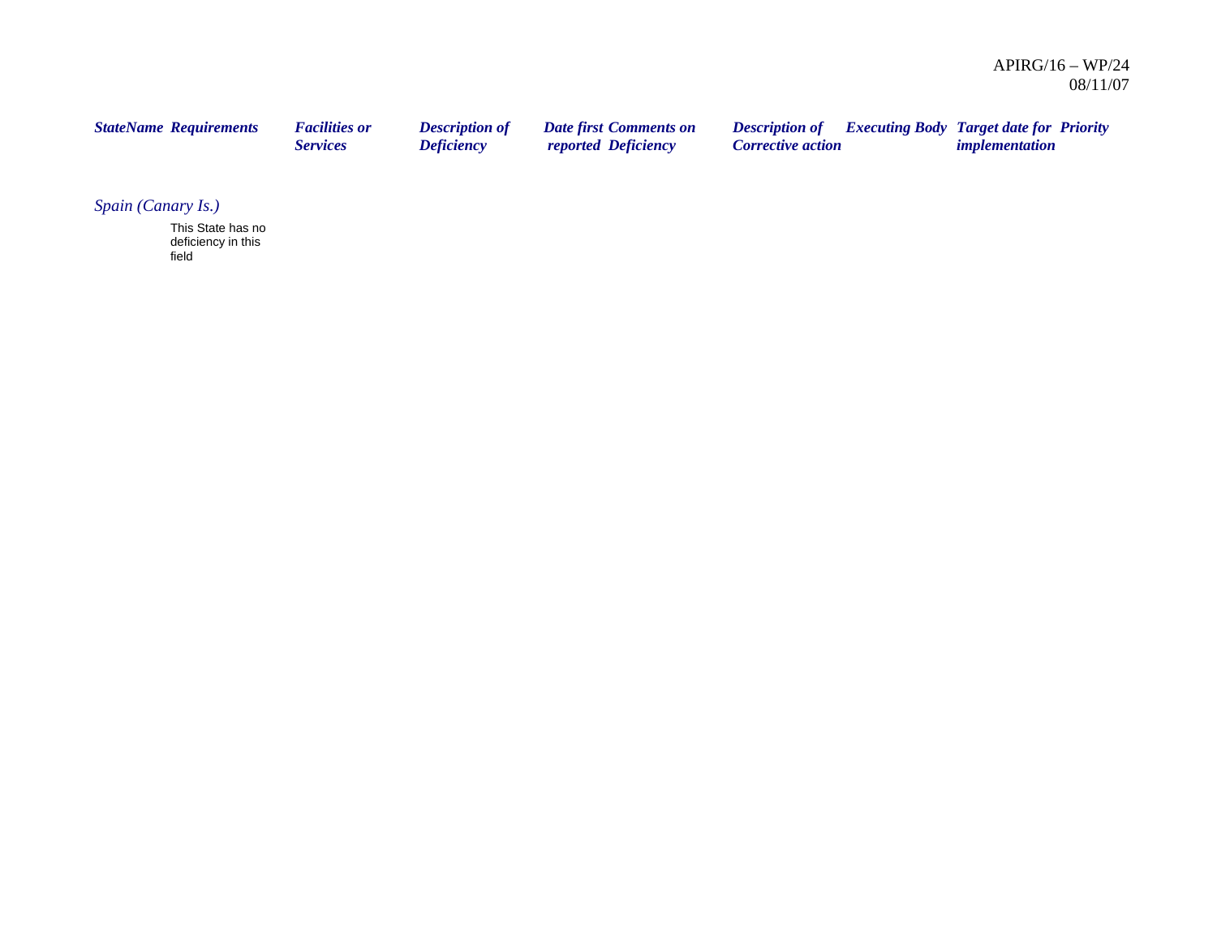| *StateName* | *Requirements* | *Facilities or Services* | *Description of Deficiency* | *Date first reported* | *Comments on Deficiency* | *Description of Corrective action* | *Executing Body* | *Target date for implementation* | *Priority* |
|---|---|---|---|---|---|---|---|---|---|
| *Spain (Canary Is.)* | | | | | | | | | |
| | This State has no deficiency in this field | | | | | | | | |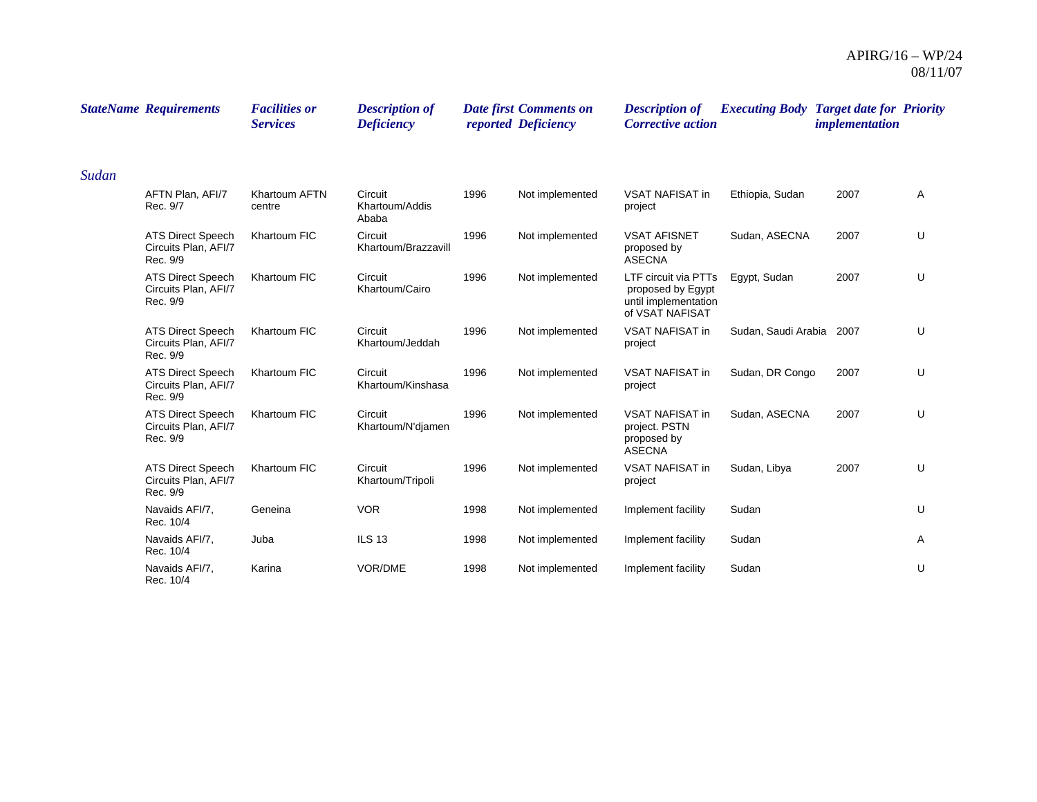| StateName | Requirements | Facilities or Services | Description of Deficiency | Date first reported | Comments on Deficiency | Description of Corrective action | Executing Body | Target date for implementation | Priority |
|---|---|---|---|---|---|---|---|---|---|
| *Sudan* | | | | | | | | | |
| | AFTN Plan, AFI/7 Rec. 9/7 | Khartoum AFTN centre | Circuit Khartoum/Addis Ababa | 1996 | Not implemented | VSAT NAFISAT in project | Ethiopia, Sudan | 2007 | A |
| | ATS Direct Speech Circuits Plan, AFI/7 Rec. 9/9 | Khartoum FIC | Circuit Khartoum/Brazzavill | 1996 | Not implemented | VSAT AFISNET proposed by ASECNA | Sudan, ASECNA | 2007 | U |
| | ATS Direct Speech Circuits Plan, AFI/7 Rec. 9/9 | Khartoum FIC | Circuit Khartoum/Cairo | 1996 | Not implemented | LTF circuit via PTTs proposed by Egypt until implementation of VSAT NAFISAT | Egypt, Sudan | 2007 | U |
| | ATS Direct Speech Circuits Plan, AFI/7 Rec. 9/9 | Khartoum FIC | Circuit Khartoum/Jeddah | 1996 | Not implemented | VSAT NAFISAT in project | Sudan, Saudi Arabia | 2007 | U |
| | ATS Direct Speech Circuits Plan, AFI/7 Rec. 9/9 | Khartoum FIC | Circuit Khartoum/Kinshasa | 1996 | Not implemented | VSAT NAFISAT in project | Sudan, DR Congo | 2007 | U |
| | ATS Direct Speech Circuits Plan, AFI/7 Rec. 9/9 | Khartoum FIC | Circuit Khartoum/N'djamen | 1996 | Not implemented | VSAT NAFISAT in project. PSTN proposed by ASECNA | Sudan, ASECNA | 2007 | U |
| | ATS Direct Speech Circuits Plan, AFI/7 Rec. 9/9 | Khartoum FIC | Circuit Khartoum/Tripoli | 1996 | Not implemented | VSAT NAFISAT in project | Sudan, Libya | 2007 | U |
| | Navaids AFI/7, Rec. 10/4 | Geneina | VOR | 1998 | Not implemented | Implement facility | Sudan | | U |
| | Navaids AFI/7, Rec. 10/4 | Juba | ILS 13 | 1998 | Not implemented | Implement facility | Sudan | | A |
| | Navaids AFI/7, Rec. 10/4 | Karina | VOR/DME | 1998 | Not implemented | Implement facility | Sudan | | U |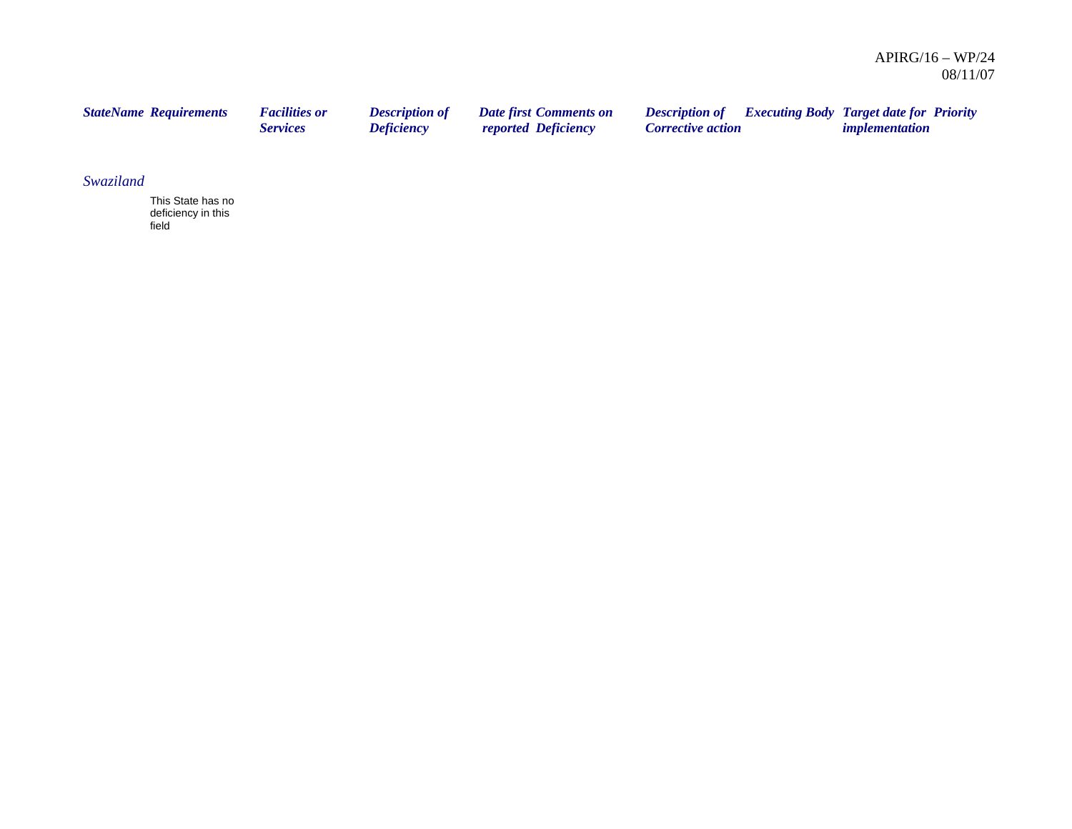| StateName | Requirements | Facilities or Services | Description of Deficiency | Date first reported | Comments on Deficiency | Description of Corrective action | Executing Body | Target date for implementation | Priority |
|---|---|---|---|---|---|---|---|---|---|
| *Swaziland* | | | | | | | | | |
| | This State has no deficiency in this field | | | | | | | | |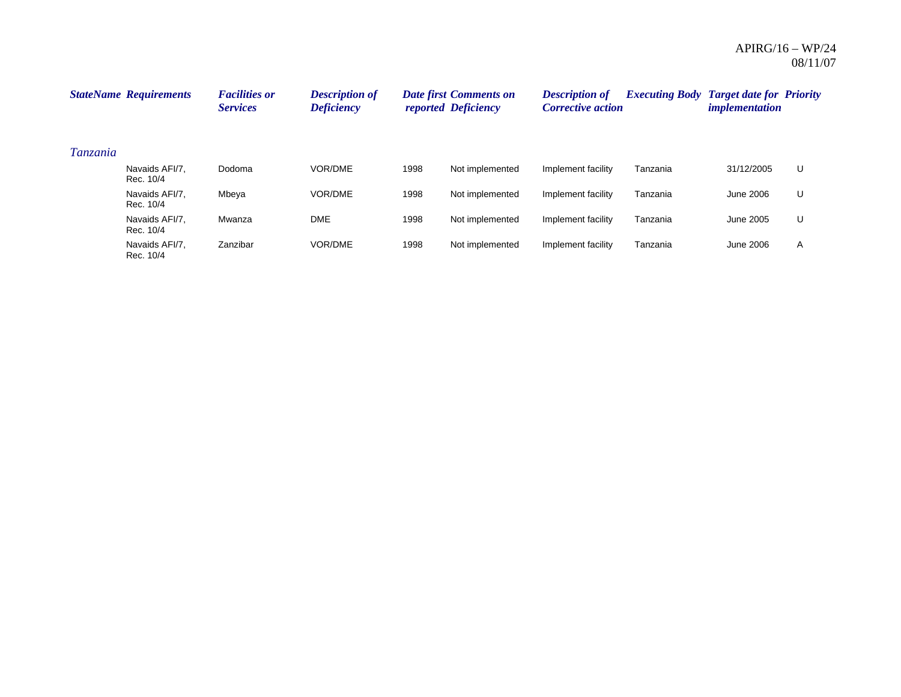| StateName | Requirements | Facilities or Services | Description of Deficiency | Date first reported | Comments on Deficiency | Description of Corrective action | Executing Body | Target date for implementation | Priority |
|---|---|---|---|---|---|---|---|---|---|
| *Tanzania* | | | | | | | | | |
| | Navaids AFI/7, Rec. 10/4 | Dodoma | VOR/DME | 1998 | Not implemented | Implement facility | Tanzania | 31/12/2005 | U |
| | Navaids AFI/7, Rec. 10/4 | Mbeya | VOR/DME | 1998 | Not implemented | Implement facility | Tanzania | June 2006 | U |
| | Navaids AFI/7, Rec. 10/4 | Mwanza | DME | 1998 | Not implemented | Implement facility | Tanzania | June 2005 | U |
| | Navaids AFI/7, Rec. 10/4 | Zanzibar | VOR/DME | 1998 | Not implemented | Implement facility | Tanzania | June 2006 | A |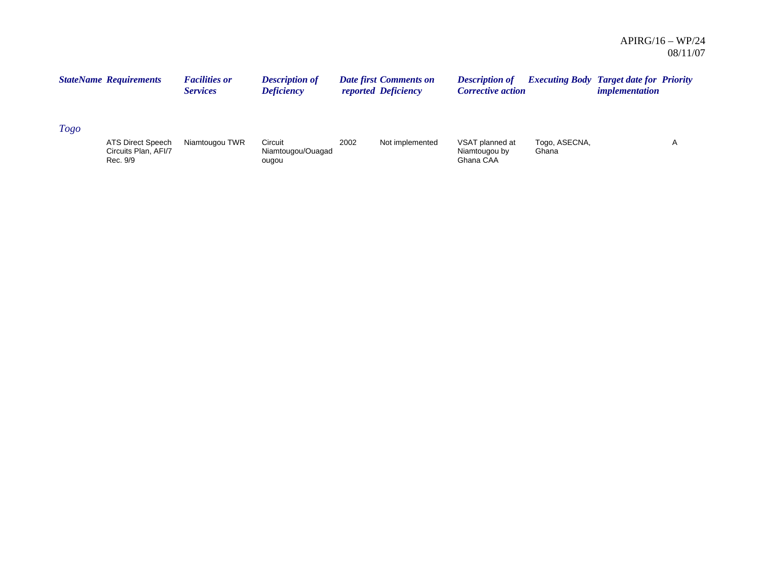| StateName | Requirements | Facilities or Services | Description of Deficiency | Date first reported | Comments on Deficiency | Description of Corrective action | Executing Body | Target date for implementation | Priority |
|---|---|---|---|---|---|---|---|---|---|
| *Togo* | | | | | | | | | |
| | ATS Direct Speech Circuits Plan, AFI/7 Rec. 9/9 | Niamtougou TWR | Circuit Niamtougou/Ouagadougou | 2002 | Not implemented | VSAT planned at Niamtougou by Ghana CAA | Togo, ASECNA, Ghana | | A |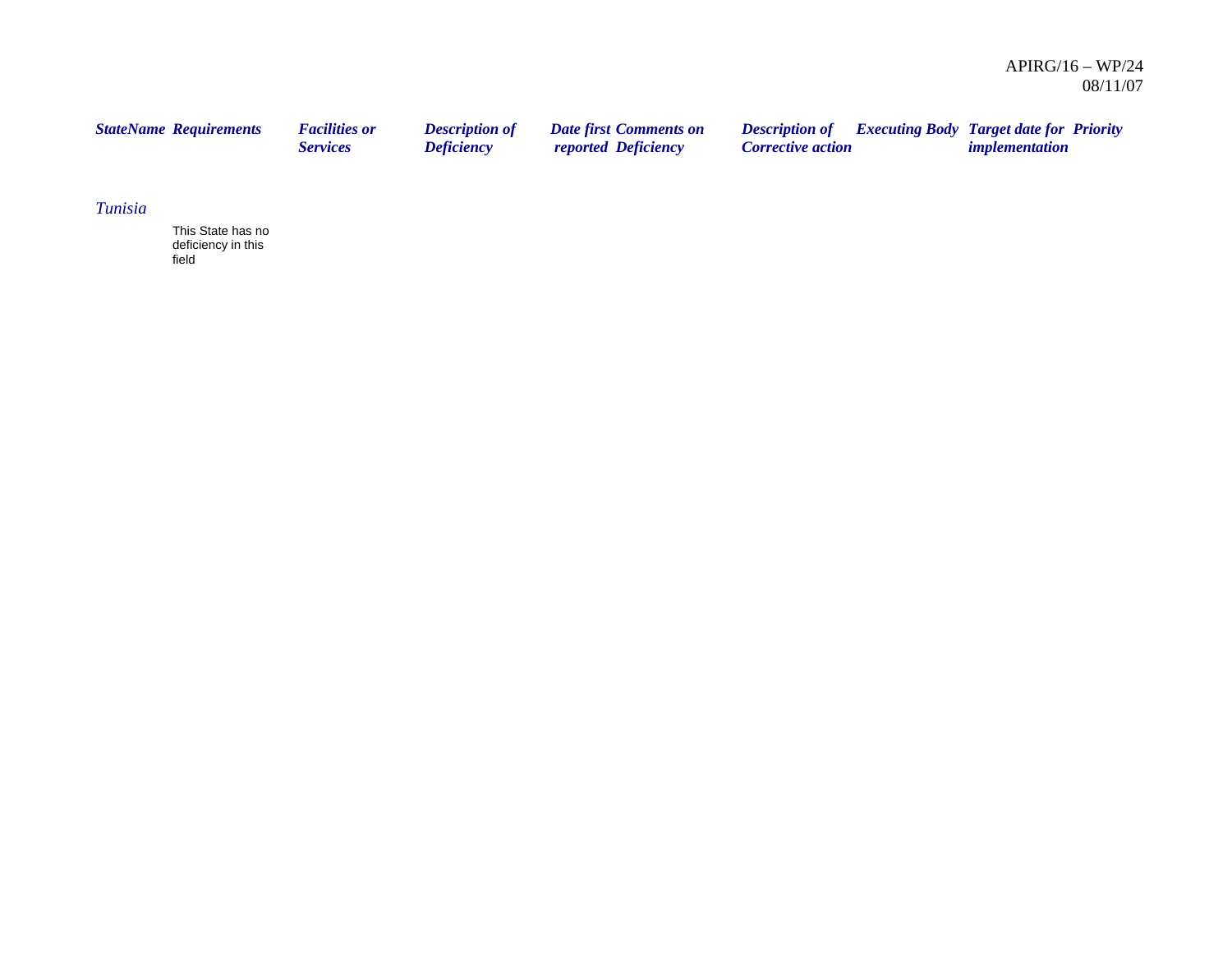| *StateName* | *Requirements* | *Facilities or Services* | *Description of Deficiency* | *Date first reported* | *Comments on Deficiency* | *Description of Corrective action* | *Executing Body* | *Target date for implementation* | *Priority* |
|---|---|---|---|---|---|---|---|---|---|
| *Tunisia* | | | | | | | | | |
| | This State has no deficiency in this field | | | | | | | | |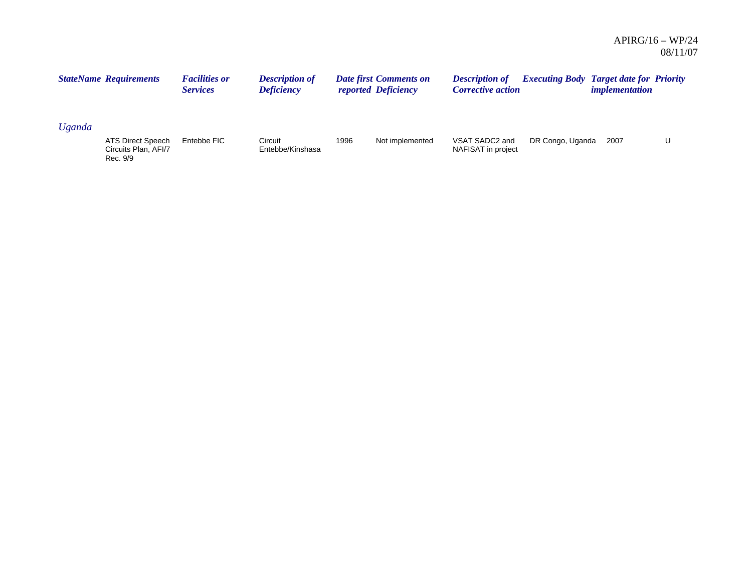| StateName | Requirements | Facilities or Services | Description of Deficiency | Date first reported | Comments on Deficiency | Description of Corrective action | Executing Body | Target date for implementation | Priority |
|---|---|---|---|---|---|---|---|---|---|
| *Uganda* | | | | | | | | | |
| | ATS Direct Speech Circuits Plan, AFI/7 Rec. 9/9 | Entebbe FIC | Circuit Entebbe/Kinshasa | 1996 | Not implemented | VSAT SADC2 and NAFISAT in project | DR Congo, Uganda | 2007 | U |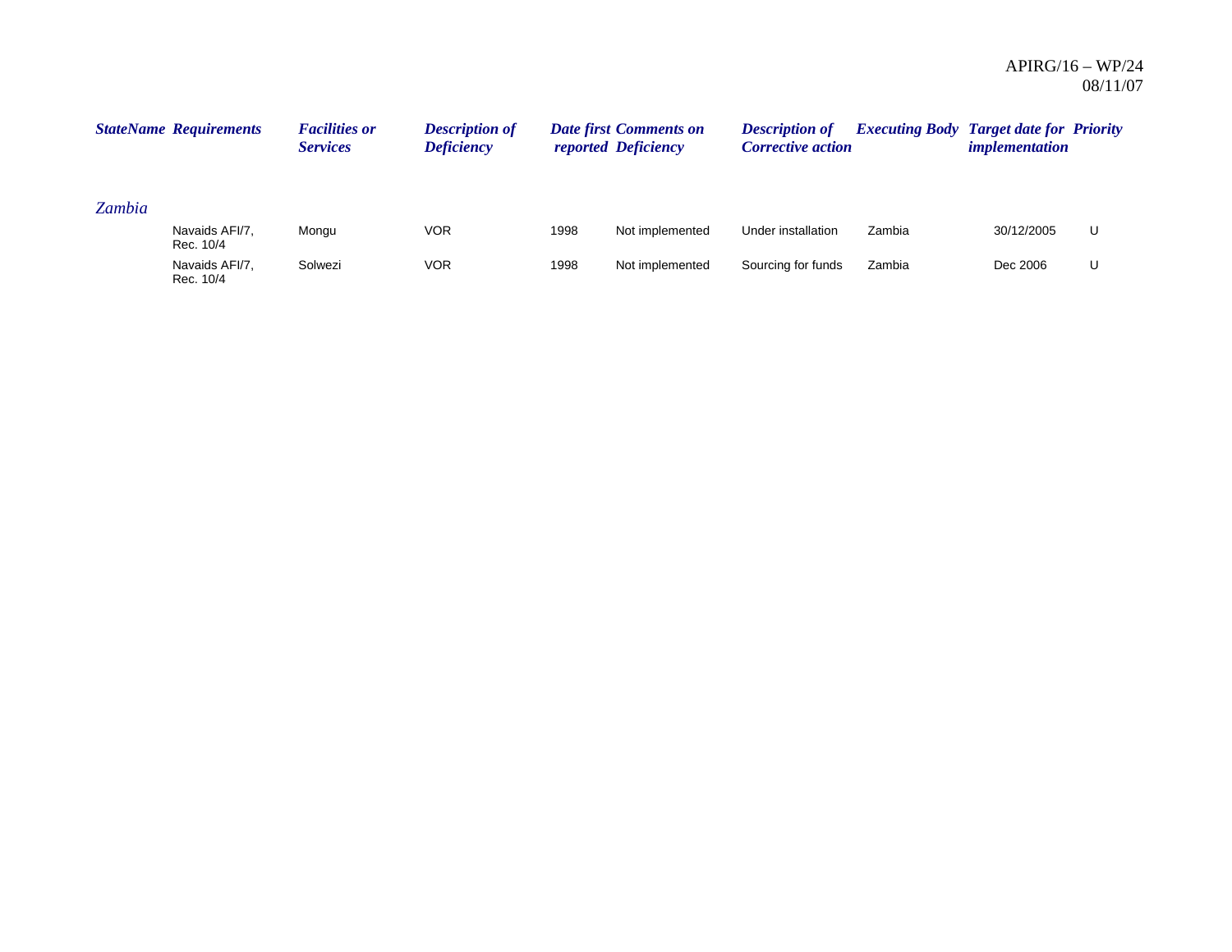| StateName | Requirements | Facilities or Services | Description of Deficiency | Date first reported | Comments on Deficiency | Description of Corrective action | Executing Body | Target date for implementation | Priority |
|---|---|---|---|---|---|---|---|---|---|
| *Zambia* | | | | | | | | | |
| | Navaids AFI/7, Rec. 10/4 | Mongu | VOR | 1998 | Not implemented | Under installation | Zambia | 30/12/2005 | U |
| | Navaids AFI/7, Rec. 10/4 | Solwezi | VOR | 1998 | Not implemented | Sourcing for funds | Zambia | Dec 2006 | U |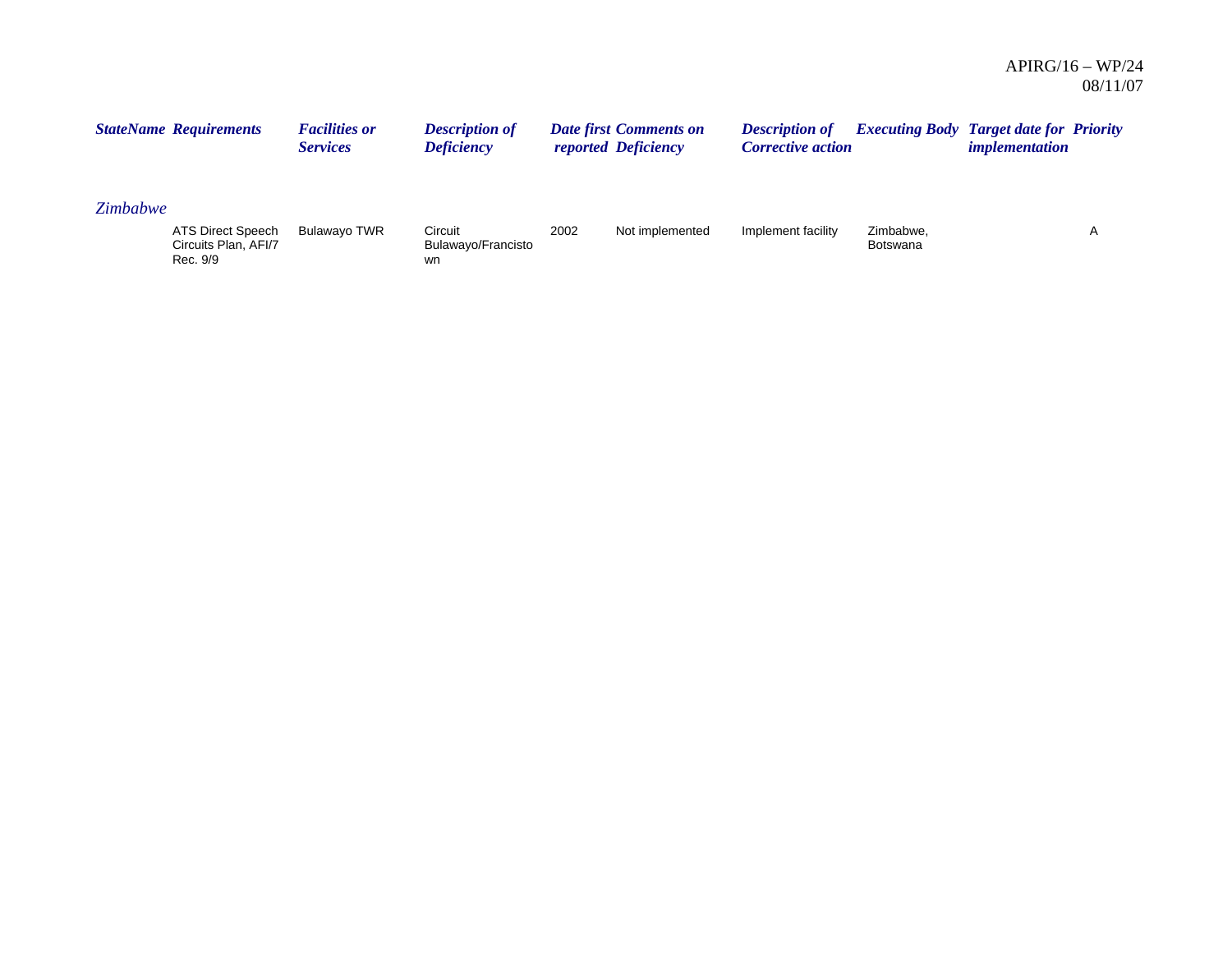| StateName | Requirements | Facilities or Services | Description of Deficiency | Date first reported | Comments on Deficiency | Description of Corrective action | Executing Body | Target date for implementation | Priority |
|---|---|---|---|---|---|---|---|---|---|
| *Zimbabwe* | | | | | | | | | |
| | ATS Direct Speech Circuits Plan, AFI/7 Rec. 9/9 | Bulawayo TWR | Circuit Bulawayo/Francistown | 2002 | Not implemented | Implement facility | Zimbabwe, Botswana | | A |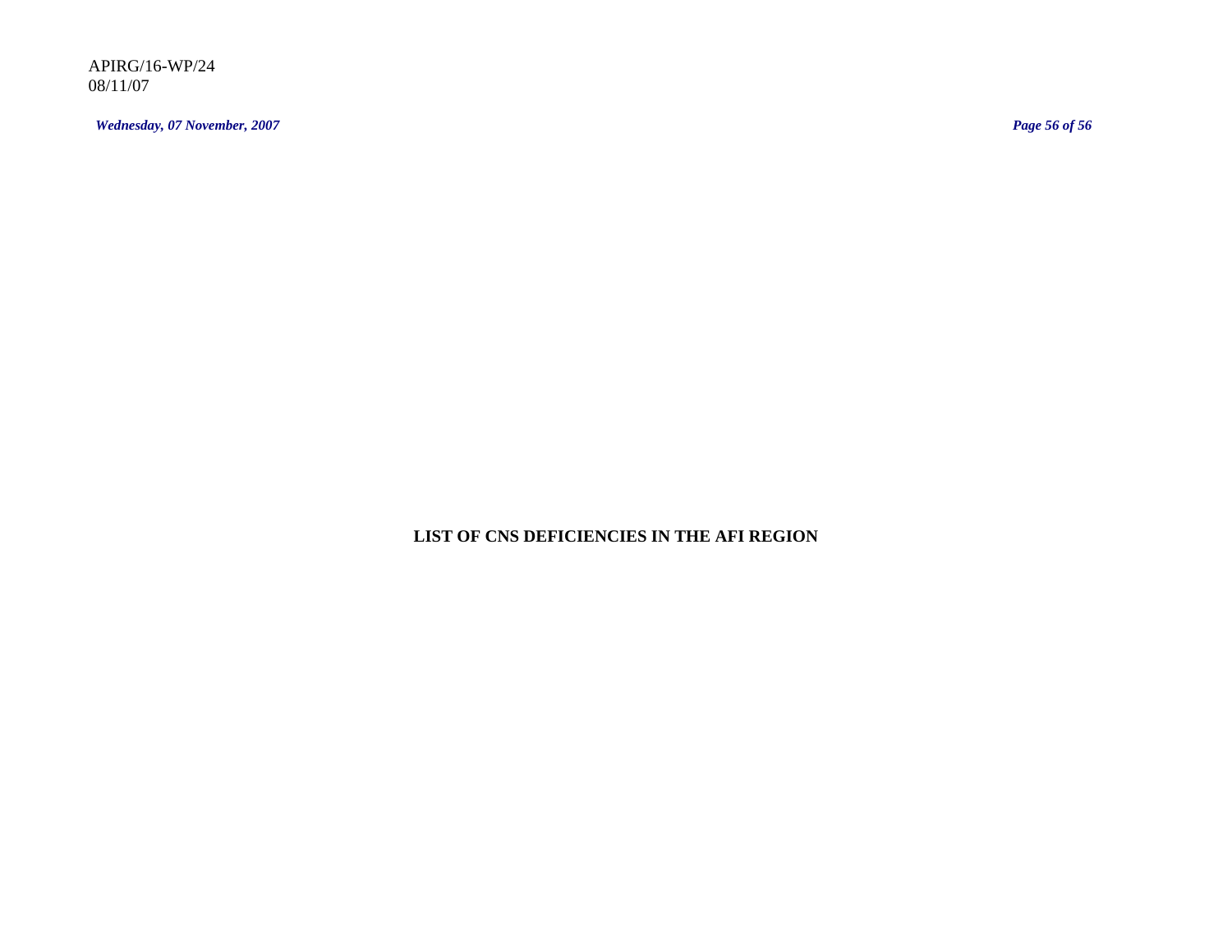**LIST OF CNS DEFICIENCIES IN THE AFI REGION**